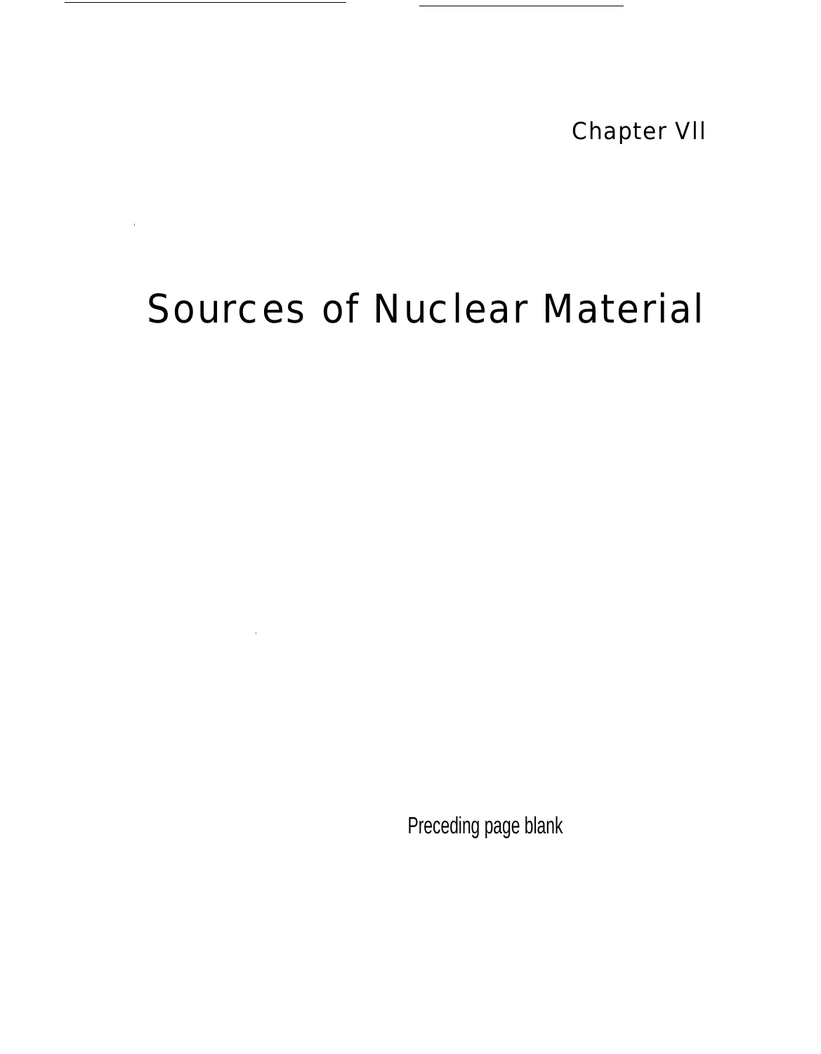Chapter VII

# Sources of Nuclear Material

Preceding page blank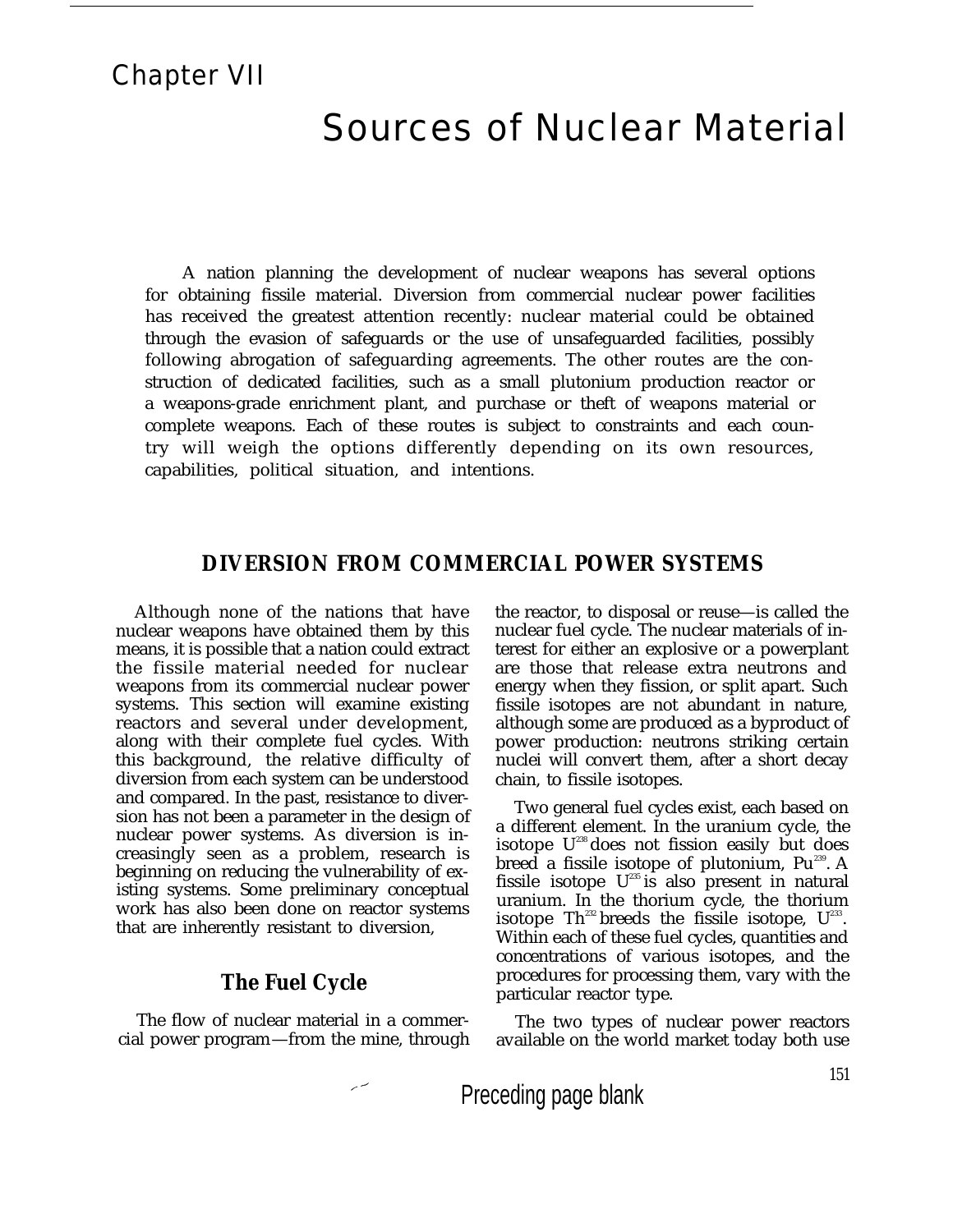# Chapter VII

# Sources of Nuclear Material

A nation planning the development of nuclear weapons has several options for obtaining fissile material. Diversion from commercial nuclear power facilities has received the greatest attention recently: nuclear material could be obtained through the evasion of safeguards or the use of unsafeguarded facilities, possibly following abrogation of safeguarding agreements. The other routes are the construction of dedicated facilities, such as a small plutonium production reactor or a weapons-grade enrichment plant, and purchase or theft of weapons material or complete weapons. Each of these routes is subject to constraints and each country will weigh the options differently depending on its own resources, capabilities, political situation, and intentions.

## DIVERSION FROM COMMERCIAL POWER SYSTEMS

Although none of the nations that have nuclear weapons have obtained them by this means, it is possible that a nation could extract the fissile material needed for nuclear weapons from its commercial nuclear power systems. This section will examine existing reactors and several under development, along with their complete fuel cycles. With this background, the relative difficulty of diversion from each system can be understood and compared. In the past, resistance to diversion has not been a parameter in the design of nuclear power systems. As diversion is increasingly seen as a problem, research is beginning on reducing the vulnerability of existing systems. Some preliminary conceptual work has also been done on reactor systems that are inherently resistant to diversion,

### The Fuel Cycle

The flow of nuclear material in a commercial power program—from the mine, through the reactor, to disposal or reuse—is called the nuclear fuel cycle. The nuclear materials of interest for either an explosive or a powerplant are those that release extra neutrons and energy when they fission, or split apart. Such fissile isotopes are not abundant in nature, although some are produced as a byproduct of power production: neutrons striking certain nuclei will convert them, after a short decay chain, to fissile isotopes.

Two general fuel cycles exist, each based on a different element. In the uranium cycle, the isotope $U^{238}$ does not fission easily but does breed a fissile isotope of plutonium, $Pu^{239}$. A fissile isotope $U^{235}$ is also present in natural uranium. In the thorium cycle, the thorium isotope $Th^{232}$ breeds the fissile isotope, $U^{233}$. Within each of these fuel cycles, quantities and concentrations of various isotopes, and the procedures for processing them, vary with the particular reactor type.

The two types of nuclear power reactors available on the world market today both use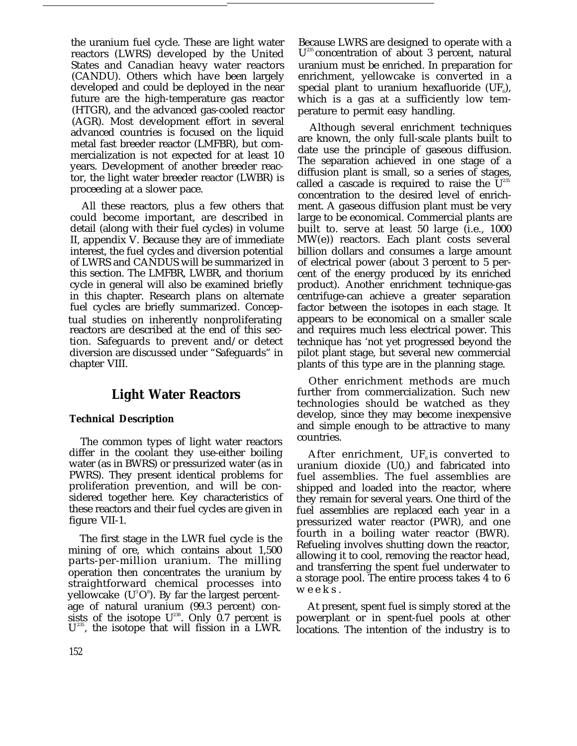the uranium fuel cycle. These are light water reactors (LWRS) developed by the United States and Canadian heavy water reactors (CANDU). Others which have been largely developed and could be deployed in the near future are the high-temperature gas reactor (HTGR), and the advanced gas-cooled reactor (AGR). Most development effort in several advanced countries is focused on the liquid metal fast breeder reactor (LMFBR), but commercialization is not expected for at least 10 years. Development of another breeder reactor, the light water breeder reactor (LWBR) is proceeding at a slower pace.

All these reactors, plus a few others that could become important, are described in detail (along with their fuel cycles) in volume II, appendix V. Because they are of immediate interest, the fuel cycles and diversion potential of LWRS and CANDUS will be summarized in this section. The LMFBR, LWBR, and thorium cycle in general will also be examined briefly in this chapter. Research plans on alternate fuel cycles are briefly summarized. Conceptual studies on inherently nonproliferating reactors are described at the end of this section. Safeguards to prevent and/or detect diversion are discussed under "Safeguards" in chapter VIII.

## Light Water Reactors

### Technical Description

The common types of light water reactors differ in the coolant they use-either boiling water (as in BWRS) or pressurized water (as in PWRS). They present identical problems for proliferation prevention, and will be considered together here. Key characteristics of these reactors and their fuel cycles are given in figure VII-1.

The first stage in the LWR fuel cycle is the mining of ore, which contains about 1,500 parts-per-million uranium. The milling operation then concentrates the uranium by straightforward chemical processes into yellowcake ($U^3O^8$). By far the largest percentage of natural uranium (99.3 percent) consists of the isotope $U^{238}$. Only 0.7 percent is $U^{235}$, the isotope that will fission in a LWR. Because LWRS are designed to operate with a $U^{235}$ concentration of about 3 percent, natural uranium must be enriched. In preparation for enrichment, yellowcake is converted in a special plant to uranium hexafluoride ($UF_6$), which is a gas at a sufficiently low temperature to permit easy handling.

Although several enrichment techniques are known, the only full-scale plants built to date use the principle of gaseous diffusion. The separation achieved in one stage of a diffusion plant is small, so a series of stages, called a cascade is required to raise the $U^{235}$ concentration to the desired level of enrichment. A gaseous diffusion plant must be very large to be economical. Commercial plants are built to. serve at least 50 large (i.e., 1000 MW(e)) reactors. Each plant costs several billion dollars and consumes a large amount of electrical power (about 3 percent to 5 percent of the energy produced by its enriched product). Another enrichment technique-gas centrifuge-can achieve a greater separation factor between the isotopes in each stage. It appears to be economical on a smaller scale and requires much less electrical power. This technique has 'not yet progressed beyond the pilot plant stage, but several new commercial plants of this type are in the planning stage.

Other enrichment methods are much further from commercialization. Such new technologies should be watched as they develop, since they may become inexpensive and simple enough to be attractive to many countries.

After enrichment, $UF_6$ is converted to uranium dioxide ($U0_2$) and fabricated into fuel assemblies. The fuel assemblies are shipped and loaded into the reactor, where they remain for several years. One third of the fuel assemblies are replaced each year in a pressurized water reactor (PWR), and one fourth in a boiling water reactor (BWR). Refueling involves shutting down the reactor, allowing it to cool, removing the reactor head, and transferring the spent fuel underwater to a storage pool. The entire process takes 4 to 6 weeks.

At present, spent fuel is simply stored at the powerplant or in spent-fuel pools at other locations. The intention of the industry is to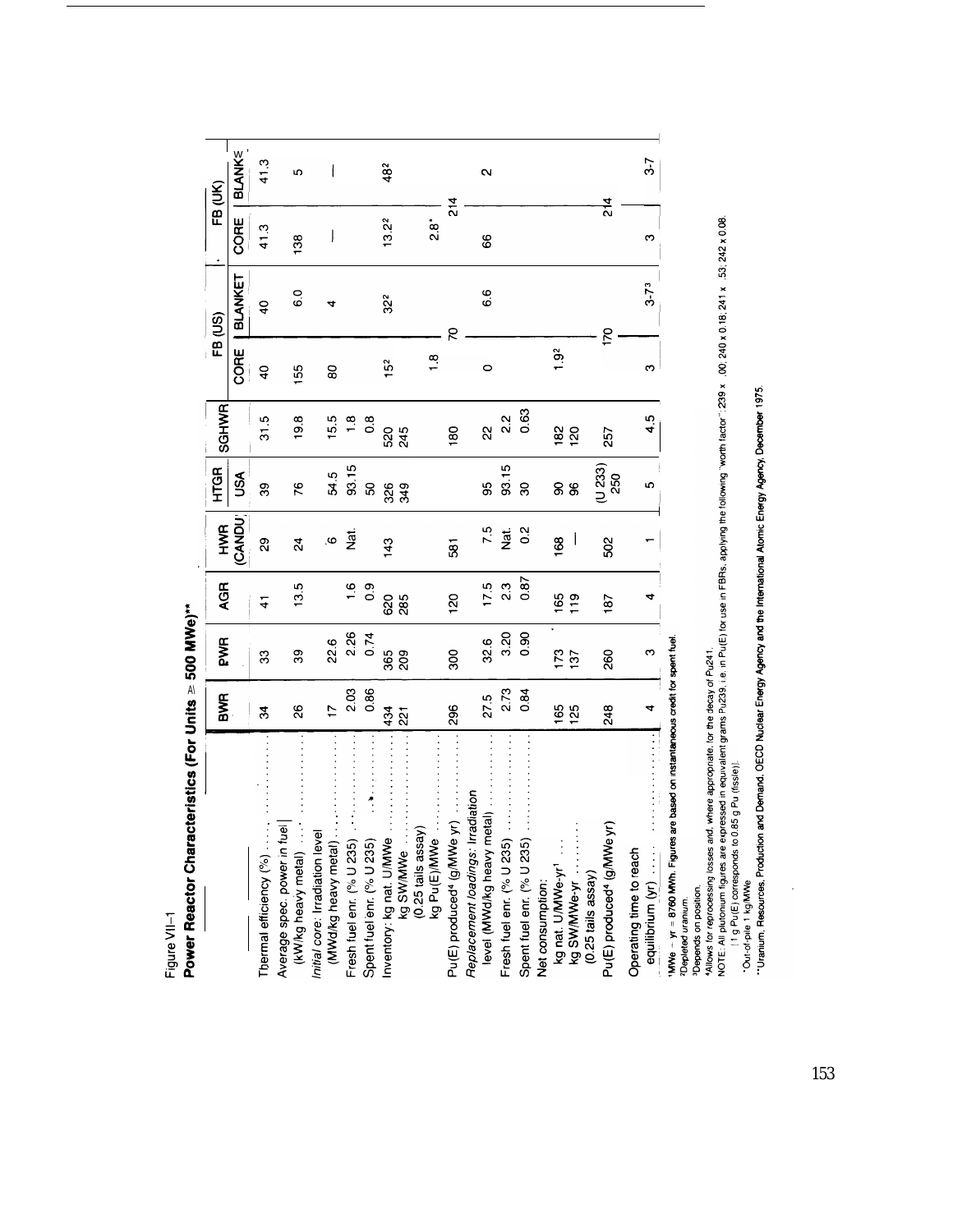Figure VII-1

**Power Reactor Characteristics (For Units ≥ 500 MWe)****

| | BWR | PWR | AGR | HWR (CANDU) | HTGR USA | SGHWR | FB (US) CORE | FB (US) BLANKET | FB (UK) CORE | FB (UK) BLANKET |
|---|---|---|---|---|---|---|---|---|---|---|
| Thermal efficiency (%) | 34 | 33 | 41 | 29 | 39 | 31.5 | 40 | 40 | 41.3 | 41.3 |
| Average spec. power in fuel (kW/kg heavy metal) | 26 | 39 | 13.5 | 24 | 76 | 19.8 | 155 | 6.0 | 138 | 5 |
| *Initial core*: Irradiation level (MWd/kg heavy metal) | 17 | 22.6 | | 6 | 54.5 | 15.5 | 80 | 4 | — | — |
| Fresh fuel enr. (% U 235) | 2.03 | 2.26 | 1.6 | Nat. | 93.15 | 1.8 | | | | |
| Spent fuel enr. (% U 235) | 0.86 | 0.74 | 0.9 | | 50 | 0.8 | | | | |
| Inventory: kg nat. U/MWe | 434 | 365 | 620 | 143 | 326 | 520 | 15[2] | 32[2] | 13.2[2] | 48[2] |
| kg SW/MWe (0.25 tails assay) | 221 | 209 | 285 | | 349 | 245 | | | | |
| kg Pu(E)/MWe | | | | | | | 1.8 | | 2.8* | |
| Pu(E) produced[4] (g/MWe yr) | 296 | 300 | 120 | 581 | | 180 | 70 | | 214 | |
| *Replacement loadings*: Irradiation level (MWd/kg heavy metal) | 27.5 | 32.6 | 17.5 | 7.5 | 95 | 22 | 0 | 6.6 | 66 | 2 |
| Fresh fuel enr. (% U 235) | 2.73 | 3.20 | 2.3 | Nat. | 93.15 | 2.2 | | | | |
| Spent fuel enr. (% U 235) | 0.84 | 0.90 | 0.87 | 0.2 | 30 | 0.63 | | | | |
| Net consumption: kg nat. U/MWe-yr[1] | 165 | 173 | 165 | 168 | 90 | 182 | 1.9[2] | | | |
| kg SW/MWe-yr (0.25 tails assay) | 125 | 137 | 119 | — | 96 | 120 | | | | |
| Pu(E) produced[4] (g/MWe yr) | 248 | 260 | 187 | 502 | (U 233) 250 | 257 | 170 | | 214 | |
| Operating time to reach equilibrium (yr) | 4 | 3 | 4 | 1 | 5 | 4.5 | 3 | 3-7[3] | 3 | 3-7 |

[1]MWe – yr = 8760 MWh. Figures are based on instantaneous credit for spent fuel.
[2]Depleted uranium.
[3]Depends on position.
[4]Allows for reprocessing losses and, where appropriate, for the decay of Pu241.
NOTE: All plutonium figures are expressed in equivalent grams Pu239, i.e. in Pu(E) for use in FBRs, applying the following "worth factor": 239 x 1.00; 240 x 0.18; 241 x 1.53; 242 x 0.08.
(1 g Pu(E) corresponds to 0.85 g Pu (fissile)).
*Out-of-pile 1 kg/MWe
**Uranium, Resources, Production and Demand, OECD Nuclear Energy Agency and the International Atomic Energy Agency, December 1975.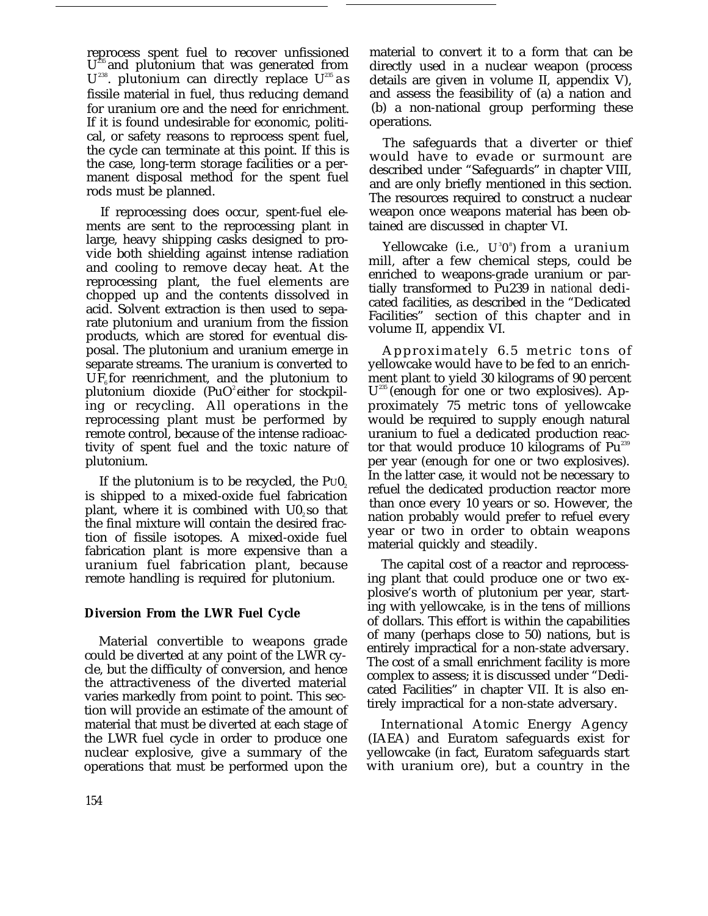reprocess spent fuel to recover unfissioned $U^{235}$ and plutonium that was generated from $U^{238}$. plutonium can directly replace $U^{235}$ as fissile material in fuel, thus reducing demand for uranium ore and the need for enrichment. If it is found undesirable for economic, political, or safety reasons to reprocess spent fuel, the cycle can terminate at this point. If this is the case, long-term storage facilities or a permanent disposal method for the spent fuel rods must be planned.

If reprocessing does occur, spent-fuel elements are sent to the reprocessing plant in large, heavy shipping casks designed to provide both shielding against intense radiation and cooling to remove decay heat. At the reprocessing plant, the fuel elements are chopped up and the contents dissolved in acid. Solvent extraction is then used to separate plutonium and uranium from the fission products, which are stored for eventual disposal. The plutonium and uranium emerge in separate streams. The uranium is converted to $UF_6$ for reenrichment, and the plutonium to plutonium dioxide ($PuO_2$ either for stockpiling or recycling. All operations in the reprocessing plant must be performed by remote control, because of the intense radioactivity of spent fuel and the toxic nature of plutonium.

If the plutonium is to be recycled, the $PuO_2$ is shipped to a mixed-oxide fuel fabrication plant, where it is combined with $UO_2$ so that the final mixture will contain the desired fraction of fissile isotopes. A mixed-oxide fuel fabrication plant is more expensive than a uranium fuel fabrication plant, because remote handling is required for plutonium.

### Diversion From the LWR Fuel Cycle

Material convertible to weapons grade could be diverted at any point of the LWR cycle, but the difficulty of conversion, and hence the attractiveness of the diverted material varies markedly from point to point. This section will provide an estimate of the amount of material that must be diverted at each stage of the LWR fuel cycle in order to produce one nuclear explosive, give a summary of the operations that must be performed upon the material to convert it to a form that can be directly used in a nuclear weapon (process details are given in volume II, appendix V), and assess the feasibility of (a) a nation and (b) a non-national group performing these operations.

The safeguards that a diverter or thief would have to evade or surmount are described under "Safeguards" in chapter VIII, and are only briefly mentioned in this section. The resources required to construct a nuclear weapon once weapons material has been obtained are discussed in chapter VI.

Yellowcake (i.e., $U_3O_8$) from a uranium mill, after a few chemical steps, could be enriched to weapons-grade uranium or partially transformed to Pu239 in *national* dedicated facilities, as described in the "Dedicated Facilities" section of this chapter and in volume II, appendix VI.

Approximately 6.5 metric tons of yellowcake would have to be fed to an enrichment plant to yield 30 kilograms of 90 percent $U^{235}$ (enough for one or two explosives). Approximately 75 metric tons of yellowcake would be required to supply enough natural uranium to fuel a dedicated production reactor that would produce 10 kilograms of $Pu^{239}$ per year (enough for one or two explosives). In the latter case, it would not be necessary to refuel the dedicated production reactor more than once every 10 years or so. However, the nation probably would prefer to refuel every year or two in order to obtain weapons material quickly and steadily.

The capital cost of a reactor and reprocessing plant that could produce one or two explosive's worth of plutonium per year, starting with yellowcake, is in the tens of millions of dollars. This effort is within the capabilities of many (perhaps close to 50) nations, but is entirely impractical for a non-state adversary. The cost of a small enrichment facility is more complex to assess; it is discussed under "Dedicated Facilities" in chapter VII. It is also entirely impractical for a non-state adversary.

International Atomic Energy Agency (IAEA) and Euratom safeguards exist for yellowcake (in fact, Euratom safeguards start with uranium ore), but a country in the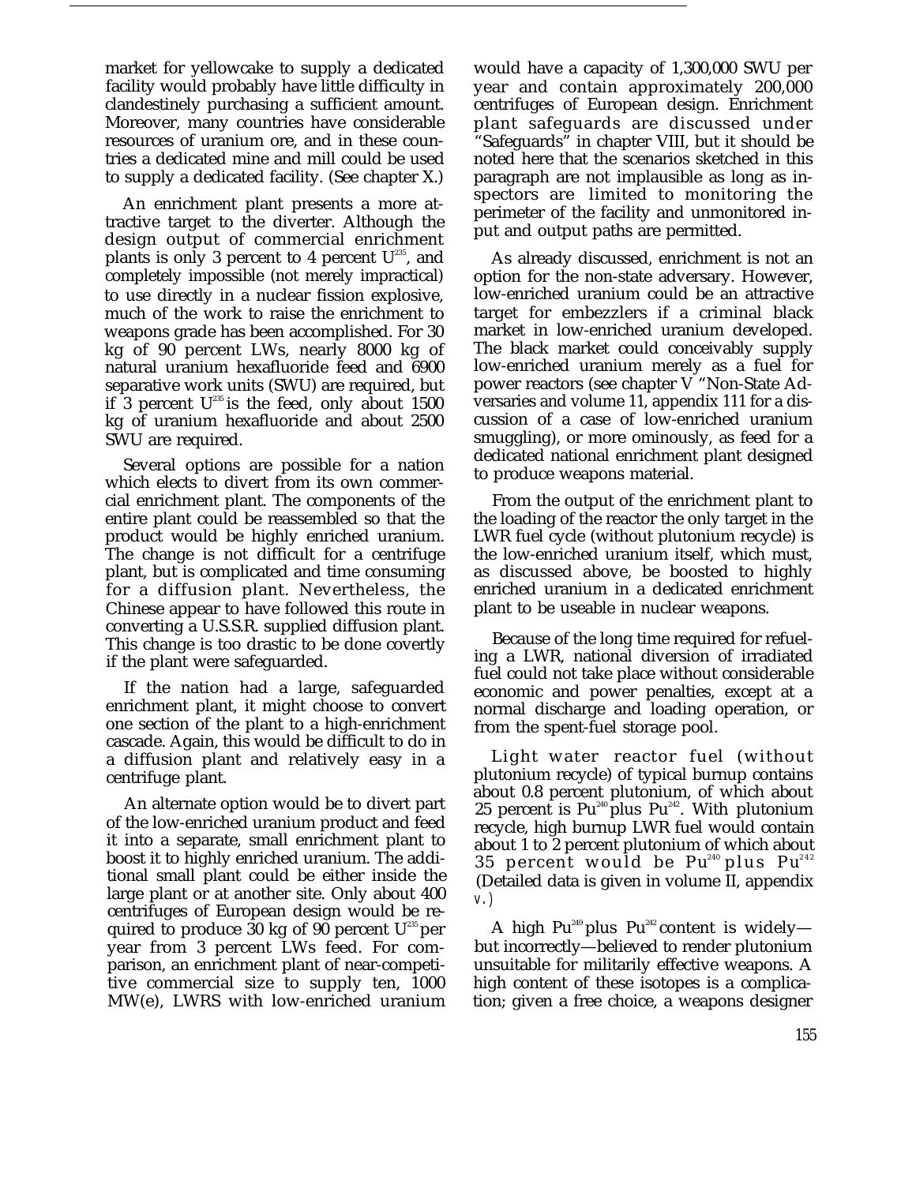market for yellowcake to supply a dedicated facility would probably have little difficulty in clandestinely purchasing a sufficient amount. Moreover, many countries have considerable resources of uranium ore, and in these countries a dedicated mine and mill could be used to supply a dedicated facility. (See chapter X.)

An enrichment plant presents a more attractive target to the diverter. Although the design output of commercial enrichment plants is only 3 percent to 4 percent $U^{235}$, and completely impossible (not merely impractical) to use directly in a nuclear fission explosive, much of the work to raise the enrichment to weapons grade has been accomplished. For 30 kg of 90 percent LWs, nearly 8000 kg of natural uranium hexafluoride feed and 6900 separative work units (SWU) are required, but if 3 percent $U^{235}$ is the feed, only about 1500 kg of uranium hexafluoride and about 2500 SWU are required.

Several options are possible for a nation which elects to divert from its own commercial enrichment plant. The components of the entire plant could be reassembled so that the product would be highly enriched uranium. The change is not difficult for a centrifuge plant, but is complicated and time consuming for a diffusion plant. Nevertheless, the Chinese appear to have followed this route in converting a U.S.S.R. supplied diffusion plant. This change is too drastic to be done covertly if the plant were safeguarded.

If the nation had a large, safeguarded enrichment plant, it might choose to convert one section of the plant to a high-enrichment cascade. Again, this would be difficult to do in a diffusion plant and relatively easy in a centrifuge plant.

An alternate option would be to divert part of the low-enriched uranium product and feed it into a separate, small enrichment plant to boost it to highly enriched uranium. The additional small plant could be either inside the large plant or at another site. Only about 400 centrifuges of European design would be required to produce 30 kg of 90 percent $U^{235}$ per year from 3 percent LWs feed. For comparison, an enrichment plant of near-competitive commercial size to supply ten, 1000 MW(e), LWRS with low-enriched uranium would have a capacity of 1,300,000 SWU per year and contain approximately 200,000 centrifuges of European design. Enrichment plant safeguards are discussed under "Safeguards" in chapter VIII, but it should be noted here that the scenarios sketched in this paragraph are not implausible as long as inspectors are limited to monitoring the perimeter of the facility and unmonitored input and output paths are permitted.

As already discussed, enrichment is not an option for the non-state adversary. However, low-enriched uranium could be an attractive target for embezzlers if a criminal black market in low-enriched uranium developed. The black market could conceivably supply low-enriched uranium merely as a fuel for power reactors (see chapter V "Non-State Adversaries and volume 11, appendix 111 for a discussion of a case of low-enriched uranium smuggling), or more ominously, as feed for a dedicated national enrichment plant designed to produce weapons material.

From the output of the enrichment plant to the loading of the reactor the only target in the LWR fuel cycle (without plutonium recycle) is the low-enriched uranium itself, which must, as discussed above, be boosted to highly enriched uranium in a dedicated enrichment plant to be useable in nuclear weapons.

Because of the long time required for refueling a LWR, national diversion of irradiated fuel could not take place without considerable economic and power penalties, except at a normal discharge and loading operation, or from the spent-fuel storage pool.

Light water reactor fuel (without plutonium recycle) of typical burnup contains about 0.8 percent plutonium, of which about 25 percent is $Pu^{240}$ plus $Pu^{242}$. With plutonium recycle, high burnup LWR fuel would contain about 1 to 2 percent plutonium of which about 35 percent would be $Pu^{240}$ plus $Pu^{242}$ (Detailed data is given in volume II, appendix V.)

A high $Pu^{249}$ plus $Pu^{242}$ content is widely—but incorrectly—believed to render plutonium unsuitable for militarily effective weapons. A high content of these isotopes is a complication; given a free choice, a weapons designer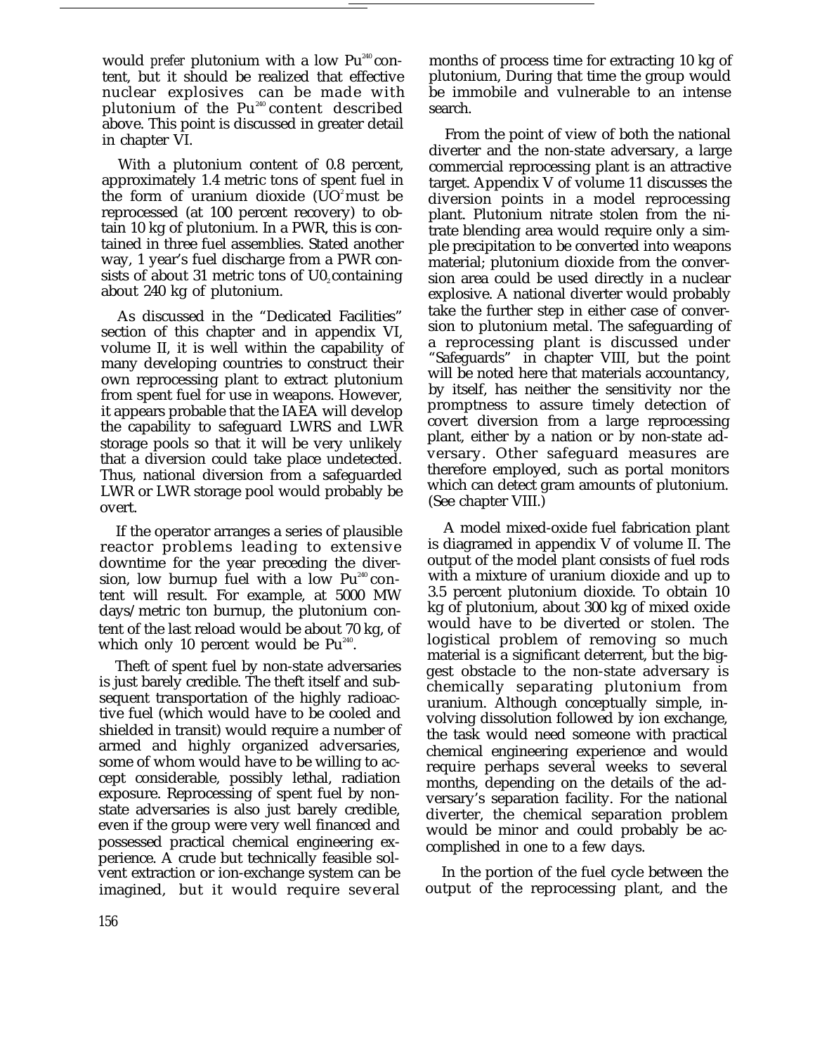would *prefer* plutonium with a low $Pu^{240}$ content, but it should be realized that effective nuclear explosives can be made with plutonium of the $Pu^{240}$ content described above. This point is discussed in greater detail in chapter VI.

With a plutonium content of 0.8 percent, approximately 1.4 metric tons of spent fuel in the form of uranium dioxide ($UO_2$ must be reprocessed (at 100 percent recovery) to obtain 10 kg of plutonium. In a PWR, this is contained in three fuel assemblies. Stated another way, 1 year's fuel discharge from a PWR consists of about 31 metric tons of $UO_2$ containing about 240 kg of plutonium.

As discussed in the "Dedicated Facilities" section of this chapter and in appendix VI, volume II, it is well within the capability of many developing countries to construct their own reprocessing plant to extract plutonium from spent fuel for use in weapons. However, it appears probable that the IAEA will develop the capability to safeguard LWRS and LWR storage pools so that it will be very unlikely that a diversion could take place undetected. Thus, national diversion from a safeguarded LWR or LWR storage pool would probably be overt.

If the operator arranges a series of plausible reactor problems leading to extensive downtime for the year preceding the diversion, low burnup fuel with a low $Pu^{240}$ content will result. For example, at 5000 MW days/metric ton burnup, the plutonium content of the last reload would be about 70 kg, of which only 10 percent would be $Pu^{240}$.

Theft of spent fuel by non-state adversaries is just barely credible. The theft itself and subsequent transportation of the highly radioactive fuel (which would have to be cooled and shielded in transit) would require a number of armed and highly organized adversaries, some of whom would have to be willing to accept considerable, possibly lethal, radiation exposure. Reprocessing of spent fuel by non-state adversaries is also just barely credible, even if the group were very well financed and possessed practical chemical engineering experience. A crude but technically feasible solvent extraction or ion-exchange system can be imagined, but it would require several months of process time for extracting 10 kg of plutonium, During that time the group would be immobile and vulnerable to an intense search.

From the point of view of both the national diverter and the non-state adversary, a large commercial reprocessing plant is an attractive target. Appendix V of volume 11 discusses the diversion points in a model reprocessing plant. Plutonium nitrate stolen from the nitrate blending area would require only a simple precipitation to be converted into weapons material; plutonium dioxide from the conversion area could be used directly in a nuclear explosive. A national diverter would probably take the further step in either case of conversion to plutonium metal. The safeguarding of a reprocessing plant is discussed under "Safeguards" in chapter VIII, but the point will be noted here that materials accountancy, by itself, has neither the sensitivity nor the promptness to assure timely detection of covert diversion from a large reprocessing plant, either by a nation or by non-state adversary. Other safeguard measures are therefore employed, such as portal monitors which can detect gram amounts of plutonium. (See chapter VIII.)

A model mixed-oxide fuel fabrication plant is diagramed in appendix V of volume II. The output of the model plant consists of fuel rods with a mixture of uranium dioxide and up to 3.5 percent plutonium dioxide. To obtain 10 kg of plutonium, about 300 kg of mixed oxide would have to be diverted or stolen. The logistical problem of removing so much material is a significant deterrent, but the biggest obstacle to the non-state adversary is chemically separating plutonium from uranium. Although conceptually simple, involving dissolution followed by ion exchange, the task would need someone with practical chemical engineering experience and would require perhaps several weeks to several months, depending on the details of the adversary's separation facility. For the national diverter, the chemical separation problem would be minor and could probably be accomplished in one to a few days.

In the portion of the fuel cycle between the output of the reprocessing plant, and the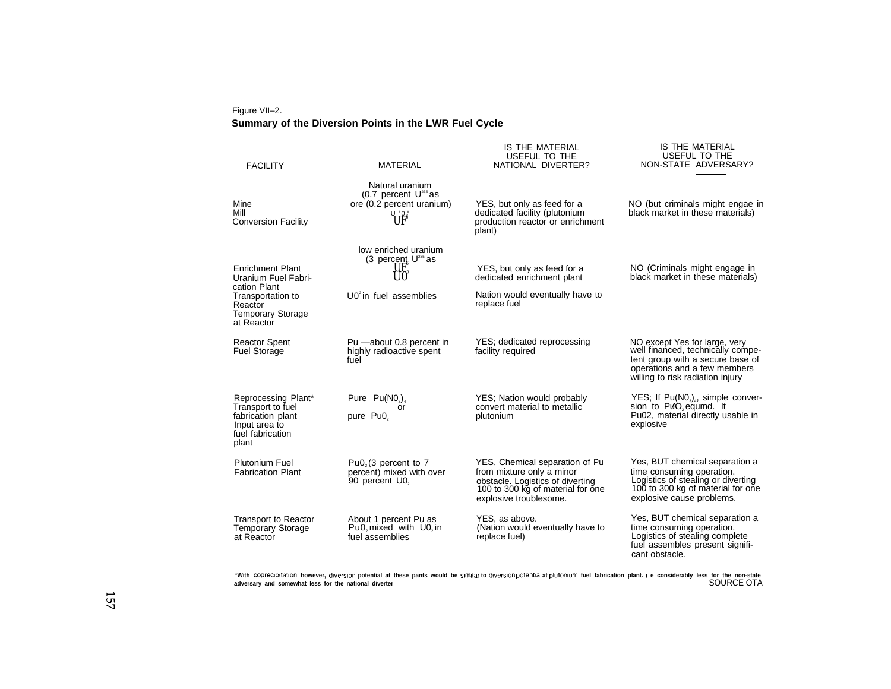Figure VII–2.

**Summary of the Diversion Points in the LWR Fuel Cycle**

| FACILITY | MATERIAL | IS THE MATERIAL USEFUL TO THE NATIONAL DIVERTER? | IS THE MATERIAL USEFUL TO THE NON-STATE ADVERSARY? |
|---|---|---|---|
| Mine<br>Mill<br>Conversion Facility | Natural uranium (0.7 percent $U^{235}$ as ore (0.2 percent uranium)<br>$U_3O_8$<br>$UF_6$ | YES, but only as feed for a dedicated facility (plutonium production reactor or enrichment plant) | NO (but criminals might engae in black market in these materials) |
| Enrichment Plant<br>Uranium Fuel Fabrication Plant<br>Transportation to Reactor<br>Temporary Storage at Reactor | low enriched uranium (3 percent $U^{235}$ as<br>$UF_6$<br>$UO_2$<br>$UO_2$ in fuel assemblies | YES, but only as feed for a dedicated enrichment plant<br>Nation would eventually have to replace fuel | NO (Criminals might engage in black market in these materials) |
| Reactor Spent Fuel Storage | Pu —about 0.8 percent in highly radioactive spent fuel | YES; dedicated reprocessing facility required | NO except Yes for large, very well financed, technically competent group with a secure base of operations and a few members willing to risk radiation injury |
| Reprocessing Plant*<br>Transport to fuel fabrication plant<br>Input area to fuel fabrication plant | Pure $Pu(NO_3)_4$<br>or<br>pure $PuO_2$ | YES; Nation would probably convert material to metallic plutonium | YES; If $Pu(NO_3)_4$, simple conversion to $PuO_2$ equmd. It $PuO_2$, material directly usable in explosive |
| Plutonium Fuel Fabrication Plant | $PuO_2$ (3 percent to 7 percent) mixed with over 90 percent $UO_2$ | YES, Chemical separation of Pu from mixture only a minor obstacle. Logistics of diverting 100 to 300 kg of material for one explosive troublesome. | Yes, BUT chemical separation a time consuming operation. Logistics of stealing or diverting 100 to 300 kg of material for one explosive cause problems. |
| Transport to Reactor<br>Temporary Storage at Reactor | About 1 percent Pu as $PuO_2$ mixed with $UO_2$ in fuel assemblies | YES, as above.<br>(Nation would eventually have to replace fuel) | Yes, BUT chemical separation a time consuming operation. Logistics of stealing complete fuel assembles present significant obstacle. |

**"With coprecipitation, however, diversion potential at these pants would be similar to diversion potential at plutonium fuel fabrication plant. I e considerably less for the non-state adversary and somewhat less for the national diverter**

SOURCE OTA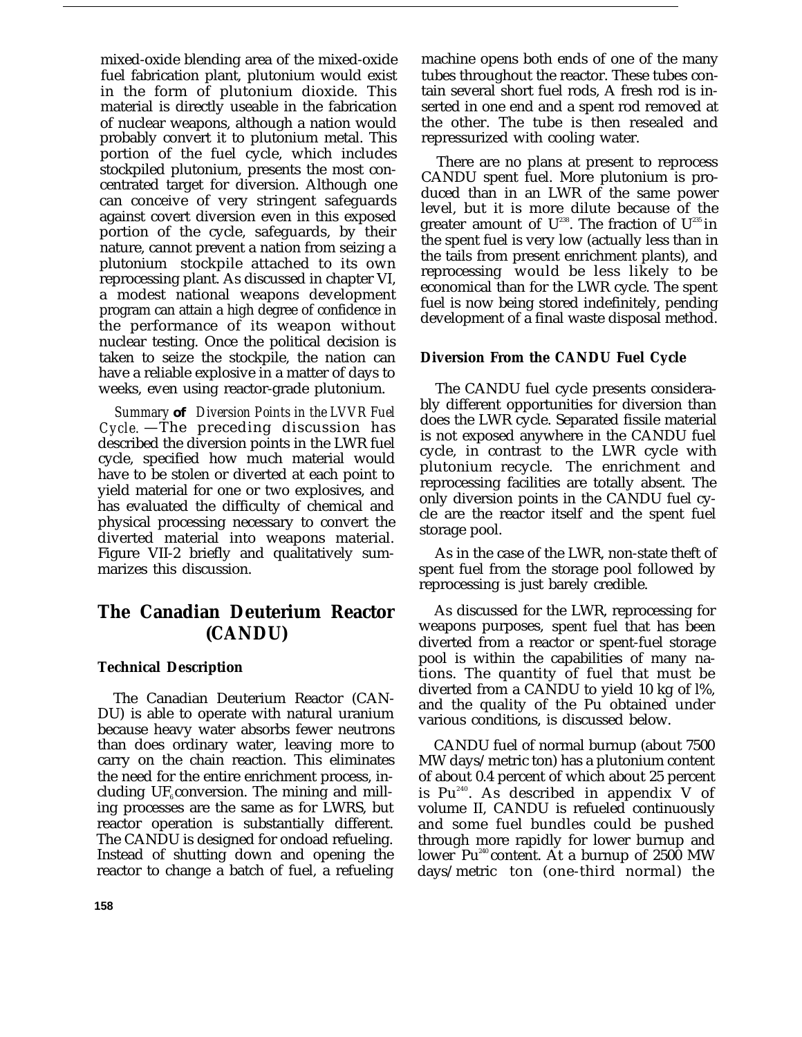mixed-oxide blending area of the mixed-oxide fuel fabrication plant, plutonium would exist in the form of plutonium dioxide. This material is directly useable in the fabrication of nuclear weapons, although a nation would probably convert it to plutonium metal. This portion of the fuel cycle, which includes stockpiled plutonium, presents the most concentrated target for diversion. Although one can conceive of very stringent safeguards against covert diversion even in this exposed portion of the cycle, safeguards, by their nature, cannot prevent a nation from seizing a plutonium stockpile attached to its own reprocessing plant. As discussed in chapter VI, a modest national weapons development program can attain a high degree of confidence in the performance of its weapon without nuclear testing. Once the political decision is taken to seize the stockpile, the nation can have a reliable explosive in a matter of days to weeks, even using reactor-grade plutonium.

*Summary* **of** *Diversion Points in the LVVR Fuel Cycle.* —The preceding discussion has described the diversion points in the LWR fuel cycle, specified how much material would have to be stolen or diverted at each point to yield material for one or two explosives, and has evaluated the difficulty of chemical and physical processing necessary to convert the diverted material into weapons material. Figure VII-2 briefly and qualitatively summarizes this discussion.

## The Canadian Deuterium Reactor (CANDU)

### Technical Description

The Canadian Deuterium Reactor (CANDU) is able to operate with natural uranium because heavy water absorbs fewer neutrons than does ordinary water, leaving more to carry on the chain reaction. This eliminates the need for the entire enrichment process, including $UF_6$ conversion. The mining and milling processes are the same as for LWRS, but reactor operation is substantially different. The CANDU is designed for ondoad refueling. Instead of shutting down and opening the reactor to change a batch of fuel, a refueling machine opens both ends of one of the many tubes throughout the reactor. These tubes contain several short fuel rods, A fresh rod is inserted in one end and a spent rod removed at the other. The tube is then resealed and repressurized with cooling water.

There are no plans at present to reprocess CANDU spent fuel. More plutonium is produced than in an LWR of the same power level, but it is more dilute because of the greater amount of $U^{238}$. The fraction of $U^{235}$ in the spent fuel is very low (actually less than in the tails from present enrichment plants), and reprocessing would be less likely to be economical than for the LWR cycle. The spent fuel is now being stored indefinitely, pending development of a final waste disposal method.

### Diversion From the CANDU Fuel Cycle

The CANDU fuel cycle presents considerably different opportunities for diversion than does the LWR cycle. Separated fissile material is not exposed anywhere in the CANDU fuel cycle, in contrast to the LWR cycle with plutonium recycle. The enrichment and reprocessing facilities are totally absent. The only diversion points in the CANDU fuel cycle are the reactor itself and the spent fuel storage pool.

As in the case of the LWR, non-state theft of spent fuel from the storage pool followed by reprocessing is just barely credible.

As discussed for the LWR, reprocessing for weapons purposes, spent fuel that has been diverted from a reactor or spent-fuel storage pool is within the capabilities of many nations. The quantity of fuel that must be diverted from a CANDU to yield 10 kg of l%, and the quality of the Pu obtained under various conditions, is discussed below.

CANDU fuel of normal burnup (about 7500 MW days/metric ton) has a plutonium content of about 0.4 percent of which about 25 percent is $Pu^{240}$. As described in appendix V of volume II, CANDU is refueled continuously and some fuel bundles could be pushed through more rapidly for lower burnup and lower $Pu^{240}$ content. At a burnup of 2500 MW days/metric ton (one-third normal) the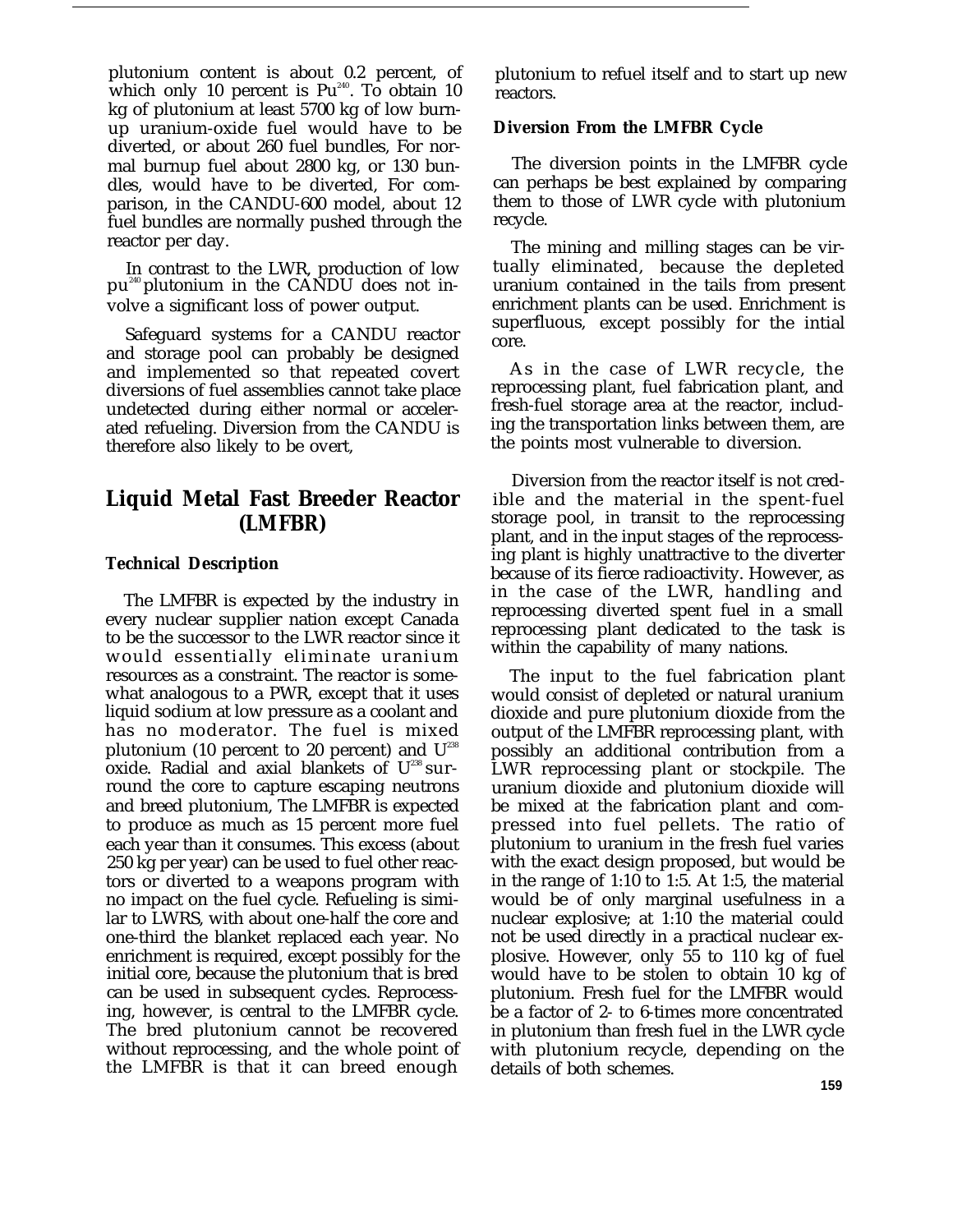plutonium content is about 0.2 percent, of which only 10 percent is $Pu^{240}$. To obtain 10 kg of plutonium at least 5700 kg of low burnup uranium-oxide fuel would have to be diverted, or about 260 fuel bundles, For normal burnup fuel about 2800 kg, or 130 bundles, would have to be diverted, For comparison, in the CANDU-600 model, about 12 fuel bundles are normally pushed through the reactor per day.

In contrast to the LWR, production of low $pu^{240}$ plutonium in the CANDU does not involve a significant loss of power output.

Safeguard systems for a CANDU reactor and storage pool can probably be designed and implemented so that repeated covert diversions of fuel assemblies cannot take place undetected during either normal or accelerated refueling. Diversion from the CANDU is therefore also likely to be overt,

## Liquid Metal Fast Breeder Reactor (LMFBR)

### Technical Description

The LMFBR is expected by the industry in every nuclear supplier nation except Canada to be the successor to the LWR reactor since it would essentially eliminate uranium resources as a constraint. The reactor is somewhat analogous to a PWR, except that it uses liquid sodium at low pressure as a coolant and has no moderator. The fuel is mixed plutonium (10 percent to 20 percent) and $U^{238}$ oxide. Radial and axial blankets of $U^{238}$ surround the core to capture escaping neutrons and breed plutonium, The LMFBR is expected to produce as much as 15 percent more fuel each year than it consumes. This excess (about 250 kg per year) can be used to fuel other reactors or diverted to a weapons program with no impact on the fuel cycle. Refueling is similar to LWRS, with about one-half the core and one-third the blanket replaced each year. No enrichment is required, except possibly for the initial core, because the plutonium that is bred can be used in subsequent cycles. Reprocessing, however, is central to the LMFBR cycle. The bred plutonium cannot be recovered without reprocessing, and the whole point of the LMFBR is that it can breed enough plutonium to refuel itself and to start up new reactors.

### Diversion From the LMFBR Cycle

The diversion points in the LMFBR cycle can perhaps be best explained by comparing them to those of LWR cycle with plutonium recycle.

The mining and milling stages can be virtually eliminated, because the depleted uranium contained in the tails from present enrichment plants can be used. Enrichment is superfluous, except possibly for the intial core.

As in the case of LWR recycle, the reprocessing plant, fuel fabrication plant, and fresh-fuel storage area at the reactor, including the transportation links between them, are the points most vulnerable to diversion.

Diversion from the reactor itself is not credible and the material in the spent-fuel storage pool, in transit to the reprocessing plant, and in the input stages of the reprocessing plant is highly unattractive to the diverter because of its fierce radioactivity. However, as in the case of the LWR, handling and reprocessing diverted spent fuel in a small reprocessing plant dedicated to the task is within the capability of many nations.

The input to the fuel fabrication plant would consist of depleted or natural uranium dioxide and pure plutonium dioxide from the output of the LMFBR reprocessing plant, with possibly an additional contribution from a LWR reprocessing plant or stockpile. The uranium dioxide and plutonium dioxide will be mixed at the fabrication plant and compressed into fuel pellets. The ratio of plutonium to uranium in the fresh fuel varies with the exact design proposed, but would be in the range of 1:10 to 1:5. At 1:5, the material would be of only marginal usefulness in a nuclear explosive; at 1:10 the material could not be used directly in a practical nuclear explosive. However, only 55 to 110 kg of fuel would have to be stolen to obtain 10 kg of plutonium. Fresh fuel for the LMFBR would be a factor of 2- to 6-times more concentrated in plutonium than fresh fuel in the LWR cycle with plutonium recycle, depending on the details of both schemes.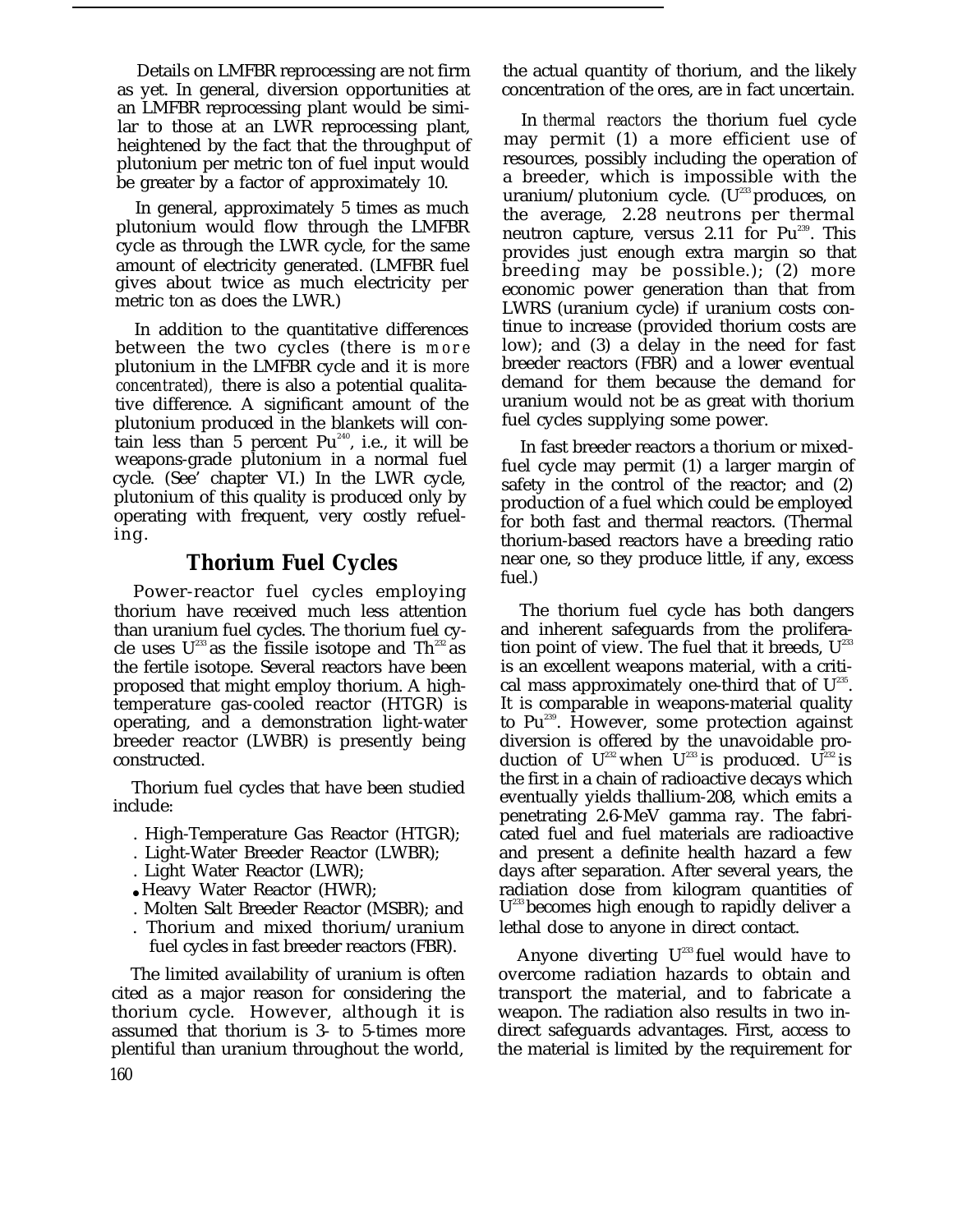Details on LMFBR reprocessing are not firm as yet. In general, diversion opportunities at an LMFBR reprocessing plant would be similar to those at an LWR reprocessing plant, heightened by the fact that the throughput of plutonium per metric ton of fuel input would be greater by a factor of approximately 10.

In general, approximately 5 times as much plutonium would flow through the LMFBR cycle as through the LWR cycle, for the same amount of electricity generated. (LMFBR fuel gives about twice as much electricity per metric ton as does the LWR.)

In addition to the quantitative differences between the two cycles (there is *more* plutonium in the LMFBR cycle and it is *more concentrated),* there is also a potential qualitative difference. A significant amount of the plutonium produced in the blankets will contain less than 5 percent $Pu^{240}$, i.e., it will be weapons-grade plutonium in a normal fuel cycle. (See' chapter VI.) In the LWR cycle, plutonium of this quality is produced only by operating with frequent, very costly refueling.

## Thorium Fuel Cycles

Power-reactor fuel cycles employing thorium have received much less attention than uranium fuel cycles. The thorium fuel cycle uses $U^{233}$ as the fissile isotope and $Th^{232}$ as the fertile isotope. Several reactors have been proposed that might employ thorium. A high-temperature gas-cooled reactor (HTGR) is operating, and a demonstration light-water breeder reactor (LWBR) is presently being constructed.

Thorium fuel cycles that have been studied include:

- High-Temperature Gas Reactor (HTGR);
- Light-Water Breeder Reactor (LWBR);
- Light Water Reactor (LWR);
- Heavy Water Reactor (HWR);
- Molten Salt Breeder Reactor (MSBR); and
- Thorium and mixed thorium/uranium fuel cycles in fast breeder reactors (FBR).

The limited availability of uranium is often cited as a major reason for considering the thorium cycle. However, although it is assumed that thorium is 3- to 5-times more plentiful than uranium throughout the world, the actual quantity of thorium, and the likely concentration of the ores, are in fact uncertain.

In *thermal reactors* the thorium fuel cycle may permit (1) a more efficient use of resources, possibly including the operation of a breeder, which is impossible with the uranium/plutonium cycle. ($U^{233}$ produces, on the average, 2.28 neutrons per thermal neutron capture, versus 2.11 for $Pu^{239}$. This provides just enough extra margin so that breeding may be possible.); (2) more economic power generation than that from LWRS (uranium cycle) if uranium costs continue to increase (provided thorium costs are low); and (3) a delay in the need for fast breeder reactors (FBR) and a lower eventual demand for them because the demand for uranium would not be as great with thorium fuel cycles supplying some power.

In fast breeder reactors a thorium or mixed-fuel cycle may permit (1) a larger margin of safety in the control of the reactor; and (2) production of a fuel which could be employed for both fast and thermal reactors. (Thermal thorium-based reactors have a breeding ratio near one, so they produce little, if any, excess fuel.)

The thorium fuel cycle has both dangers and inherent safeguards from the proliferation point of view. The fuel that it breeds, $U^{233}$ is an excellent weapons material, with a critical mass approximately one-third that of $U^{235}$. It is comparable in weapons-material quality to $Pu^{239}$. However, some protection against diversion is offered by the unavoidable production of $U^{232}$ when $U^{233}$ is produced. $U^{232}$ is the first in a chain of radioactive decays which eventually yields thallium-208, which emits a penetrating 2.6-MeV gamma ray. The fabricated fuel and fuel materials are radioactive and present a definite health hazard a few days after separation. After several years, the radiation dose from kilogram quantities of $U^{233}$ becomes high enough to rapidly deliver a lethal dose to anyone in direct contact.

Anyone diverting $U^{233}$ fuel would have to overcome radiation hazards to obtain and transport the material, and to fabricate a weapon. The radiation also results in two indirect safeguards advantages. First, access to the material is limited by the requirement for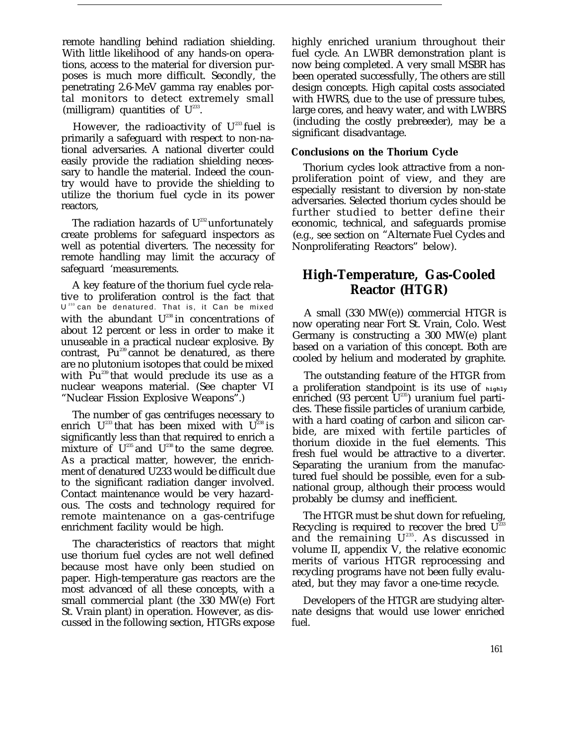remote handling behind radiation shielding. With little likelihood of any hands-on operations, access to the material for diversion purposes is much more difficult. Secondly, the penetrating 2.6-MeV gamma ray enables portal monitors to detect extremely small (milligram) quantities of $U^{233}$.

However, the radioactivity of $U^{233}$ fuel is primarily a safeguard with respect to non-national adversaries. A national diverter could easily provide the radiation shielding necessary to handle the material. Indeed the country would have to provide the shielding to utilize the thorium fuel cycle in its power reactors,

The radiation hazards of $U^{232}$ unfortunately create problems for safeguard inspectors as well as potential diverters. The necessity for remote handling may limit the accuracy of safeguard 'measurements.

A key feature of the thorium fuel cycle relative to proliferation control is the fact that $U^{233}$ can be denatured. That is, it Can be mixed with the abundant $U^{238}$ in concentrations of about 12 percent or less in order to make it unuseable in a practical nuclear explosive. By contrast, $Pu^{239}$ cannot be denatured, as there are no plutonium isotopes that could be mixed with $Pu^{239}$ that would preclude its use as a nuclear weapons material. (See chapter VI "Nuclear Fission Explosive Weapons".)

The number of gas centrifuges necessary to enrich $U^{233}$ that has been mixed with $U^{238}$ is significantly less than that required to enrich a mixture of $U^{235}$ and $U^{238}$ to the same degree. As a practical matter, however, the enrichment of denatured U233 would be difficult due to the significant radiation danger involved. Contact maintenance would be very hazardous. The costs and technology required for remote maintenance on a gas-centrifuge enrichment facility would be high.

The characteristics of reactors that might use thorium fuel cycles are not well defined because most have only been studied on paper. High-temperature gas reactors are the most advanced of all these concepts, with a small commercial plant (the 330 MW(e) Fort St. Vrain plant) in operation. However, as discussed in the following section, HTGRs expose highly enriched uranium throughout their fuel cycle. An LWBR demonstration plant is now being completed. A very small MSBR has been operated successfully, The others are still design concepts. High capital costs associated with HWRS, due to the use of pressure tubes, large cores, and heavy water, and with LWBRS (including the costly prebreeder), may be a significant disadvantage.

### Conclusions on the Thorium Cycle

Thorium cycles look attractive from a nonproliferation point of view, and they are especially resistant to diversion by non-state adversaries. Selected thorium cycles should be further studied to better define their economic, technical, and safeguards promise (e.g., see section on "Alternate Fuel Cycles and Nonproliferating Reactors" below).

## High-Temperature, Gas-Cooled Reactor (HTGR)

A small (330 MW(e)) commercial HTGR is now operating near Fort St. Vrain, Colo. West Germany is constructing a 300 MW(e) plant based on a variation of this concept. Both are cooled by helium and moderated by graphite.

The outstanding feature of the HTGR from a proliferation standpoint is its use of highly enriched (93 percent $U^{235}$) uranium fuel particles. These fissile particles of uranium carbide, with a hard coating of carbon and silicon carbide, are mixed with fertile particles of thorium dioxide in the fuel elements. This fresh fuel would be attractive to a diverter. Separating the uranium from the manufactured fuel should be possible, even for a subnational group, although their process would probably be clumsy and inefficient.

The HTGR must be shut down for refueling, Recycling is required to recover the bred $U^{233}$ and the remaining $U^{235}$. As discussed in volume II, appendix V, the relative economic merits of various HTGR reprocessing and recycling programs have not been fully evaluated, but they may favor a one-time recycle.

Developers of the HTGR are studying alternate designs that would use lower enriched fuel.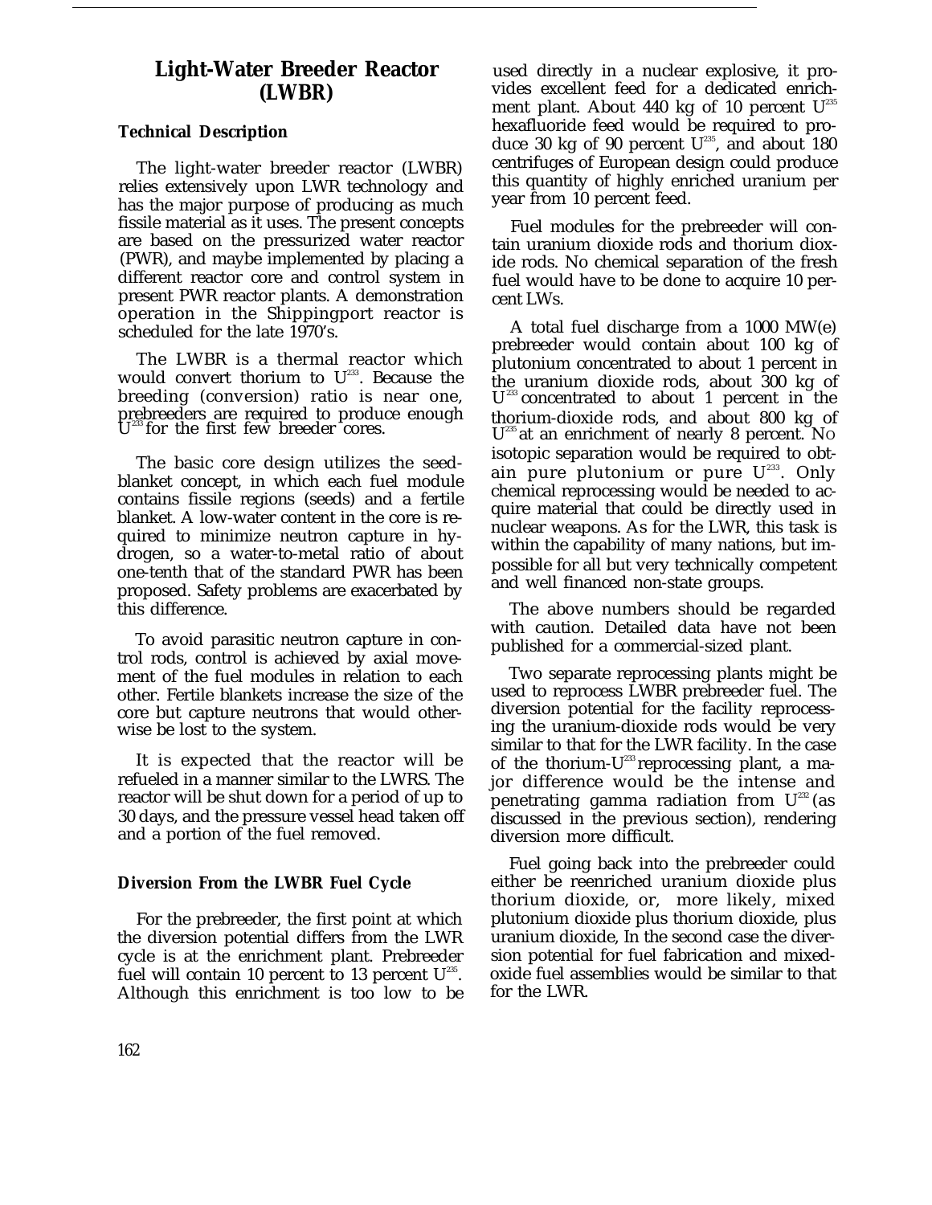# Light-Water Breeder Reactor (LWBR)

### Technical Description

The light-water breeder reactor (LWBR) relies extensively upon LWR technology and has the major purpose of producing as much fissile material as it uses. The present concepts are based on the pressurized water reactor (PWR), and maybe implemented by placing a different reactor core and control system in present PWR reactor plants. A demonstration operation in the Shippingport reactor is scheduled for the late 1970's.

The LWBR is a thermal reactor which would convert thorium to $U^{233}$. Because the breeding (conversion) ratio is near one, prebreeders are required to produce enough $U^{233}$ for the first few breeder cores.

The basic core design utilizes the seed-blanket concept, in which each fuel module contains fissile regions (seeds) and a fertile blanket. A low-water content in the core is required to minimize neutron capture in hydrogen, so a water-to-metal ratio of about one-tenth that of the standard PWR has been proposed. Safety problems are exacerbated by this difference.

To avoid parasitic neutron capture in control rods, control is achieved by axial movement of the fuel modules in relation to each other. Fertile blankets increase the size of the core but capture neutrons that would otherwise be lost to the system.

It is expected that the reactor will be refueled in a manner similar to the LWRS. The reactor will be shut down for a period of up to 30 days, and the pressure vessel head taken off and a portion of the fuel removed.

### Diversion From the LWBR Fuel Cycle

For the prebreeder, the first point at which the diversion potential differs from the LWR cycle is at the enrichment plant. Prebreeder fuel will contain 10 percent to 13 percent $U^{235}$. Although this enrichment is too low to be used directly in a nuclear explosive, it provides excellent feed for a dedicated enrichment plant. About 440 kg of 10 percent $U^{235}$ hexafluoride feed would be required to produce 30 kg of 90 percent $U^{235}$, and about 180 centrifuges of European design could produce this quantity of highly enriched uranium per year from 10 percent feed.

Fuel modules for the prebreeder will contain uranium dioxide rods and thorium dioxide rods. No chemical separation of the fresh fuel would have to be done to acquire 10 percent LWs.

A total fuel discharge from a 1000 MW(e) prebreeder would contain about 100 kg of plutonium concentrated to about 1 percent in the uranium dioxide rods, about 300 kg of $U^{233}$ concentrated to about 1 percent in the thorium-dioxide rods, and about 800 kg of $U^{235}$ at an enrichment of nearly 8 percent. NO isotopic separation would be required to obtain pure plutonium or pure $U^{233}$. Only chemical reprocessing would be needed to acquire material that could be directly used in nuclear weapons. As for the LWR, this task is within the capability of many nations, but impossible for all but very technically competent and well financed non-state groups.

The above numbers should be regarded with caution. Detailed data have not been published for a commercial-sized plant.

Two separate reprocessing plants might be used to reprocess LWBR prebreeder fuel. The diversion potential for the facility reprocessing the uranium-dioxide rods would be very similar to that for the LWR facility. In the case of the thorium-$U^{233}$ reprocessing plant, a major difference would be the intense and penetrating gamma radiation from $U^{232}$ (as discussed in the previous section), rendering diversion more difficult.

Fuel going back into the prebreeder could either be reenriched uranium dioxide plus thorium dioxide, or, more likely, mixed plutonium dioxide plus thorium dioxide, plus uranium dioxide, In the second case the diversion potential for fuel fabrication and mixed-oxide fuel assemblies would be similar to that for the LWR.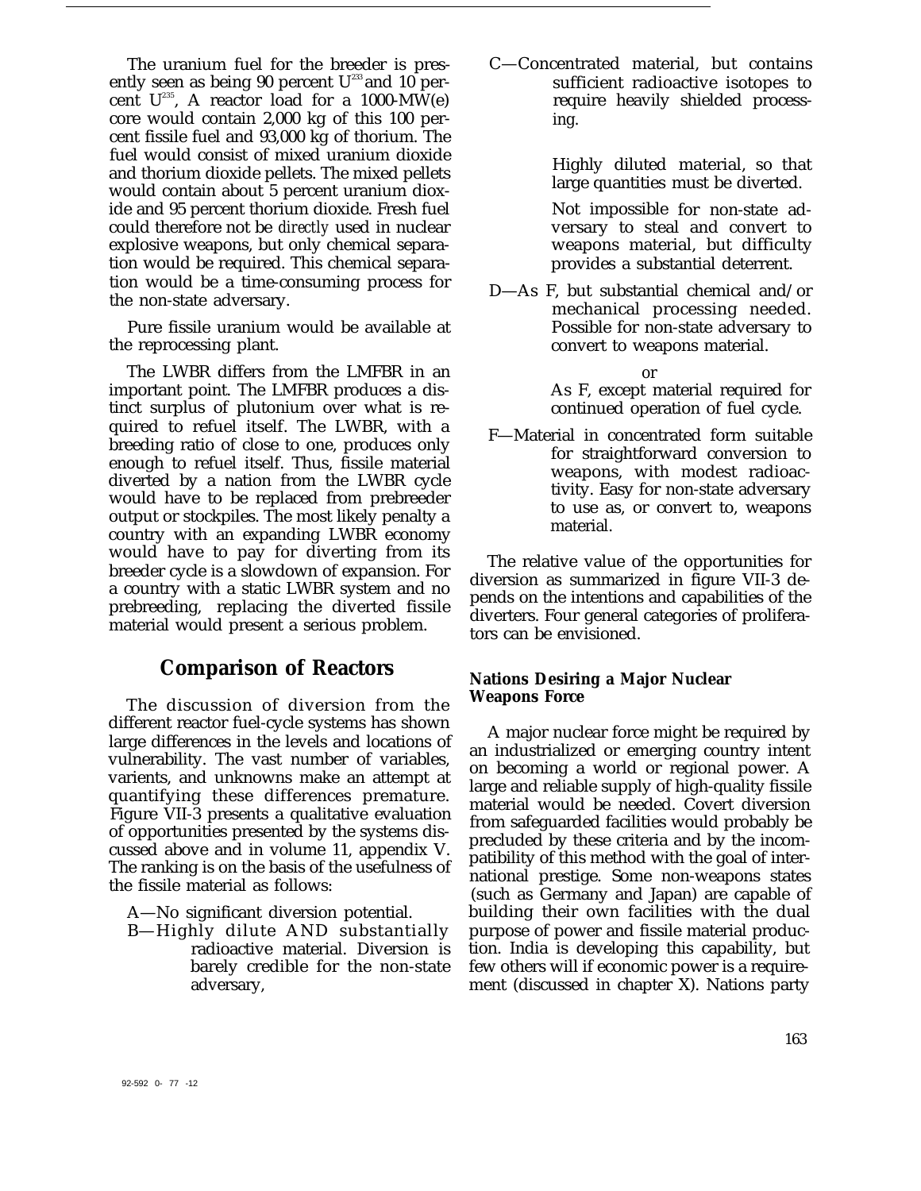The uranium fuel for the breeder is presently seen as being 90 percent $U^{233}$ and 10 percent $U^{235}$, A reactor load for a 1000-MW(e) core would contain 2,000 kg of this 100 percent fissile fuel and 93,000 kg of thorium. The fuel would consist of mixed uranium dioxide and thorium dioxide pellets. The mixed pellets would contain about 5 percent uranium dioxide and 95 percent thorium dioxide. Fresh fuel could therefore not be *directly* used in nuclear explosive weapons, but only chemical separation would be required. This chemical separation would be a time-consuming process for the non-state adversary.

Pure fissile uranium would be available at the reprocessing plant.

The LWBR differs from the LMFBR in an important point. The LMFBR produces a distinct surplus of plutonium over what is required to refuel itself. The LWBR, with a breeding ratio of close to one, produces only enough to refuel itself. Thus, fissile material diverted by a nation from the LWBR cycle would have to be replaced from prebreeder output or stockpiles. The most likely penalty a country with an expanding LWBR economy would have to pay for diverting from its breeder cycle is a slowdown of expansion. For a country with a static LWBR system and no prebreeding, replacing the diverted fissile material would present a serious problem.

## Comparison of Reactors

The discussion of diversion from the different reactor fuel-cycle systems has shown large differences in the levels and locations of vulnerability. The vast number of variables, varients, and unknowns make an attempt at quantifying these differences premature. Figure VII-3 presents a qualitative evaluation of opportunities presented by the systems discussed above and in volume 11, appendix V. The ranking is on the basis of the usefulness of the fissile material as follows:

A—No significant diversion potential.

B—Highly dilute AND substantially radioactive material. Diversion is barely credible for the non-state adversary,

C—Concentrated material, but contains sufficient radioactive isotopes to require heavily shielded processing.

Highly diluted material, so that large quantities must be diverted.

Not impossible for non-state adversary to steal and convert to weapons material, but difficulty provides a substantial deterrent.

D—As F, but substantial chemical and/or mechanical processing needed. Possible for non-state adversary to convert to weapons material.

or

As F, except material required for continued operation of fuel cycle.

F—Material in concentrated form suitable for straightforward conversion to weapons, with modest radioactivity. Easy for non-state adversary to use as, or convert to, weapons material.

The relative value of the opportunities for diversion as summarized in figure VII-3 depends on the intentions and capabilities of the diverters. Four general categories of proliferators can be envisioned.

### Nations Desiring a Major Nuclear Weapons Force

A major nuclear force might be required by an industrialized or emerging country intent on becoming a world or regional power. A large and reliable supply of high-quality fissile material would be needed. Covert diversion from safeguarded facilities would probably be precluded by these criteria and by the incompatibility of this method with the goal of international prestige. Some non-weapons states (such as Germany and Japan) are capable of building their own facilities with the dual purpose of power and fissile material production. India is developing this capability, but few others will if economic power is a requirement (discussed in chapter X). Nations party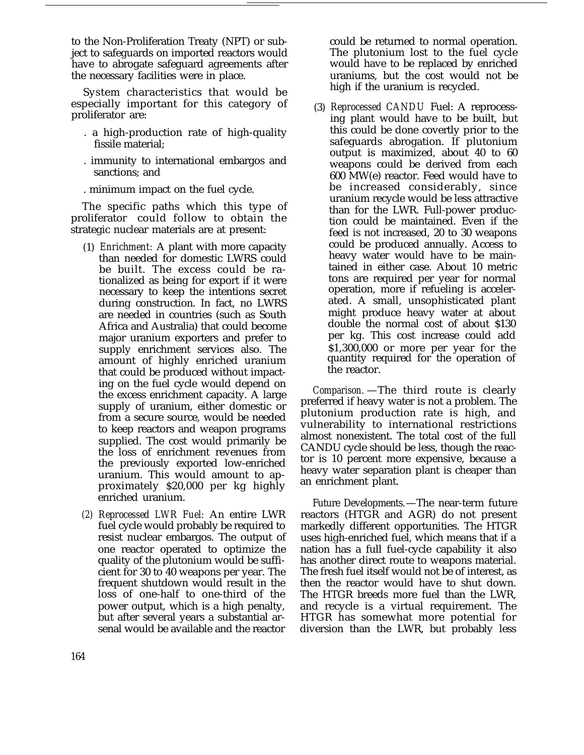to the Non-Proliferation Treaty (NPT) or subject to safeguards on imported reactors would have to abrogate safeguard agreements after the necessary facilities were in place.

System characteristics that would be especially important for this category of proliferator are:

- a high-production rate of high-quality fissile material;
- immunity to international embargos and sanctions; and
- minimum impact on the fuel cycle.

The specific paths which this type of proliferator could follow to obtain the strategic nuclear materials are at present:

(1) *Enrichment:* A plant with more capacity than needed for domestic LWRS could be built. The excess could be rationalized as being for export if it were necessary to keep the intentions secret during construction. In fact, no LWRS are needed in countries (such as South Africa and Australia) that could become major uranium exporters and prefer to supply enrichment services also. The amount of highly enriched uranium that could be produced without impacting on the fuel cycle would depend on the excess enrichment capacity. A large supply of uranium, either domestic or from a secure source, would be needed to keep reactors and weapon programs supplied. The cost would primarily be the loss of enrichment revenues from the previously exported low-enriched uranium. This would amount to approximately $20,000 per kg highly enriched uranium.

(2) *Reprocessed LWR Fuel:* An entire LWR fuel cycle would probably be required to resist nuclear embargos. The output of one reactor operated to optimize the quality of the plutonium would be sufficient for 30 to 40 weapons per year. The frequent shutdown would result in the loss of one-half to one-third of the power output, which is a high penalty, but after several years a substantial arsenal would be available and the reactor could be returned to normal operation. The plutonium lost to the fuel cycle would have to be replaced by enriched uraniums, but the cost would not be high if the uranium is recycled.

(3) *Reprocessed CANDU* Fuel: A reprocessing plant would have to be built, but this could be done covertly prior to the safeguards abrogation. If plutonium output is maximized, about 40 to 60 weapons could be derived from each 600 MW(e) reactor. Feed would have to be increased considerably, since uranium recycle would be less attractive than for the LWR. Full-power production could be maintained. Even if the feed is not increased, 20 to 30 weapons could be produced annually. Access to heavy water would have to be maintained in either case. About 10 metric tons are required per year for normal operation, more if refueling is accelerated. A small, unsophisticated plant might produce heavy water at about double the normal cost of about $130 per kg. This cost increase could add $1,300,000 or more per year for the quantity required for the operation of the reactor.

*Comparison.* —The third route is clearly preferred if heavy water is not a problem. The plutonium production rate is high, and vulnerability to international restrictions almost nonexistent. The total cost of the full CANDU cycle should be less, though the reactor is 10 percent more expensive, because a heavy water separation plant is cheaper than an enrichment plant.

*Future Developments.* —The near-term future reactors (HTGR and AGR) do not present markedly different opportunities. The HTGR uses high-enriched fuel, which means that if a nation has a full fuel-cycle capability it also has another direct route to weapons material. The fresh fuel itself would not be of interest, as then the reactor would have to shut down. The HTGR breeds more fuel than the LWR, and recycle is a virtual requirement. The HTGR has somewhat more potential for diversion than the LWR, but probably less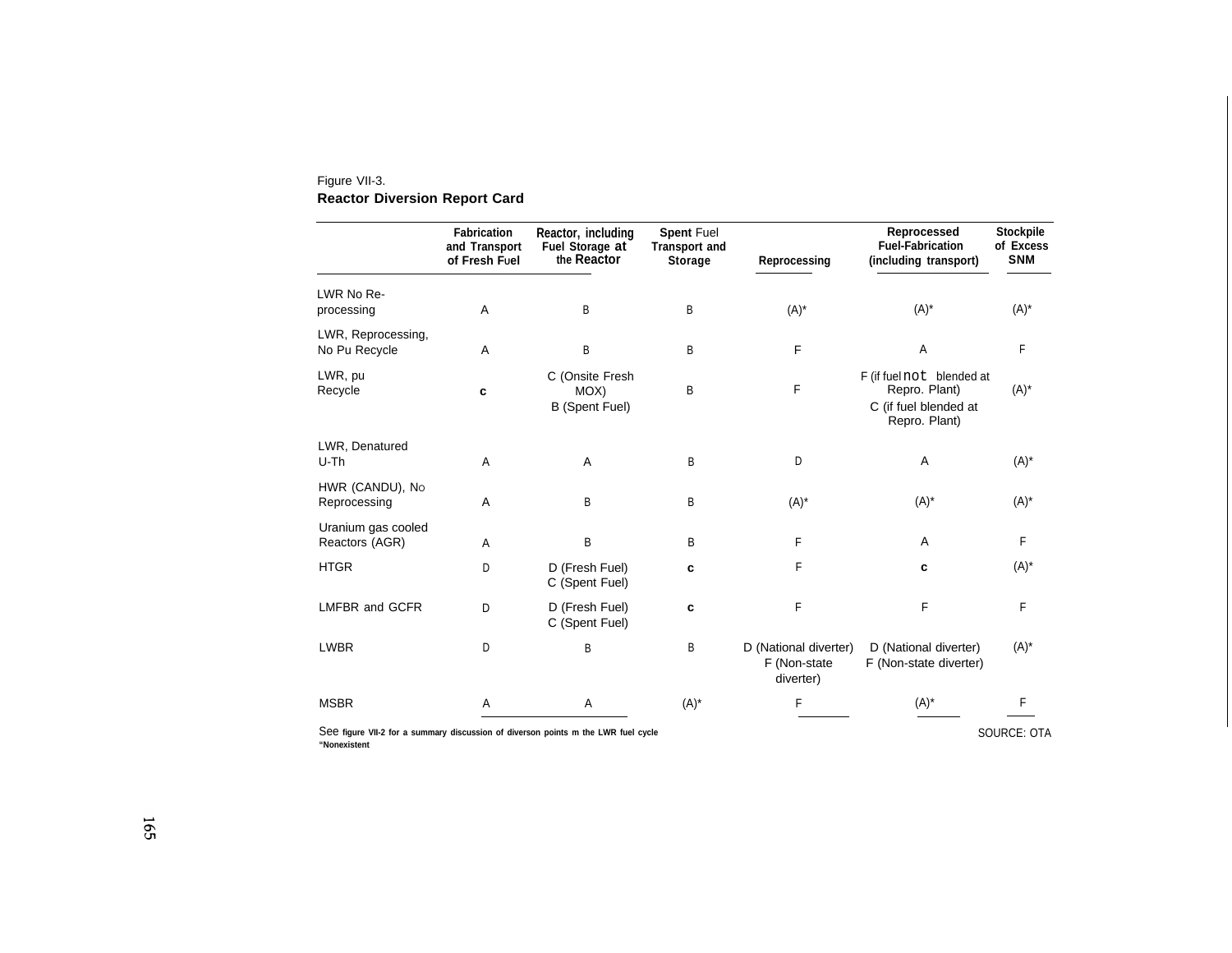Figure VII-3.
**Reactor Diversion Report Card**

| | Fabrication and Transport of Fresh Fuel | Reactor, including Fuel Storage at the Reactor | Spent Fuel Transport and Storage | Reprocessing | Reprocessed Fuel-Fabrication (including transport) | Stockpile of Excess SNM |
|---|---|---|---|---|---|---|
| LWR No Re-processing | A | B | B | (A)* | (A)* | (A)* |
| LWR, Reprocessing, No Pu Recycle | A | B | B | F | A | F |
| LWR, pu Recycle | c | C (Onsite Fresh MOX) B (Spent Fuel) | B | F | F (if fuel not blended at Repro. Plant) C (if fuel blended at Repro. Plant) | (A)* |
| LWR, Denatured U-Th | A | A | B | D | A | (A)* |
| HWR (CANDU), No Reprocessing | A | B | B | (A)* | (A)* | (A)* |
| Uranium gas cooled Reactors (AGR) | A | B | B | F | A | F |
| HTGR | D | D (Fresh Fuel) C (Spent Fuel) | c | F | c | (A)* |
| LMFBR and GCFR | D | D (Fresh Fuel) C (Spent Fuel) | c | F | F | F |
| LWBR | D | B | B | D (National diverter) F (Non-state diverter) | D (National diverter) F (Non-state diverter) | (A)* |
| MSBR | A | A | (A)* | F | (A)* | F |

See figure VII-2 for a summary discussion of diverson points m the LWR fuel cycle
"Nonexistent

SOURCE: OTA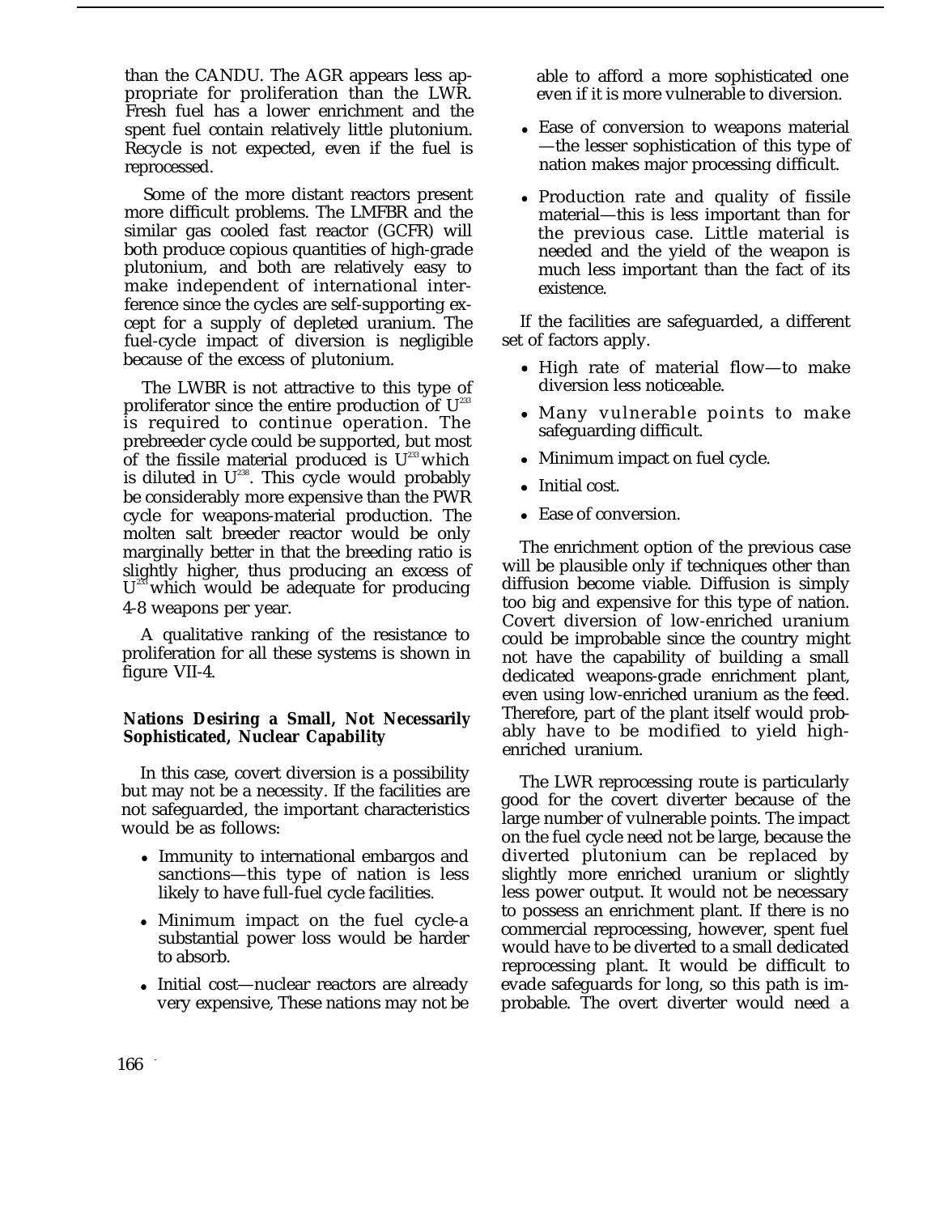than the CANDU. The AGR appears less appropriate for proliferation than the LWR. Fresh fuel has a lower enrichment and the spent fuel contain relatively little plutonium. Recycle is not expected, even if the fuel is reprocessed.

Some of the more distant reactors present more difficult problems. The LMFBR and the similar gas cooled fast reactor (GCFR) will both produce copious quantities of high-grade plutonium, and both are relatively easy to make independent of international interference since the cycles are self-supporting except for a supply of depleted uranium. The fuel-cycle impact of diversion is negligible because of the excess of plutonium.

The LWBR is not attractive to this type of proliferator since the entire production of $U^{233}$ is required to continue operation. The prebreeder cycle could be supported, but most of the fissile material produced is $U^{233}$ which is diluted in $U^{238}$. This cycle would probably be considerably more expensive than the PWR cycle for weapons-material production. The molten salt breeder reactor would be only marginally better in that the breeding ratio is slightly higher, thus producing an excess of $U^{233}$ which would be adequate for producing 4-8 weapons per year.

A qualitative ranking of the resistance to proliferation for all these systems is shown in figure VII-4.

**Nations Desiring a Small, Not Necessarily Sophisticated, Nuclear Capability**

In this case, covert diversion is a possibility but may not be a necessity. If the facilities are not safeguarded, the important characteristics would be as follows:

- Immunity to international embargos and sanctions—this type of nation is less likely to have full-fuel cycle facilities.
- Minimum impact on the fuel cycle-a substantial power loss would be harder to absorb.
- Initial cost—nuclear reactors are already very expensive, These nations may not be able to afford a more sophisticated one even if it is more vulnerable to diversion.
- Ease of conversion to weapons material —the lesser sophistication of this type of nation makes major processing difficult.
- Production rate and quality of fissile material—this is less important than for the previous case. Little material is needed and the yield of the weapon is much less important than the fact of its existence.

If the facilities are safeguarded, a different set of factors apply.

- High rate of material flow—to make diversion less noticeable.
- Many vulnerable points to make safeguarding difficult.
- Minimum impact on fuel cycle.
- Initial cost.
- Ease of conversion.

The enrichment option of the previous case will be plausible only if techniques other than diffusion become viable. Diffusion is simply too big and expensive for this type of nation. Covert diversion of low-enriched uranium could be improbable since the country might not have the capability of building a small dedicated weapons-grade enrichment plant, even using low-enriched uranium as the feed. Therefore, part of the plant itself would probably have to be modified to yield high-enriched uranium.

The LWR reprocessing route is particularly good for the covert diverter because of the large number of vulnerable points. The impact on the fuel cycle need not be large, because the diverted plutonium can be replaced by slightly more enriched uranium or slightly less power output. It would not be necessary to possess an enrichment plant. If there is no commercial reprocessing, however, spent fuel would have to be diverted to a small dedicated reprocessing plant. It would be difficult to evade safeguards for long, so this path is improbable. The overt diverter would need a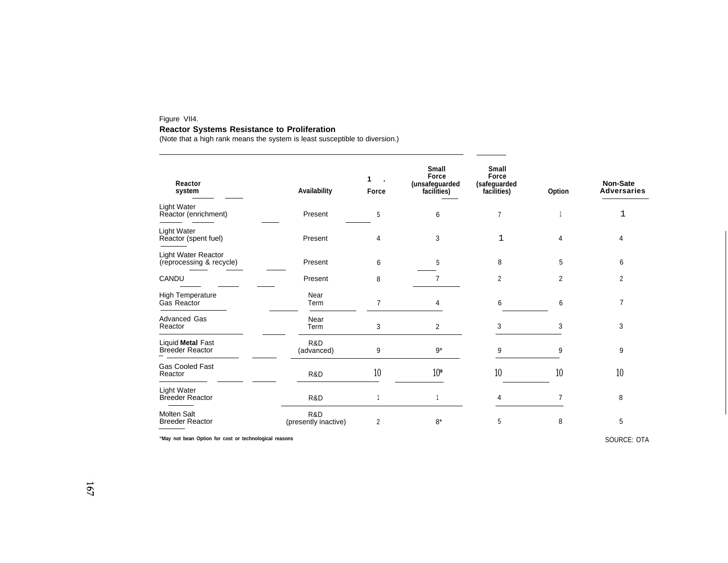Figure VII4.

**Reactor Systems Resistance to Proliferation**

(Note that a high rank means the system is least susceptible to diversion.)

| Reactor system | Availability | 1 . Force | Small Force (unsafeguarded facilities) | Small Force (safeguarded facilities) | Option | Non-Sate Adversaries |
|---|---|---|---|---|---|---|
| Light Water Reactor (enrichment) | Present | 5 | 6 | 7 | 1 | 1 |
| Light Water Reactor (spent fuel) | Present | 4 | 3 | 1 | 4 | 4 |
| Light Water Reactor (reprocessing & recycle) | Present | 6 | 5 | 8 | 5 | 6 |
| CANDU | Present | 8 | 7 | 2 | 2 | 2 |
| High Temperature Gas Reactor | Near Term | 7 | 4 | 6 | 6 | 7 |
| Advanced Gas Reactor | Near Term | 3 | 2 | 3 | 3 | 3 |
| Liquid **Metal** Fast Breeder Reactor | R&D (advanced) | 9 | 9* | 9 | 9 | 9 |
| Gas Cooled Fast Reactor | R&D | 10 | 10* | 10 | 10 | 10 |
| Light Water Breeder Reactor | R&D | 1 | 1 | 4 | 7 | 8 |
| Molten Salt Breeder Reactor | R&D (presently inactive) | 2 | 8* | 5 | 8 | 5 |

"May not bean Option for cost or technological reasons

SOURCE: OTA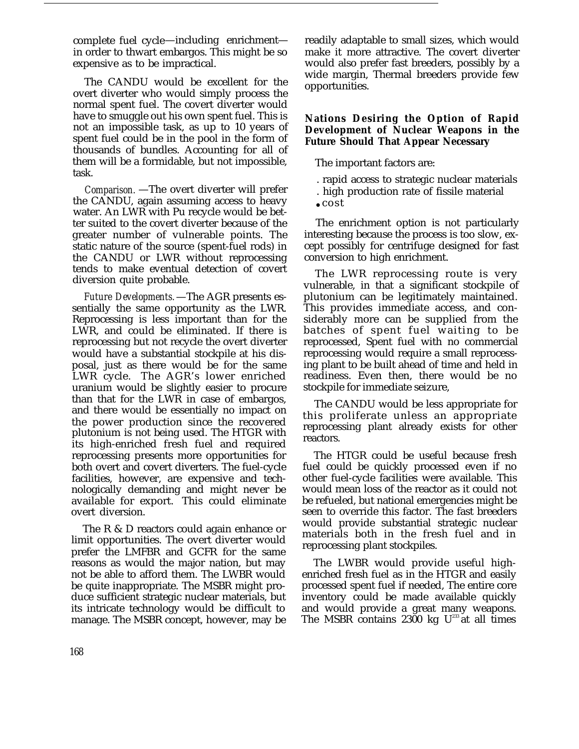complete fuel cycle—including enrichment—in order to thwart embargos. This might be so expensive as to be impractical.

The CANDU would be excellent for the overt diverter who would simply process the normal spent fuel. The covert diverter would have to smuggle out his own spent fuel. This is not an impossible task, as up to 10 years of spent fuel could be in the pool in the form of thousands of bundles. Accounting for all of them will be a formidable, but not impossible, task.

*Comparison.* —The overt diverter will prefer the CANDU, again assuming access to heavy water. An LWR with Pu recycle would be better suited to the covert diverter because of the greater number of vulnerable points. The static nature of the source (spent-fuel rods) in the CANDU or LWR without reprocessing tends to make eventual detection of covert diversion quite probable.

*Future Developments.* —The AGR presents essentially the same opportunity as the LWR. Reprocessing is less important than for the LWR, and could be eliminated. If there is reprocessing but not recycle the overt diverter would have a substantial stockpile at his disposal, just as there would be for the same LWR cycle. The AGR's lower enriched uranium would be slightly easier to procure than that for the LWR in case of embargos, and there would be essentially no impact on the power production since the recovered plutonium is not being used. The HTGR with its high-enriched fresh fuel and required reprocessing presents more opportunities for both overt and covert diverters. The fuel-cycle facilities, however, are expensive and technologically demanding and might never be available for export. This could eliminate overt diversion.

The R & D reactors could again enhance or limit opportunities. The overt diverter would prefer the LMFBR and GCFR for the same reasons as would the major nation, but may not be able to afford them. The LWBR would be quite inappropriate. The MSBR might produce sufficient strategic nuclear materials, but its intricate technology would be difficult to manage. The MSBR concept, however, may be readily adaptable to small sizes, which would make it more attractive. The covert diverter would also prefer fast breeders, possibly by a wide margin, Thermal breeders provide few opportunities.

**Nations Desiring the Option of Rapid Development of Nuclear Weapons in the Future Should That Appear Necessary**

The important factors are:

- rapid access to strategic nuclear materials
- high production rate of fissile material
- cost

The enrichment option is not particularly interesting because the process is too slow, except possibly for centrifuge designed for fast conversion to high enrichment.

The LWR reprocessing route is very vulnerable, in that a significant stockpile of plutonium can be legitimately maintained. This provides immediate access, and considerably more can be supplied from the batches of spent fuel waiting to be reprocessed, Spent fuel with no commercial reprocessing would require a small reprocessing plant to be built ahead of time and held in readiness. Even then, there would be no stockpile for immediate seizure,

The CANDU would be less appropriate for this proliferate unless an appropriate reprocessing plant already exists for other reactors.

The HTGR could be useful because fresh fuel could be quickly processed even if no other fuel-cycle facilities were available. This would mean loss of the reactor as it could not be refueled, but national emergencies might be seen to override this factor. The fast breeders would provide substantial strategic nuclear materials both in the fresh fuel and in reprocessing plant stockpiles.

The LWBR would provide useful high-enriched fresh fuel as in the HTGR and easily processed spent fuel if needed, The entire core inventory could be made available quickly and would provide a great many weapons. The MSBR contains 2300 kg $U^{233}$ at all times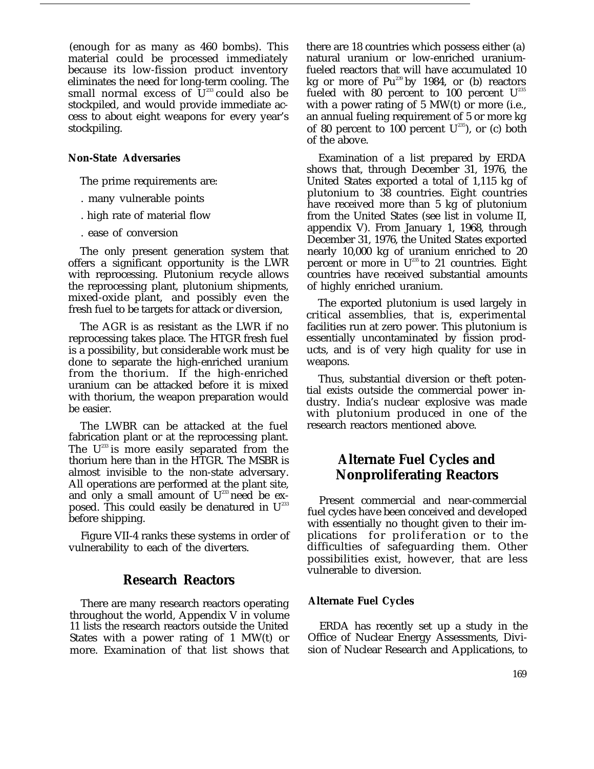(enough for as many as 460 bombs). This material could be processed immediately because its low-fission product inventory eliminates the need for long-term cooling. The small normal excess of $U^{233}$ could also be stockpiled, and would provide immediate access to about eight weapons for every year's stockpiling.

### Non-State Adversaries

The prime requirements are:

- many vulnerable points
- high rate of material flow
- ease of conversion

The only present generation system that offers a significant opportunity is the LWR with reprocessing. Plutonium recycle allows the reprocessing plant, plutonium shipments, mixed-oxide plant, and possibly even the fresh fuel to be targets for attack or diversion,

The AGR is as resistant as the LWR if no reprocessing takes place. The HTGR fresh fuel is a possibility, but considerable work must be done to separate the high-enriched uranium from the thorium. If the high-enriched uranium can be attacked before it is mixed with thorium, the weapon preparation would be easier.

The LWBR can be attacked at the fuel fabrication plant or at the reprocessing plant. The $U^{233}$ is more easily separated from the thorium here than in the HTGR. The MSBR is almost invisible to the non-state adversary. All operations are performed at the plant site, and only a small amount of $U^{233}$ need be exposed. This could easily be denatured in $U^{233}$ before shipping.

Figure VII-4 ranks these systems in order of vulnerability to each of the diverters.

## Research Reactors

There are many research reactors operating throughout the world, Appendix V in volume 11 lists the research reactors outside the United States with a power rating of 1 MW(t) or more. Examination of that list shows that there are 18 countries which possess either (a) natural uranium or low-enriched uranium-fueled reactors that will have accumulated 10 kg or more of $Pu^{239}$ by 1984, or (b) reactors fueled with 80 percent to 100 percent $U^{235}$ with a power rating of 5 MW(t) or more (i.e., an annual fueling requirement of 5 or more kg of 80 percent to 100 percent $U^{235}$), or (c) both of the above.

Examination of a list prepared by ERDA shows that, through December 31, 1976, the United States exported a total of 1,115 kg of plutonium to 38 countries. Eight countries have received more than 5 kg of plutonium from the United States (see list in volume II, appendix V). From January 1, 1968, through December 31, 1976, the United States exported nearly 10,000 kg of uranium enriched to 20 percent or more in $U^{235}$ to 21 countries. Eight countries have received substantial amounts of highly enriched uranium.

The exported plutonium is used largely in critical assemblies, that is, experimental facilities run at zero power. This plutonium is essentially uncontaminated by fission products, and is of very high quality for use in weapons.

Thus, substantial diversion or theft potential exists outside the commercial power industry. India's nuclear explosive was made with plutonium produced in one of the research reactors mentioned above.

## Alternate Fuel Cycles and Nonproliferating Reactors

Present commercial and near-commercial fuel cycles have been conceived and developed with essentially no thought given to their implications for proliferation or to the difficulties of safeguarding them. Other possibilities exist, however, that are less vulnerable to diversion.

### Alternate Fuel Cycles

ERDA has recently set up a study in the Office of Nuclear Energy Assessments, Division of Nuclear Research and Applications, to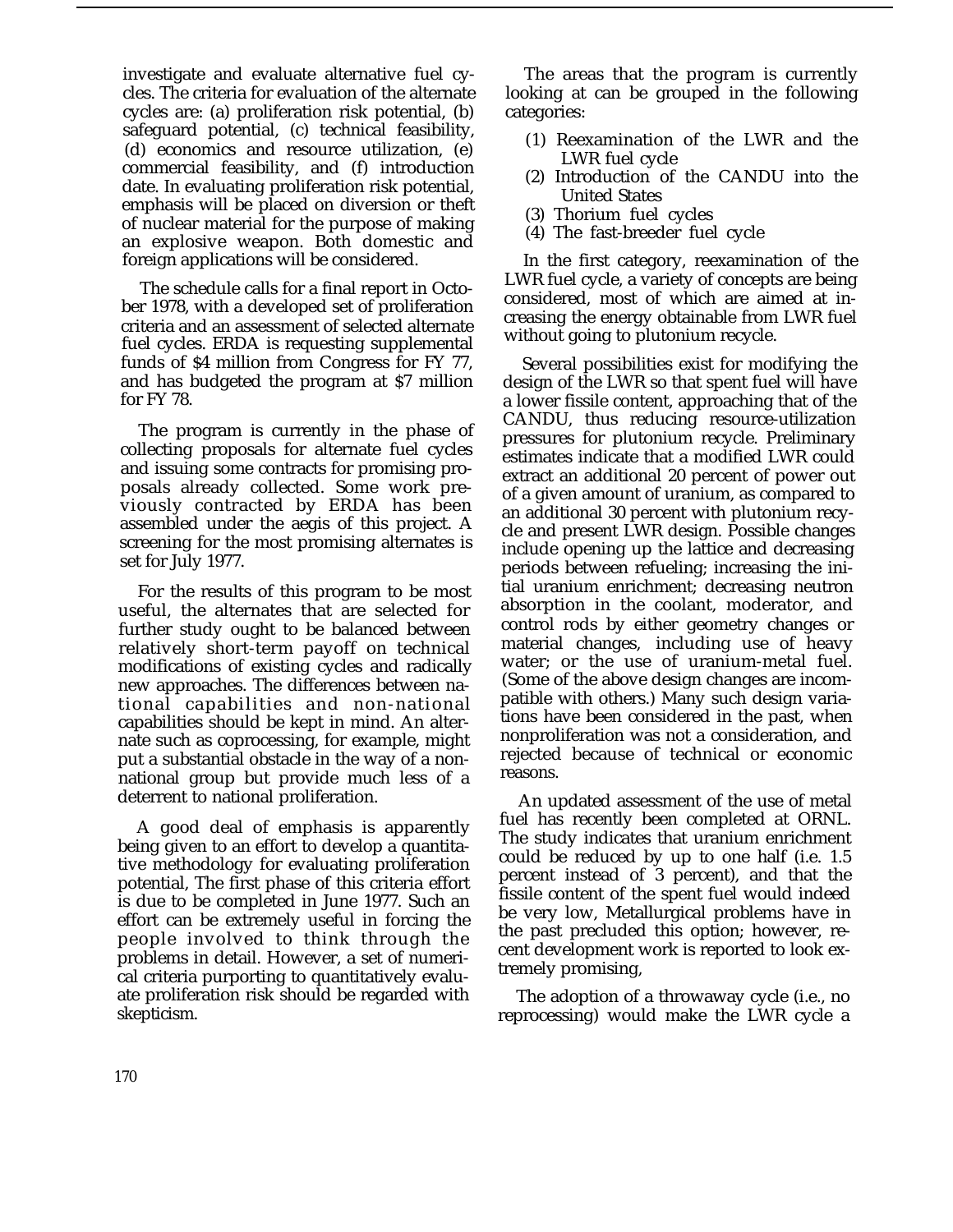investigate and evaluate alternative fuel cycles. The criteria for evaluation of the alternate cycles are: (a) proliferation risk potential, (b) safeguard potential, (c) technical feasibility, (d) economics and resource utilization, (e) commercial feasibility, and (f) introduction date. In evaluating proliferation risk potential, emphasis will be placed on diversion or theft of nuclear material for the purpose of making an explosive weapon. Both domestic and foreign applications will be considered.

The schedule calls for a final report in October 1978, with a developed set of proliferation criteria and an assessment of selected alternate fuel cycles. ERDA is requesting supplemental funds of $4 million from Congress for FY 77, and has budgeted the program at $7 million for FY 78.

The program is currently in the phase of collecting proposals for alternate fuel cycles and issuing some contracts for promising proposals already collected. Some work previously contracted by ERDA has been assembled under the aegis of this project. A screening for the most promising alternates is set for July 1977.

For the results of this program to be most useful, the alternates that are selected for further study ought to be balanced between relatively short-term payoff on technical modifications of existing cycles and radically new approaches. The differences between national capabilities and non-national capabilities should be kept in mind. An alternate such as coprocessing, for example, might put a substantial obstacle in the way of a non-national group but provide much less of a deterrent to national proliferation.

A good deal of emphasis is apparently being given to an effort to develop a quantitative methodology for evaluating proliferation potential, The first phase of this criteria effort is due to be completed in June 1977. Such an effort can be extremely useful in forcing the people involved to think through the problems in detail. However, a set of numerical criteria purporting to quantitatively evaluate proliferation risk should be regarded with skepticism.

The areas that the program is currently looking at can be grouped in the following categories:

(1) Reexamination of the LWR and the LWR fuel cycle
(2) Introduction of the CANDU into the United States
(3) Thorium fuel cycles
(4) The fast-breeder fuel cycle

In the first category, reexamination of the LWR fuel cycle, a variety of concepts are being considered, most of which are aimed at increasing the energy obtainable from LWR fuel without going to plutonium recycle.

Several possibilities exist for modifying the design of the LWR so that spent fuel will have a lower fissile content, approaching that of the CANDU, thus reducing resource-utilization pressures for plutonium recycle. Preliminary estimates indicate that a modified LWR could extract an additional 20 percent of power out of a given amount of uranium, as compared to an additional 30 percent with plutonium recycle and present LWR design. Possible changes include opening up the lattice and decreasing periods between refueling; increasing the initial uranium enrichment; decreasing neutron absorption in the coolant, moderator, and control rods by either geometry changes or material changes, including use of heavy water; or the use of uranium-metal fuel. (Some of the above design changes are incompatible with others.) Many such design variations have been considered in the past, when nonproliferation was not a consideration, and rejected because of technical or economic reasons.

An updated assessment of the use of metal fuel has recently been completed at ORNL. The study indicates that uranium enrichment could be reduced by up to one half (i.e. 1.5 percent instead of 3 percent), and that the fissile content of the spent fuel would indeed be very low, Metallurgical problems have in the past precluded this option; however, recent development work is reported to look extremely promising,

The adoption of a throwaway cycle (i.e., no reprocessing) would make the LWR cycle a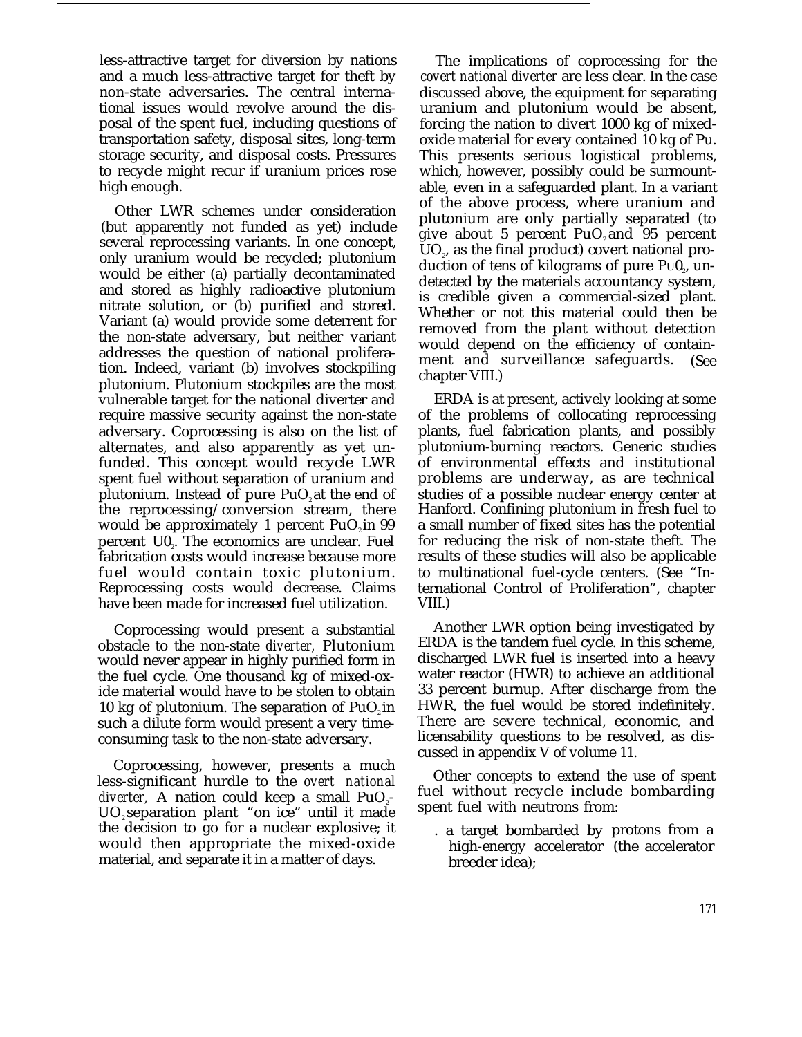less-attractive target for diversion by nations and a much less-attractive target for theft by non-state adversaries. The central international issues would revolve around the disposal of the spent fuel, including questions of transportation safety, disposal sites, long-term storage security, and disposal costs. Pressures to recycle might recur if uranium prices rose high enough.

Other LWR schemes under consideration (but apparently not funded as yet) include several reprocessing variants. In one concept, only uranium would be recycled; plutonium would be either (a) partially decontaminated and stored as highly radioactive plutonium nitrate solution, or (b) purified and stored. Variant (a) would provide some deterrent for the non-state adversary, but neither variant addresses the question of national proliferation. Indeed, variant (b) involves stockpiling plutonium. Plutonium stockpiles are the most vulnerable target for the national diverter and require massive security against the non-state adversary. Coprocessing is also on the list of alternates, and also apparently as yet unfunded. This concept would recycle LWR spent fuel without separation of uranium and plutonium. Instead of pure $PuO_2$ at the end of the reprocessing/conversion stream, there would be approximately 1 percent $PuO_2$ in 99 percent $UO_2$. The economics are unclear. Fuel fabrication costs would increase because more fuel would contain toxic plutonium. Reprocessing costs would decrease. Claims have been made for increased fuel utilization.

Coprocessing would present a substantial obstacle to the non-state *diverter,* Plutonium would never appear in highly purified form in the fuel cycle. One thousand kg of mixed-oxide material would have to be stolen to obtain 10 kg of plutonium. The separation of $PuO_2$ in such a dilute form would present a very time-consuming task to the non-state adversary.

Coprocessing, however, presents a much less-significant hurdle to the *overt national diverter,* A nation could keep a small $PuO_2$-$UO_2$ separation plant "on ice" until it made the decision to go for a nuclear explosive; it would then appropriate the mixed-oxide material, and separate it in a matter of days.

The implications of coprocessing for the *covert national diverter* are less clear. In the case discussed above, the equipment for separating uranium and plutonium would be absent, forcing the nation to divert 1000 kg of mixed-oxide material for every contained 10 kg of Pu. This presents serious logistical problems, which, however, possibly could be surmountable, even in a safeguarded plant. In a variant of the above process, where uranium and plutonium are only partially separated (to give about 5 percent $PuO_2$ and 95 percent $UO_2$, as the final product) covert national production of tens of kilograms of pure $PuO_2$, undetected by the materials accountancy system, is credible given a commercial-sized plant. Whether or not this material could then be removed from the plant without detection would depend on the efficiency of containment and surveillance safeguards. (See chapter VIII.)

ERDA is at present, actively looking at some of the problems of collocating reprocessing plants, fuel fabrication plants, and possibly plutonium-burning reactors. Generic studies of environmental effects and institutional problems are underway, as are technical studies of a possible nuclear energy center at Hanford. Confining plutonium in fresh fuel to a small number of fixed sites has the potential for reducing the risk of non-state theft. The results of these studies will also be applicable to multinational fuel-cycle centers. (See "International Control of Proliferation", chapter VIII.)

Another LWR option being investigated by ERDA is the tandem fuel cycle. In this scheme, discharged LWR fuel is inserted into a heavy water reactor (HWR) to achieve an additional 33 percent burnup. After discharge from the HWR, the fuel would be stored indefinitely. There are severe technical, economic, and licensability questions to be resolved, as discussed in appendix V of volume 11.

Other concepts to extend the use of spent fuel without recycle include bombarding spent fuel with neutrons from:

- a target bombarded by protons from a high-energy accelerator (the accelerator breeder idea);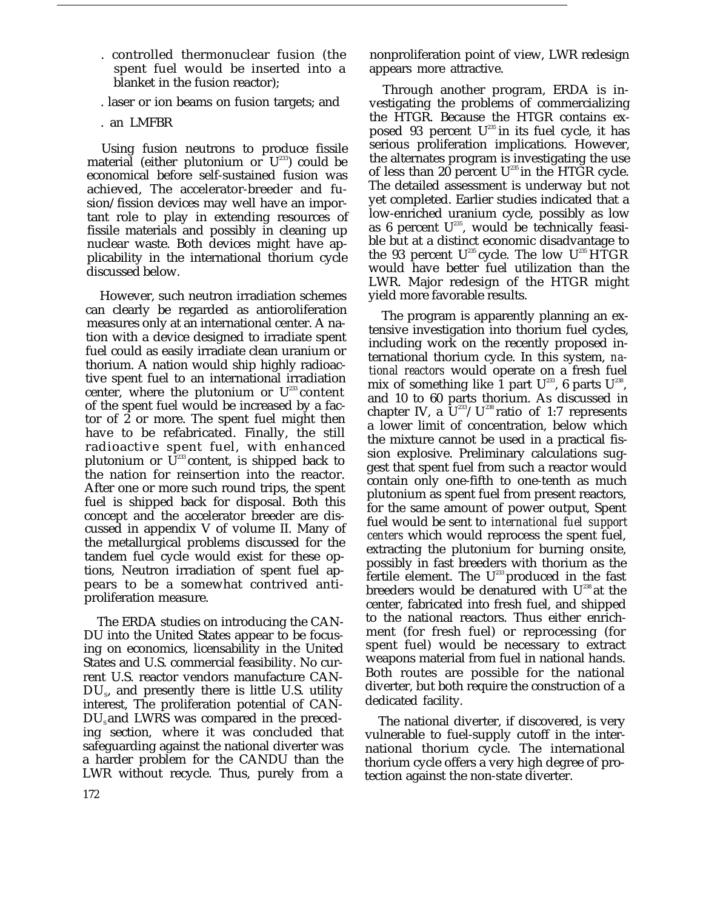- controlled thermonuclear fusion (the spent fuel would be inserted into a blanket in the fusion reactor);
- laser or ion beams on fusion targets; and
- an LMFBR

Using fusion neutrons to produce fissile material (either plutonium or $U^{233}$) could be economical before self-sustained fusion was achieved, The accelerator-breeder and fusion/fission devices may well have an important role to play in extending resources of fissile materials and possibly in cleaning up nuclear waste. Both devices might have applicability in the international thorium cycle discussed below.

However, such neutron irradiation schemes can clearly be regarded as antioroliferation measures only at an international center. A nation with a device designed to irradiate spent fuel could as easily irradiate clean uranium or thorium. A nation would ship highly radioactive spent fuel to an international irradiation center, where the plutonium or $U^{233}$ content of the spent fuel would be increased by a factor of 2 or more. The spent fuel might then have to be refabricated. Finally, the still radioactive spent fuel, with enhanced plutonium or $U^{233}$ content, is shipped back to the nation for reinsertion into the reactor. After one or more such round trips, the spent fuel is shipped back for disposal. Both this concept and the accelerator breeder are discussed in appendix V of volume II. Many of the metallurgical problems discussed for the tandem fuel cycle would exist for these options, Neutron irradiation of spent fuel appears to be a somewhat contrived antiproliferation measure.

The ERDA studies on introducing the CANDU into the United States appear to be focusing on economics, licensability in the United States and U.S. commercial feasibility. No current U.S. reactor vendors manufacture CANDUs, and presently there is little U.S. utility interest, The proliferation potential of CANDUs and LWRS was compared in the preceding section, where it was concluded that safeguarding against the national diverter was a harder problem for the CANDU than the LWR without recycle. Thus, purely from a nonproliferation point of view, LWR redesign appears more attractive.

Through another program, ERDA is investigating the problems of commercializing the HTGR. Because the HTGR contains exposed 93 percent $U^{235}$ in its fuel cycle, it has serious proliferation implications. However, the alternates program is investigating the use of less than 20 percent $U^{235}$ in the HTGR cycle. The detailed assessment is underway but not yet completed. Earlier studies indicated that a low-enriched uranium cycle, possibly as low as 6 percent $U^{235}$, would be technically feasible but at a distinct economic disadvantage to the 93 percent $U^{235}$ cycle. The low $U^{235}$ HTGR would have better fuel utilization than the LWR. Major redesign of the HTGR might yield more favorable results.

The program is apparently planning an extensive investigation into thorium fuel cycles, including work on the recently proposed international thorium cycle. In this system, *national reactors* would operate on a fresh fuel mix of something like 1 part $U^{233}$, 6 parts $U^{238}$, and 10 to 60 parts thorium. As discussed in chapter IV, a $U^{233}/U^{238}$ ratio of 1:7 represents a lower limit of concentration, below which the mixture cannot be used in a practical fission explosive. Preliminary calculations suggest that spent fuel from such a reactor would contain only one-fifth to one-tenth as much plutonium as spent fuel from present reactors, for the same amount of power output, Spent fuel would be sent to *international fuel support centers* which would reprocess the spent fuel, extracting the plutonium for burning onsite, possibly in fast breeders with thorium as the fertile element. The $U^{233}$ produced in the fast breeders would be denatured with $U^{238}$ at the center, fabricated into fresh fuel, and shipped to the national reactors. Thus either enrichment (for fresh fuel) or reprocessing (for spent fuel) would be necessary to extract weapons material from fuel in national hands. Both routes are possible for the national diverter, but both require the construction of a dedicated facility.

The national diverter, if discovered, is very vulnerable to fuel-supply cutoff in the international thorium cycle. The international thorium cycle offers a very high degree of protection against the non-state diverter.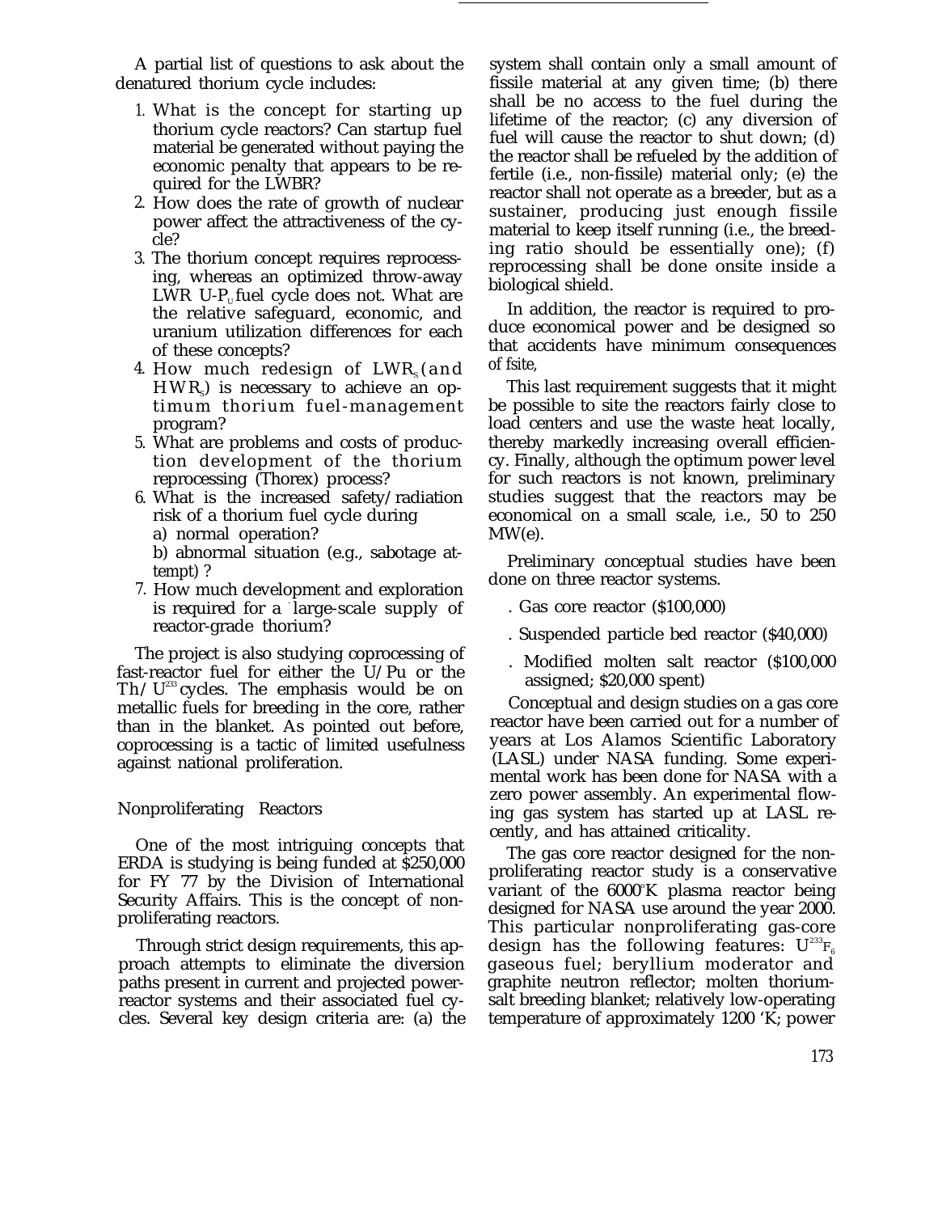A partial list of questions to ask about the denatured thorium cycle includes:

1. What is the concept for starting up thorium cycle reactors? Can startup fuel material be generated without paying the economic penalty that appears to be required for the LWBR?
2. How does the rate of growth of nuclear power affect the attractiveness of the cycle?
3. The thorium concept requires reprocessing, whereas an optimized throw-away LWR U-$P_U$ fuel cycle does not. What are the relative safeguard, economic, and uranium utilization differences for each of these concepts?
4. How much redesign of $LWR_s$ (and $HWR_s$) is necessary to achieve an optimum thorium fuel-management program?
5. What are problems and costs of production development of the thorium reprocessing (Thorex) process?
6. What is the increased safety/radiation risk of a thorium fuel cycle during
   a) normal operation?
   b) abnormal situation (e.g., sabotage attempt) ?
7. How much development and exploration is required for a large-scale supply of reactor-grade thorium?

The project is also studying coprocessing of fast-reactor fuel for either the U/Pu or the Th/$U^{233}$ cycles. The emphasis would be on metallic fuels for breeding in the core, rather than in the blanket. As pointed out before, coprocessing is a tactic of limited usefulness against national proliferation.

## Nonproliferating Reactors

One of the most intriguing concepts that ERDA is studying is being funded at $250,000 for FY 77 by the Division of International Security Affairs. This is the concept of nonproliferating reactors.

Through strict design requirements, this approach attempts to eliminate the diversion paths present in current and projected power-reactor systems and their associated fuel cycles. Several key design criteria are: (a) the system shall contain only a small amount of fissile material at any given time; (b) there shall be no access to the fuel during the lifetime of the reactor; (c) any diversion of fuel will cause the reactor to shut down; (d) the reactor shall be refueled by the addition of fertile (i.e., non-fissile) material only; (e) the reactor shall not operate as a breeder, but as a sustainer, producing just enough fissile material to keep itself running (i.e., the breeding ratio should be essentially one); (f) reprocessing shall be done onsite inside a biological shield.

In addition, the reactor is required to produce economical power and be designed so that accidents have minimum consequences of fsite,

This last requirement suggests that it might be possible to site the reactors fairly close to load centers and use the waste heat locally, thereby markedly increasing overall efficiency. Finally, although the optimum power level for such reactors is not known, preliminary studies suggest that the reactors may be economical on a small scale, i.e., 50 to 250 MW(e).

Preliminary conceptual studies have been done on three reactor systems.

- Gas core reactor ($100,000)
- Suspended particle bed reactor ($40,000)
- Modified molten salt reactor ($100,000 assigned; $20,000 spent)

Conceptual and design studies on a gas core reactor have been carried out for a number of years at Los Alamos Scientific Laboratory (LASL) under NASA funding. Some experimental work has been done for NASA with a zero power assembly. An experimental flowing gas system has started up at LASL recently, and has attained criticality.

The gas core reactor designed for the nonproliferating reactor study is a conservative variant of the 6000°K plasma reactor being designed for NASA use around the year 2000. This particular nonproliferating gas-core design has the following features: $U^{233}F_6$ gaseous fuel; beryllium moderator and graphite neutron reflector; molten thorium-salt breeding blanket; relatively low-operating temperature of approximately 1200 'K; power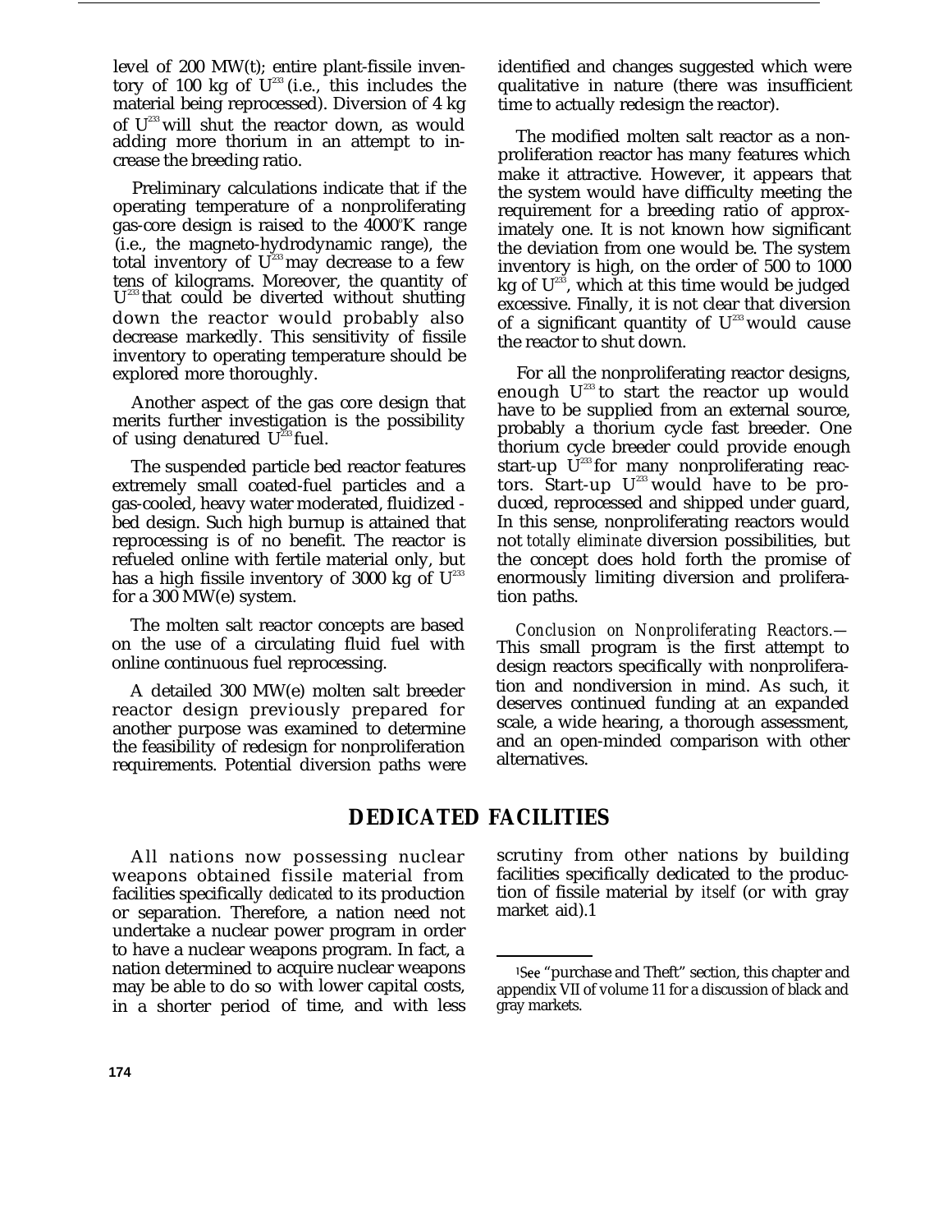level of 200 MW(t); entire plant-fissile inventory of 100 kg of $U^{233}$ (i.e., this includes the material being reprocessed). Diversion of 4 kg of $U^{233}$ will shut the reactor down, as would adding more thorium in an attempt to increase the breeding ratio.

Preliminary calculations indicate that if the operating temperature of a nonproliferating gas-core design is raised to the 4000°K range (i.e., the magneto-hydrodynamic range), the total inventory of $U^{233}$ may decrease to a few tens of kilograms. Moreover, the quantity of $U^{233}$ that could be diverted without shutting down the reactor would probably also decrease markedly. This sensitivity of fissile inventory to operating temperature should be explored more thoroughly.

Another aspect of the gas core design that merits further investigation is the possibility of using denatured $U^{233}$ fuel.

The suspended particle bed reactor features extremely small coated-fuel particles and a gas-cooled, heavy water moderated, fluidized-bed design. Such high burnup is attained that reprocessing is of no benefit. The reactor is refueled online with fertile material only, but has a high fissile inventory of 3000 kg of $U^{233}$ for a 300 MW(e) system.

The molten salt reactor concepts are based on the use of a circulating fluid fuel with online continuous fuel reprocessing.

A detailed 300 MW(e) molten salt breeder reactor design previously prepared for another purpose was examined to determine the feasibility of redesign for nonproliferation requirements. Potential diversion paths were identified and changes suggested which were qualitative in nature (there was insufficient time to actually redesign the reactor).

The modified molten salt reactor as a nonproliferation reactor has many features which make it attractive. However, it appears that the system would have difficulty meeting the requirement for a breeding ratio of approximately one. It is not known how significant the deviation from one would be. The system inventory is high, on the order of 500 to 1000 kg of $U^{233}$, which at this time would be judged excessive. Finally, it is not clear that diversion of a significant quantity of $U^{233}$ would cause the reactor to shut down.

For all the nonproliferating reactor designs, enough $U^{233}$ to start the reactor up would have to be supplied from an external source, probably a thorium cycle fast breeder. One thorium cycle breeder could provide enough start-up $U^{233}$ for many nonproliferating reactors. Start-up $U^{233}$ would have to be produced, reprocessed and shipped under guard, In this sense, nonproliferating reactors would not *totally eliminate* diversion possibilities, but the concept does hold forth the promise of enormously limiting diversion and proliferation paths.

*Conclusion on Nonproliferating Reactors.*— This small program is the first attempt to design reactors specifically with nonproliferation and nondiversion in mind. As such, it deserves continued funding at an expanded scale, a wide hearing, a thorough assessment, and an open-minded comparison with other alternatives.

## DEDICATED FACILITIES

All nations now possessing nuclear weapons obtained fissile material from facilities specifically *dedicated* to its production or separation. Therefore, a nation need not undertake a nuclear power program in order to have a nuclear weapons program. In fact, a nation determined to acquire nuclear weapons may be able to do so with lower capital costs, in a shorter period of time, and with less scrutiny from other nations by building facilities specifically dedicated to the production of fissile material by *itself* (or with gray market aid).[1]

[1] See "purchase and Theft" section, this chapter and appendix VII of volume 11 for a discussion of black and gray markets.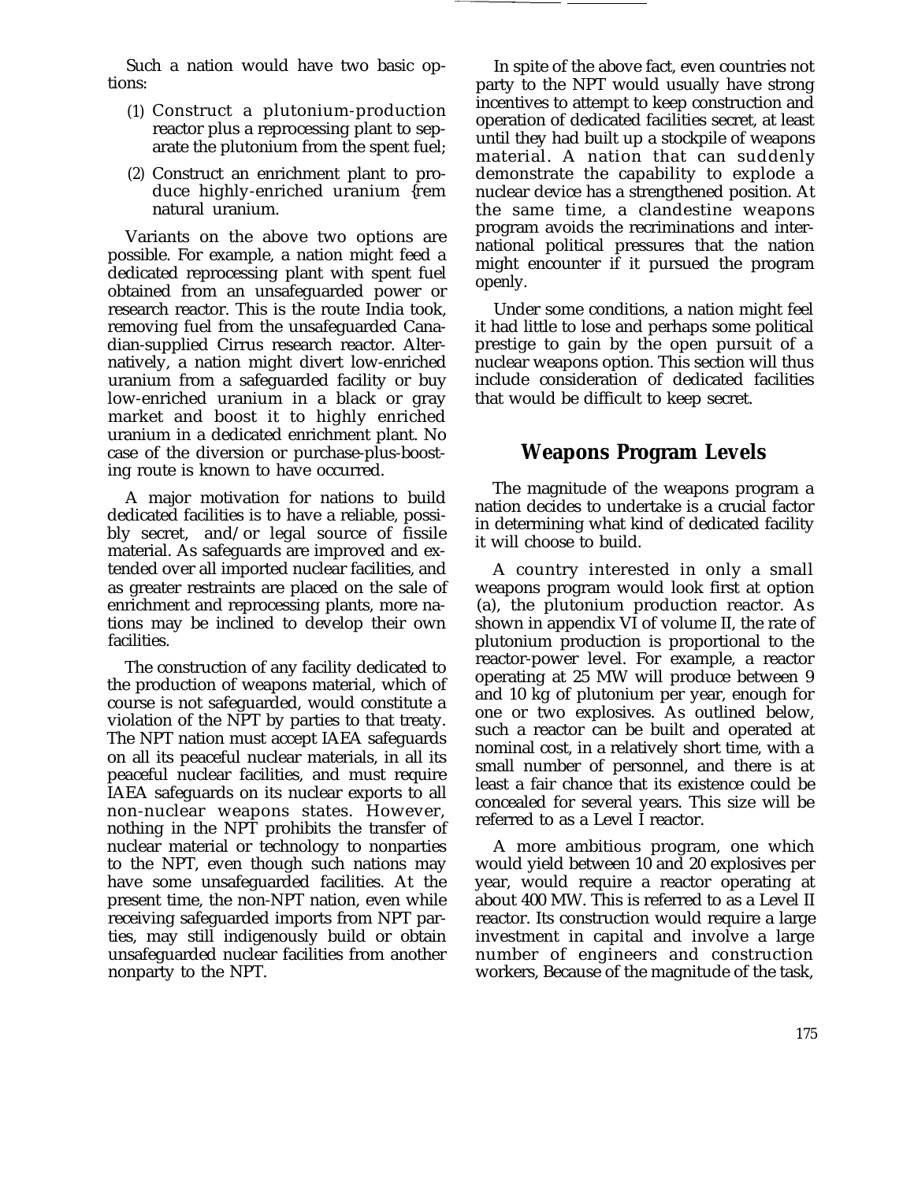Such a nation would have two basic options:

(1) Construct a plutonium-production reactor plus a reprocessing plant to separate the plutonium from the spent fuel;

(2) Construct an enrichment plant to produce highly-enriched uranium {rem natural uranium.

Variants on the above two options are possible. For example, a nation might feed a dedicated reprocessing plant with spent fuel obtained from an unsafeguarded power or research reactor. This is the route India took, removing fuel from the unsafeguarded Canadian-supplied Cirrus research reactor. Alternatively, a nation might divert low-enriched uranium from a safeguarded facility or buy low-enriched uranium in a black or gray market and boost it to highly enriched uranium in a dedicated enrichment plant. No case of the diversion or purchase-plus-boosting route is known to have occurred.

A major motivation for nations to build dedicated facilities is to have a reliable, possibly secret, and/or legal source of fissile material. As safeguards are improved and extended over all imported nuclear facilities, and as greater restraints are placed on the sale of enrichment and reprocessing plants, more nations may be inclined to develop their own facilities.

The construction of any facility dedicated to the production of weapons material, which of course is not safeguarded, would constitute a violation of the NPT by parties to that treaty. The NPT nation must accept IAEA safeguards on all its peaceful nuclear materials, in all its peaceful nuclear facilities, and must require IAEA safeguards on its nuclear exports to all non-nuclear weapons states. However, nothing in the NPT prohibits the transfer of nuclear material or technology to nonparties to the NPT, even though such nations may have some unsafeguarded facilities. At the present time, the non-NPT nation, even while receiving safeguarded imports from NPT parties, may still indigenously build or obtain unsafeguarded nuclear facilities from another nonparty to the NPT.

In spite of the above fact, even countries not party to the NPT would usually have strong incentives to attempt to keep construction and operation of dedicated facilities secret, at least until they had built up a stockpile of weapons material. A nation that can suddenly demonstrate the capability to explode a nuclear device has a strengthened position. At the same time, a clandestine weapons program avoids the recriminations and international political pressures that the nation might encounter if it pursued the program openly.

Under some conditions, a nation might feel it had little to lose and perhaps some political prestige to gain by the open pursuit of a nuclear weapons option. This section will thus include consideration of dedicated facilities that would be difficult to keep secret.

## Weapons Program Levels

The magnitude of the weapons program a nation decides to undertake is a crucial factor in determining what kind of dedicated facility it will choose to build.

A country interested in only a small weapons program would look first at option (a), the plutonium production reactor. As shown in appendix VI of volume II, the rate of plutonium production is proportional to the reactor-power level. For example, a reactor operating at 25 MW will produce between 9 and 10 kg of plutonium per year, enough for one or two explosives. As outlined below, such a reactor can be built and operated at nominal cost, in a relatively short time, with a small number of personnel, and there is at least a fair chance that its existence could be concealed for several years. This size will be referred to as a Level I reactor.

A more ambitious program, one which would yield between 10 and 20 explosives per year, would require a reactor operating at about 400 MW. This is referred to as a Level II reactor. Its construction would require a large investment in capital and involve a large number of engineers and construction workers, Because of the magnitude of the task,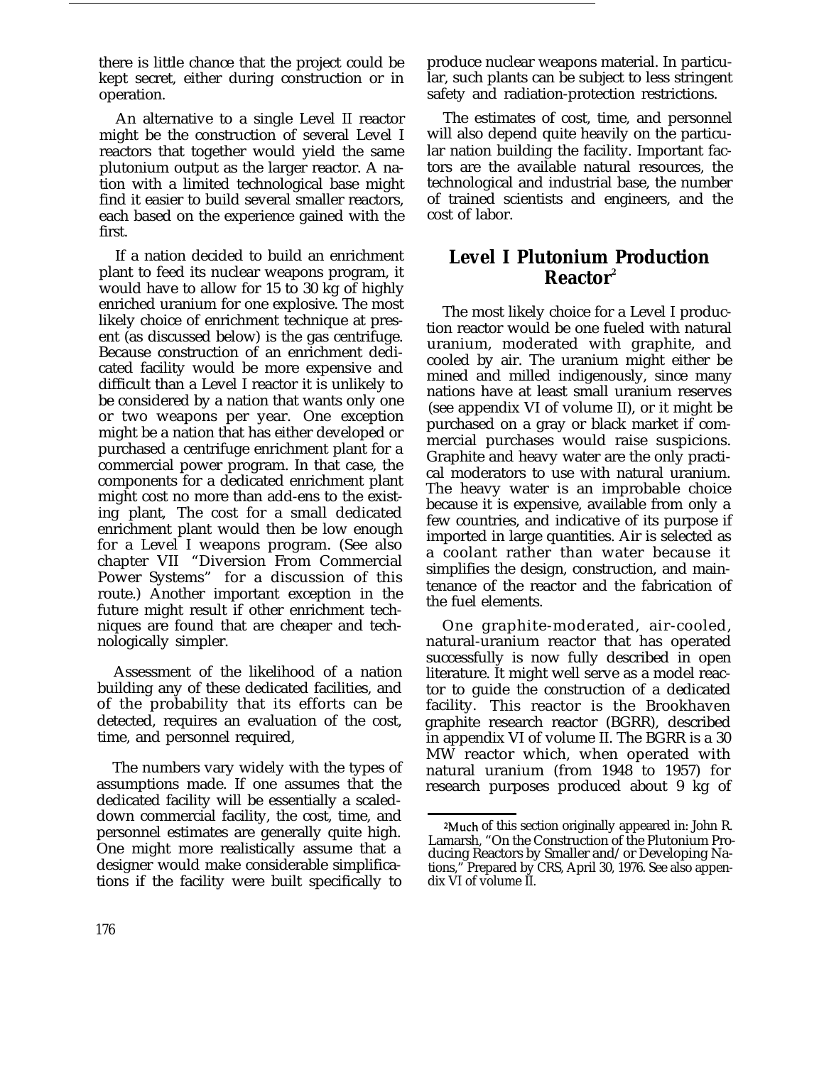there is little chance that the project could be kept secret, either during construction or in operation.

An alternative to a single Level II reactor might be the construction of several Level I reactors that together would yield the same plutonium output as the larger reactor. A nation with a limited technological base might find it easier to build several smaller reactors, each based on the experience gained with the first.

If a nation decided to build an enrichment plant to feed its nuclear weapons program, it would have to allow for 15 to 30 kg of highly enriched uranium for one explosive. The most likely choice of enrichment technique at present (as discussed below) is the gas centrifuge. Because construction of an enrichment dedicated facility would be more expensive and difficult than a Level I reactor it is unlikely to be considered by a nation that wants only one or two weapons per year. One exception might be a nation that has either developed or purchased a centrifuge enrichment plant for a commercial power program. In that case, the components for a dedicated enrichment plant might cost no more than add-ens to the existing plant, The cost for a small dedicated enrichment plant would then be low enough for a Level I weapons program. (See also chapter VII "Diversion From Commercial Power Systems" for a discussion of this route.) Another important exception in the future might result if other enrichment techniques are found that are cheaper and technologically simpler.

Assessment of the likelihood of a nation building any of these dedicated facilities, and of the probability that its efforts can be detected, requires an evaluation of the cost, time, and personnel required,

The numbers vary widely with the types of assumptions made. If one assumes that the dedicated facility will be essentially a scaled-down commercial facility, the cost, time, and personnel estimates are generally quite high. One might more realistically assume that a designer would make considerable simplifications if the facility were built specifically to produce nuclear weapons material. In particular, such plants can be subject to less stringent safety and radiation-protection restrictions.

The estimates of cost, time, and personnel will also depend quite heavily on the particular nation building the facility. Important factors are the available natural resources, the technological and industrial base, the number of trained scientists and engineers, and the cost of labor.

## Level I Plutonium Production Reactor[2]

The most likely choice for a Level I production reactor would be one fueled with natural uranium, moderated with graphite, and cooled by air. The uranium might either be mined and milled indigenously, since many nations have at least small uranium reserves (see appendix VI of volume II), or it might be purchased on a gray or black market if commercial purchases would raise suspicions. Graphite and heavy water are the only practical moderators to use with natural uranium. The heavy water is an improbable choice because it is expensive, available from only a few countries, and indicative of its purpose if imported in large quantities. Air is selected as a coolant rather than water because it simplifies the design, construction, and maintenance of the reactor and the fabrication of the fuel elements.

One graphite-moderated, air-cooled, natural-uranium reactor that has operated successfully is now fully described in open literature. It might well serve as a model reactor to guide the construction of a dedicated facility. This reactor is the Brookhaven graphite research reactor (BGRR), described in appendix VI of volume II. The BGRR is a 30 MW reactor which, when operated with natural uranium (from 1948 to 1957) for research purposes produced about 9 kg of

[2] Much of this section originally appeared in: John R. Lamarsh, "On the Construction of the Plutonium Producing Reactors by Smaller and/or Developing Nations," Prepared by CRS, April 30, 1976. See also appendix VI of volume II.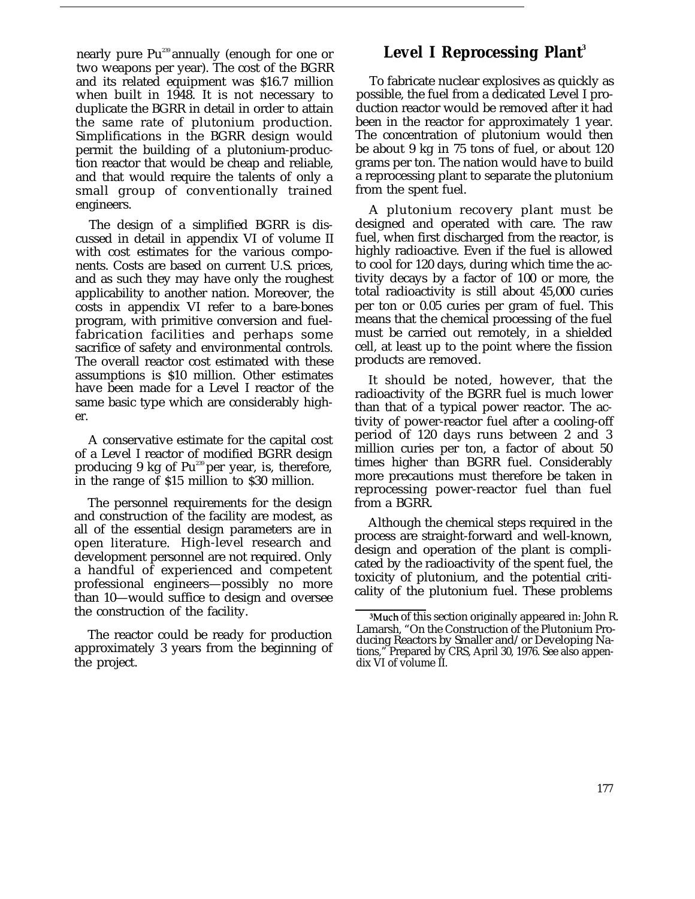nearly pure $Pu^{239}$ annually (enough for one or two weapons per year). The cost of the BGRR and its related equipment was $16.7 million when built in 1948. It is not necessary to duplicate the BGRR in detail in order to attain the same rate of plutonium production. Simplifications in the BGRR design would permit the building of a plutonium-production reactor that would be cheap and reliable, and that would require the talents of only a small group of conventionally trained engineers.

The design of a simplified BGRR is discussed in detail in appendix VI of volume II with cost estimates for the various components. Costs are based on current U.S. prices, and as such they may have only the roughest applicability to another nation. Moreover, the costs in appendix VI refer to a bare-bones program, with primitive conversion and fuel-fabrication facilities and perhaps some sacrifice of safety and environmental controls. The overall reactor cost estimated with these assumptions is $10 million. Other estimates have been made for a Level I reactor of the same basic type which are considerably higher.

A conservative estimate for the capital cost of a Level I reactor of modified BGRR design producing 9 kg of $Pu^{239}$ per year, is, therefore, in the range of $15 million to $30 million.

The personnel requirements for the design and construction of the facility are modest, as all of the essential design parameters are in open literature. High-level research and development personnel are not required. Only a handful of experienced and competent professional engineers—possibly no more than 10—would suffice to design and oversee the construction of the facility.

The reactor could be ready for production approximately 3 years from the beginning of the project.

## Level I Reprocessing Plant[3]

To fabricate nuclear explosives as quickly as possible, the fuel from a dedicated Level I production reactor would be removed after it had been in the reactor for approximately 1 year. The concentration of plutonium would then be about 9 kg in 75 tons of fuel, or about 120 grams per ton. The nation would have to build a reprocessing plant to separate the plutonium from the spent fuel.

A plutonium recovery plant must be designed and operated with care. The raw fuel, when first discharged from the reactor, is highly radioactive. Even if the fuel is allowed to cool for 120 days, during which time the activity decays by a factor of 100 or more, the total radioactivity is still about 45,000 curies per ton or 0.05 curies per gram of fuel. This means that the chemical processing of the fuel must be carried out remotely, in a shielded cell, at least up to the point where the fission products are removed.

It should be noted, however, that the radioactivity of the BGRR fuel is much lower than that of a typical power reactor. The activity of power-reactor fuel after a cooling-off period of 120 days runs between 2 and 3 million curies per ton, a factor of about 50 times higher than BGRR fuel. Considerably more precautions must therefore be taken in reprocessing power-reactor fuel than fuel from a BGRR.

Although the chemical steps required in the process are straight-forward and well-known, design and operation of the plant is complicated by the radioactivity of the spent fuel, the toxicity of plutonium, and the potential criticality of the plutonium fuel. These problems

[3] Much of this section originally appeared in: John R. Lamarsh, "On the Construction of the Plutonium Producing Reactors by Smaller and/or Developing Nations," Prepared by CRS, April 30, 1976. See also appendix VI of volume II.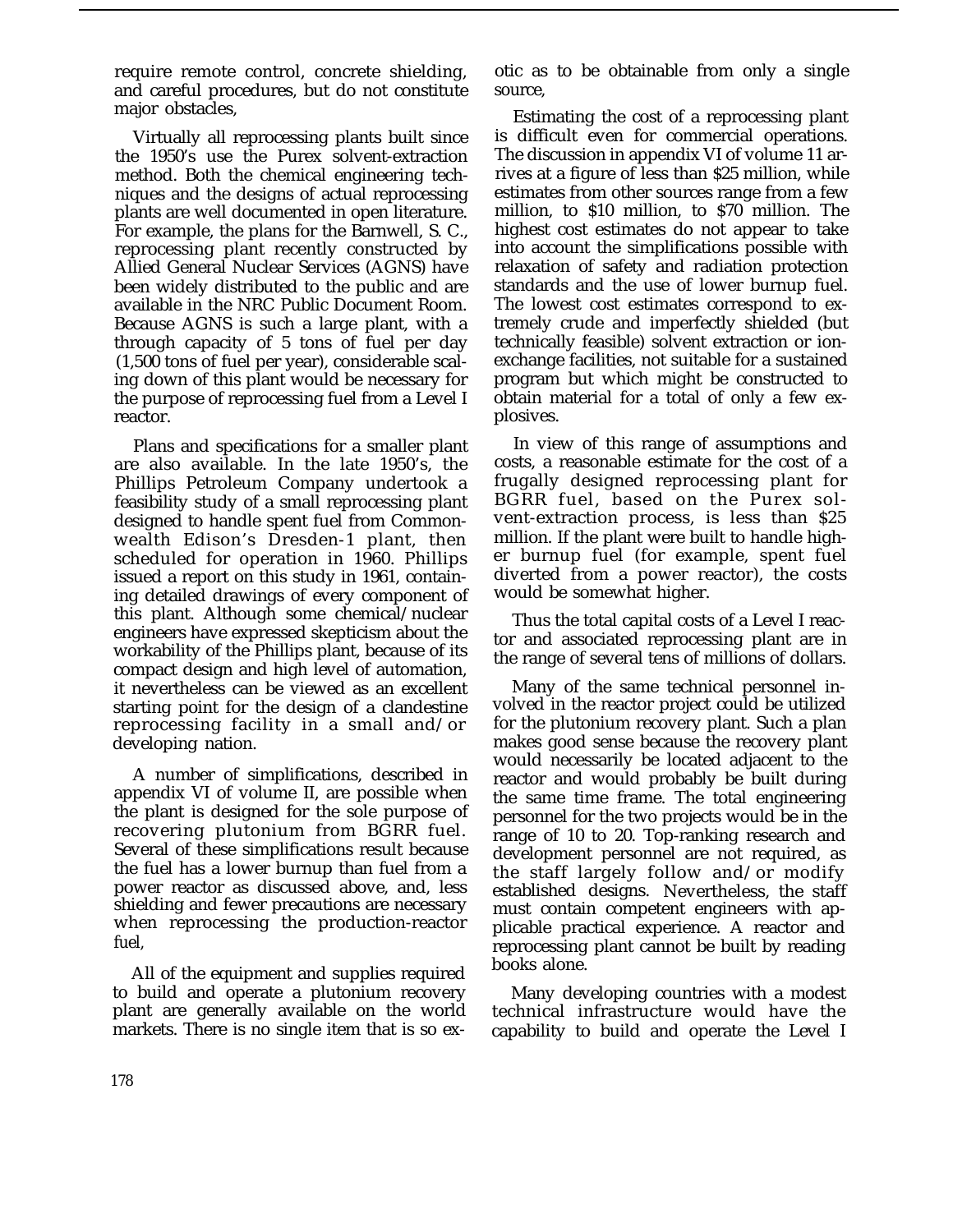require remote control, concrete shielding, and careful procedures, but do not constitute major obstacles,

Virtually all reprocessing plants built since the 1950's use the Purex solvent-extraction method. Both the chemical engineering techniques and the designs of actual reprocessing plants are well documented in open literature. For example, the plans for the Barnwell, S. C., reprocessing plant recently constructed by Allied General Nuclear Services (AGNS) have been widely distributed to the public and are available in the NRC Public Document Room. Because AGNS is such a large plant, with a through capacity of 5 tons of fuel per day (1,500 tons of fuel per year), considerable scaling down of this plant would be necessary for the purpose of reprocessing fuel from a Level I reactor.

Plans and specifications for a smaller plant are also available. In the late 1950's, the Phillips Petroleum Company undertook a feasibility study of a small reprocessing plant designed to handle spent fuel from Commonwealth Edison's Dresden-1 plant, then scheduled for operation in 1960. Phillips issued a report on this study in 1961, containing detailed drawings of every component of this plant. Although some chemical/nuclear engineers have expressed skepticism about the workability of the Phillips plant, because of its compact design and high level of automation, it nevertheless can be viewed as an excellent starting point for the design of a clandestine reprocessing facility in a small and/or developing nation.

A number of simplifications, described in appendix VI of volume II, are possible when the plant is designed for the sole purpose of recovering plutonium from BGRR fuel. Several of these simplifications result because the fuel has a lower burnup than fuel from a power reactor as discussed above, and, less shielding and fewer precautions are necessary when reprocessing the production-reactor fuel,

All of the equipment and supplies required to build and operate a plutonium recovery plant are generally available on the world markets. There is no single item that is so exotic as to be obtainable from only a single source,

Estimating the cost of a reprocessing plant is difficult even for commercial operations. The discussion in appendix VI of volume 11 arrives at a figure of less than $25 million, while estimates from other sources range from a few million, to $10 million, to $70 million. The highest cost estimates do not appear to take into account the simplifications possible with relaxation of safety and radiation protection standards and the use of lower burnup fuel. The lowest cost estimates correspond to extremely crude and imperfectly shielded (but technically feasible) solvent extraction or ion-exchange facilities, not suitable for a sustained program but which might be constructed to obtain material for a total of only a few explosives.

In view of this range of assumptions and costs, a reasonable estimate for the cost of a frugally designed reprocessing plant for BGRR fuel, based on the Purex solvent-extraction process, is less than $25 million. If the plant were built to handle higher burnup fuel (for example, spent fuel diverted from a power reactor), the costs would be somewhat higher.

Thus the total capital costs of a Level I reactor and associated reprocessing plant are in the range of several tens of millions of dollars.

Many of the same technical personnel involved in the reactor project could be utilized for the plutonium recovery plant. Such a plan makes good sense because the recovery plant would necessarily be located adjacent to the reactor and would probably be built during the same time frame. The total engineering personnel for the two projects would be in the range of 10 to 20. Top-ranking research and development personnel are not required, as the staff largely follow and/or modify established designs. Nevertheless, the staff must contain competent engineers with applicable practical experience. A reactor and reprocessing plant cannot be built by reading books alone.

Many developing countries with a modest technical infrastructure would have the capability to build and operate the Level I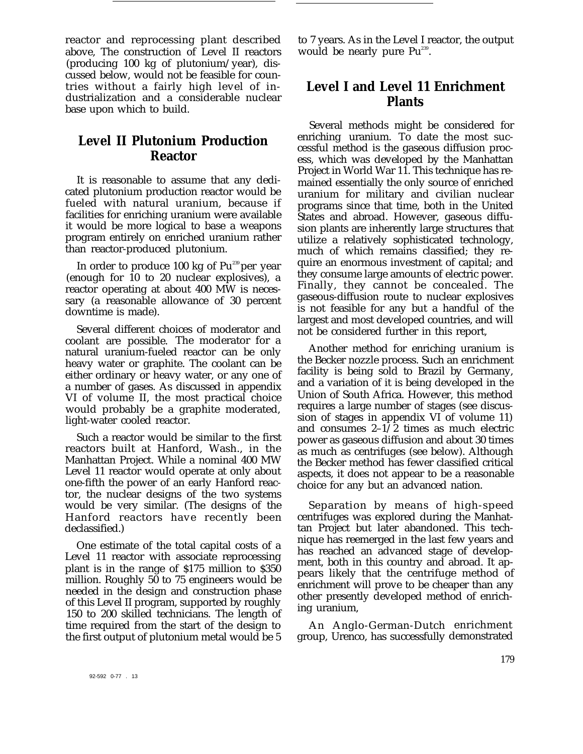reactor and reprocessing plant described above, The construction of Level II reactors (producing 100 kg of plutonium/year), discussed below, would not be feasible for countries without a fairly high level of industrialization and a considerable nuclear base upon which to build.

## Level II Plutonium Production Reactor

It is reasonable to assume that any dedicated plutonium production reactor would be fueled with natural uranium, because if facilities for enriching uranium were available it would be more logical to base a weapons program entirely on enriched uranium rather than reactor-produced plutonium.

In order to produce 100 kg of $Pu^{239}$ per year (enough for 10 to 20 nuclear explosives), a reactor operating at about 400 MW is necessary (a reasonable allowance of 30 percent downtime is made).

Several different choices of moderator and coolant are possible. The moderator for a natural uranium-fueled reactor can be only heavy water or graphite. The coolant can be either ordinary or heavy water, or any one of a number of gases. As discussed in appendix VI of volume II, the most practical choice would probably be a graphite moderated, light-water cooled reactor.

Such a reactor would be similar to the first reactors built at Hanford, Wash., in the Manhattan Project. While a nominal 400 MW Level 11 reactor would operate at only about one-fifth the power of an early Hanford reactor, the nuclear designs of the two systems would be very similar. (The designs of the Hanford reactors have recently been declassified.)

One estimate of the total capital costs of a Level 11 reactor with associate reprocessing plant is in the range of $175 million to $350 million. Roughly 50 to 75 engineers would be needed in the design and construction phase of this Level II program, supported by roughly 150 to 200 skilled technicians. The length of time required from the start of the design to the first output of plutonium metal would be 5 to 7 years. As in the Level I reactor, the output would be nearly pure $Pu^{239}$.

## Level I and Level 11 Enrichment Plants

Several methods might be considered for enriching uranium. To date the most successful method is the gaseous diffusion process, which was developed by the Manhattan Project in World War 11. This technique has remained essentially the only source of enriched uranium for military and civilian nuclear programs since that time, both in the United States and abroad. However, gaseous diffusion plants are inherently large structures that utilize a relatively sophisticated technology, much of which remains classified; they require an enormous investment of capital; and they consume large amounts of electric power. Finally, they cannot be concealed. The gaseous-diffusion route to nuclear explosives is not feasible for any but a handful of the largest and most developed countries, and will not be considered further in this report,

Another method for enriching uranium is the Becker nozzle process. Such an enrichment facility is being sold to Brazil by Germany, and a variation of it is being developed in the Union of South Africa. However, this method requires a large number of stages (see discussion of stages in appendix VI of volume 11) and consumes 2–1/2 times as much electric power as gaseous diffusion and about 30 times as much as centrifuges (see below). Although the Becker method has fewer classified critical aspects, it does not appear to be a reasonable choice for any but an advanced nation.

Separation by means of high-speed centrifuges was explored during the Manhattan Project but later abandoned. This technique has reemerged in the last few years and has reached an advanced stage of development, both in this country and abroad. It appears likely that the centrifuge method of enrichment will prove to be cheaper than any other presently developed method of enriching uranium,

An Anglo-German-Dutch enrichment group, Urenco, has successfully demonstrated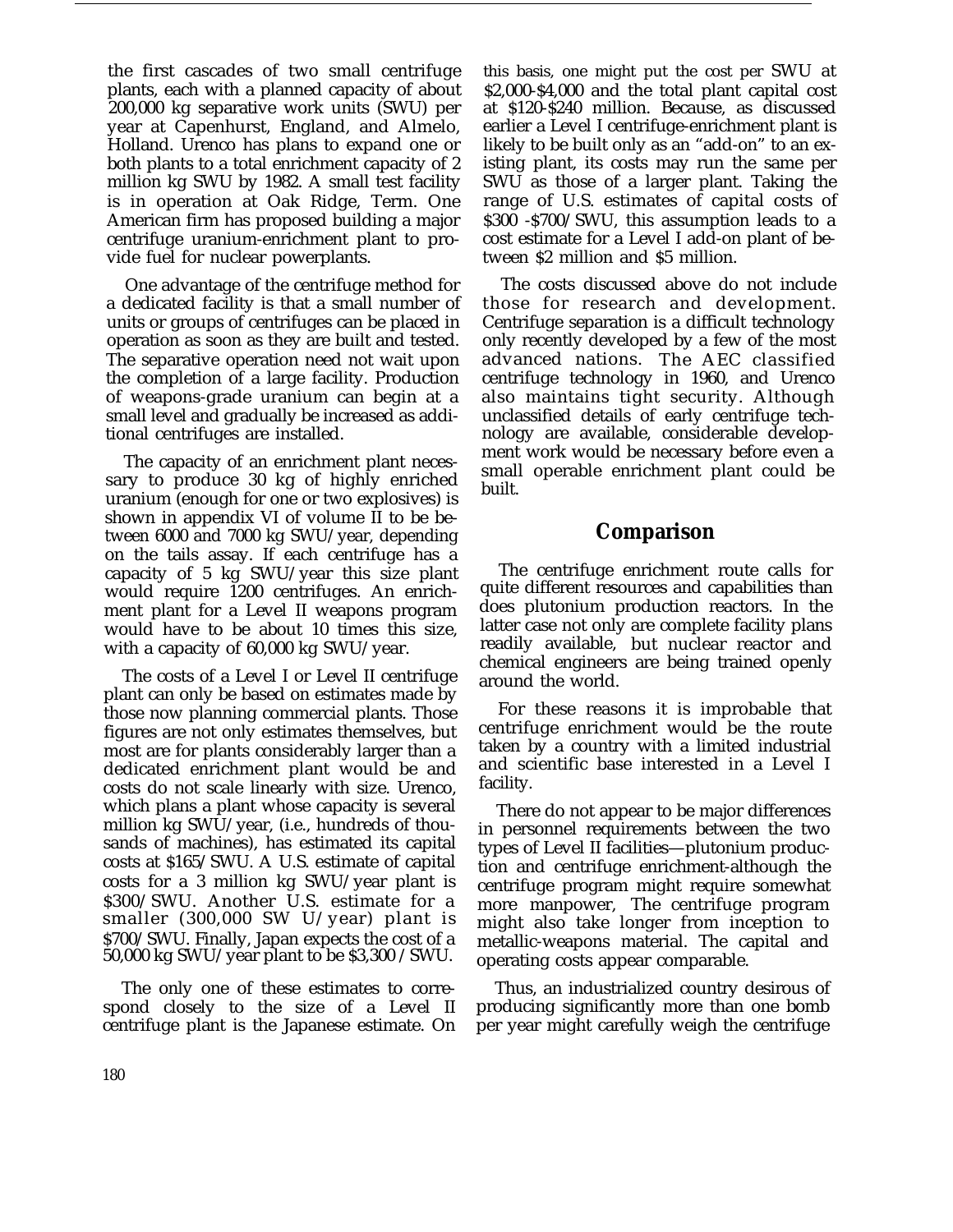the first cascades of two small centrifuge plants, each with a planned capacity of about 200,000 kg separative work units (SWU) per year at Capenhurst, England, and Almelo, Holland. Urenco has plans to expand one or both plants to a total enrichment capacity of 2 million kg SWU by 1982. A small test facility is in operation at Oak Ridge, Term. One American firm has proposed building a major centrifuge uranium-enrichment plant to provide fuel for nuclear powerplants.

One advantage of the centrifuge method for a dedicated facility is that a small number of units or groups of centrifuges can be placed in operation as soon as they are built and tested. The separative operation need not wait upon the completion of a large facility. Production of weapons-grade uranium can begin at a small level and gradually be increased as additional centrifuges are installed.

The capacity of an enrichment plant necessary to produce 30 kg of highly enriched uranium (enough for one or two explosives) is shown in appendix VI of volume II to be between 6000 and 7000 kg SWU/year, depending on the tails assay. If each centrifuge has a capacity of 5 kg SWU/year this size plant would require 1200 centrifuges. An enrichment plant for a Level II weapons program would have to be about 10 times this size, with a capacity of 60,000 kg SWU/year.

The costs of a Level I or Level II centrifuge plant can only be based on estimates made by those now planning commercial plants. Those figures are not only estimates themselves, but most are for plants considerably larger than a dedicated enrichment plant would be and costs do not scale linearly with size. Urenco, which plans a plant whose capacity is several million kg SWU/year, (i.e., hundreds of thousands of machines), has estimated its capital costs at $165/SWU. A U.S. estimate of capital costs for a 3 million kg SWU/year plant is $300/SWU. Another U.S. estimate for a smaller (300,000 SW U/year) plant is $700/SWU. Finally, Japan expects the cost of a 50,000 kg SWU/year plant to be $3,300 /SWU.

The only one of these estimates to correspond closely to the size of a Level II centrifuge plant is the Japanese estimate. On this basis, one might put the cost per SWU at $2,000-$4,000 and the total plant capital cost at $120-$240 million. Because, as discussed earlier a Level I centrifuge-enrichment plant is likely to be built only as an "add-on" to an existing plant, its costs may run the same per SWU as those of a larger plant. Taking the range of U.S. estimates of capital costs of $300 -$700/SWU, this assumption leads to a cost estimate for a Level I add-on plant of between $2 million and $5 million.

The costs discussed above do not include those for research and development. Centrifuge separation is a difficult technology only recently developed by a few of the most advanced nations. The AEC classified centrifuge technology in 1960, and Urenco also maintains tight security. Although unclassified details of early centrifuge technology are available, considerable development work would be necessary before even a small operable enrichment plant could be built.

## Comparison

The centrifuge enrichment route calls for quite different resources and capabilities than does plutonium production reactors. In the latter case not only are complete facility plans readily available, but nuclear reactor and chemical engineers are being trained openly around the world.

For these reasons it is improbable that centrifuge enrichment would be the route taken by a country with a limited industrial and scientific base interested in a Level I facility.

There do not appear to be major differences in personnel requirements between the two types of Level II facilities—plutonium production and centrifuge enrichment-although the centrifuge program might require somewhat more manpower, The centrifuge program might also take longer from inception to metallic-weapons material. The capital and operating costs appear comparable.

Thus, an industrialized country desirous of producing significantly more than one bomb per year might carefully weigh the centrifuge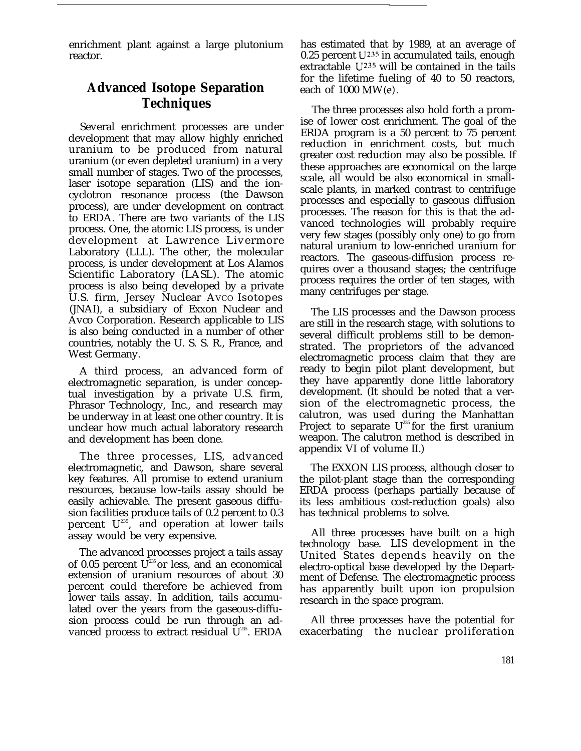enrichment plant against a large plutonium reactor.

## Advanced Isotope Separation Techniques

Several enrichment processes are under development that may allow highly enriched uranium to be produced from natural uranium (or even depleted uranium) in a very small number of stages. Two of the processes, laser isotope separation (LIS) and the ion-cyclotron resonance process (the Dawson process), are under development on contract to ERDA. There are two variants of the LIS process. One, the atomic LIS process, is under development at Lawrence Livermore Laboratory (LLL). The other, the molecular process, is under development at Los Alamos Scientific Laboratory (LASL). The atomic process is also being developed by a private U.S. firm, Jersey Nuclear Avco Isotopes (JNAI), a subsidiary of Exxon Nuclear and Avco Corporation. Research applicable to LIS is also being conducted in a number of other countries, notably the U. S. S. R., France, and West Germany.

A third process, an advanced form of electromagnetic separation, is under conceptual investigation by a private U.S. firm, Phrasor Technology, Inc., and research may be underway in at least one other country. It is unclear how much actual laboratory research and development has been done.

The three processes, LIS, advanced electromagnetic, and Dawson, share several key features. All promise to extend uranium resources, because low-tails assay should be easily achievable. The present gaseous diffusion facilities produce tails of 0.2 percent to 0.3 percent $U^{235}$, and operation at lower tails assay would be very expensive.

The advanced processes project a tails assay of 0.05 percent $U^{235}$ or less, and an economical extension of uranium resources of about 30 percent could therefore be achieved from lower tails assay. In addition, tails accumulated over the years from the gaseous-diffusion process could be run through an advanced process to extract residual $U^{235}$. ERDA has estimated that by 1989, at an average of 0.25 percent $U^{235}$ in accumulated tails, enough extractable $U^{235}$ will be contained in the tails for the lifetime fueling of 40 to 50 reactors, each of 1000 MW(e).

The three processes also hold forth a promise of lower cost enrichment. The goal of the ERDA program is a 50 percent to 75 percent reduction in enrichment costs, but much greater cost reduction may also be possible. If these approaches are economical on the large scale, all would be also economical in small-scale plants, in marked contrast to centrifuge processes and especially to gaseous diffusion processes. The reason for this is that the advanced technologies will probably require very few stages (possibly only one) to go from natural uranium to low-enriched uranium for reactors. The gaseous-diffusion process requires over a thousand stages; the centrifuge process requires the order of ten stages, with many centrifuges per stage.

The LIS processes and the Dawson process are still in the research stage, with solutions to several difficult problems still to be demonstrated. The proprietors of the advanced electromagnetic process claim that they are ready to begin pilot plant development, but they have apparently done little laboratory development. (It should be noted that a version of the electromagnetic process, the calutron, was used during the Manhattan Project to separate $U^{235}$ for the first uranium weapon. The calutron method is described in appendix VI of volume II.)

The EXXON LIS process, although closer to the pilot-plant stage than the corresponding ERDA process (perhaps partially because of its less ambitious cost-reduction goals) also has technical problems to solve.

All three processes have built on a high technology base. LIS development in the United States depends heavily on the electro-optical base developed by the Department of Defense. The electromagnetic process has apparently built upon ion propulsion research in the space program.

All three processes have the potential for exacerbating the nuclear proliferation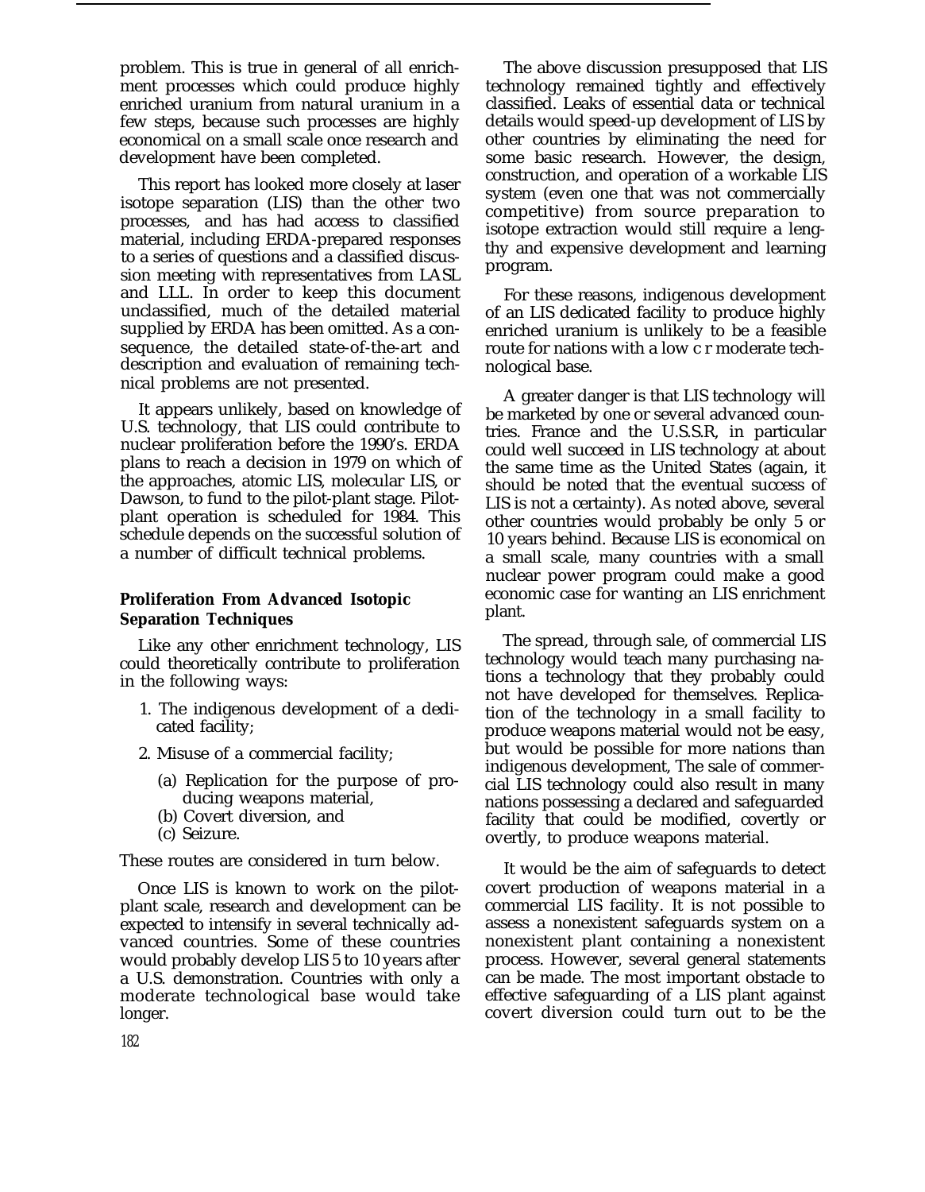problem. This is true in general of all enrichment processes which could produce highly enriched uranium from natural uranium in a few steps, because such processes are highly economical on a small scale once research and development have been completed.

This report has looked more closely at laser isotope separation (LIS) than the other two processes, and has had access to classified material, including ERDA-prepared responses to a series of questions and a classified discussion meeting with representatives from LASL and LLL. In order to keep this document unclassified, much of the detailed material supplied by ERDA has been omitted. As a consequence, the detailed state-of-the-art and description and evaluation of remaining technical problems are not presented.

It appears unlikely, based on knowledge of U.S. technology, that LIS could contribute to nuclear proliferation before the 1990's. ERDA plans to reach a decision in 1979 on which of the approaches, atomic LIS, molecular LIS, or Dawson, to fund to the pilot-plant stage. Pilot-plant operation is scheduled for 1984. This schedule depends on the successful solution of a number of difficult technical problems.

### Proliferation From Advanced Isotopic Separation Techniques

Like any other enrichment technology, LIS could theoretically contribute to proliferation in the following ways:

1. The indigenous development of a dedicated facility;
2. Misuse of a commercial facility;
   - (a) Replication for the purpose of producing weapons material,
   - (b) Covert diversion, and
   - (c) Seizure.

These routes are considered in turn below.

Once LIS is known to work on the pilot-plant scale, research and development can be expected to intensify in several technically advanced countries. Some of these countries would probably develop LIS 5 to 10 years after a U.S. demonstration. Countries with only a moderate technological base would take longer.

The above discussion presupposed that LIS technology remained tightly and effectively classified. Leaks of essential data or technical details would speed-up development of LIS by other countries by eliminating the need for some basic research. However, the design, construction, and operation of a workable LIS system (even one that was not commercially competitive) from source preparation to isotope extraction would still require a lengthy and expensive development and learning program.

For these reasons, indigenous development of an LIS dedicated facility to produce highly enriched uranium is unlikely to be a feasible route for nations with a low c r moderate technological base.

A greater danger is that LIS technology will be marketed by one or several advanced countries. France and the U.S.S.R, in particular could well succeed in LIS technology at about the same time as the United States (again, it should be noted that the eventual success of LIS is not a certainty). As noted above, several other countries would probably be only 5 or 10 years behind. Because LIS is economical on a small scale, many countries with a small nuclear power program could make a good economic case for wanting an LIS enrichment plant.

The spread, through sale, of commercial LIS technology would teach many purchasing nations a technology that they probably could not have developed for themselves. Replication of the technology in a small facility to produce weapons material would not be easy, but would be possible for more nations than indigenous development, The sale of commercial LIS technology could also result in many nations possessing a declared and safeguarded facility that could be modified, covertly or overtly, to produce weapons material.

It would be the aim of safeguards to detect covert production of weapons material in a commercial LIS facility. It is not possible to assess a nonexistent safeguards system on a nonexistent plant containing a nonexistent process. However, several general statements can be made. The most important obstacle to effective safeguarding of a LIS plant against covert diversion could turn out to be the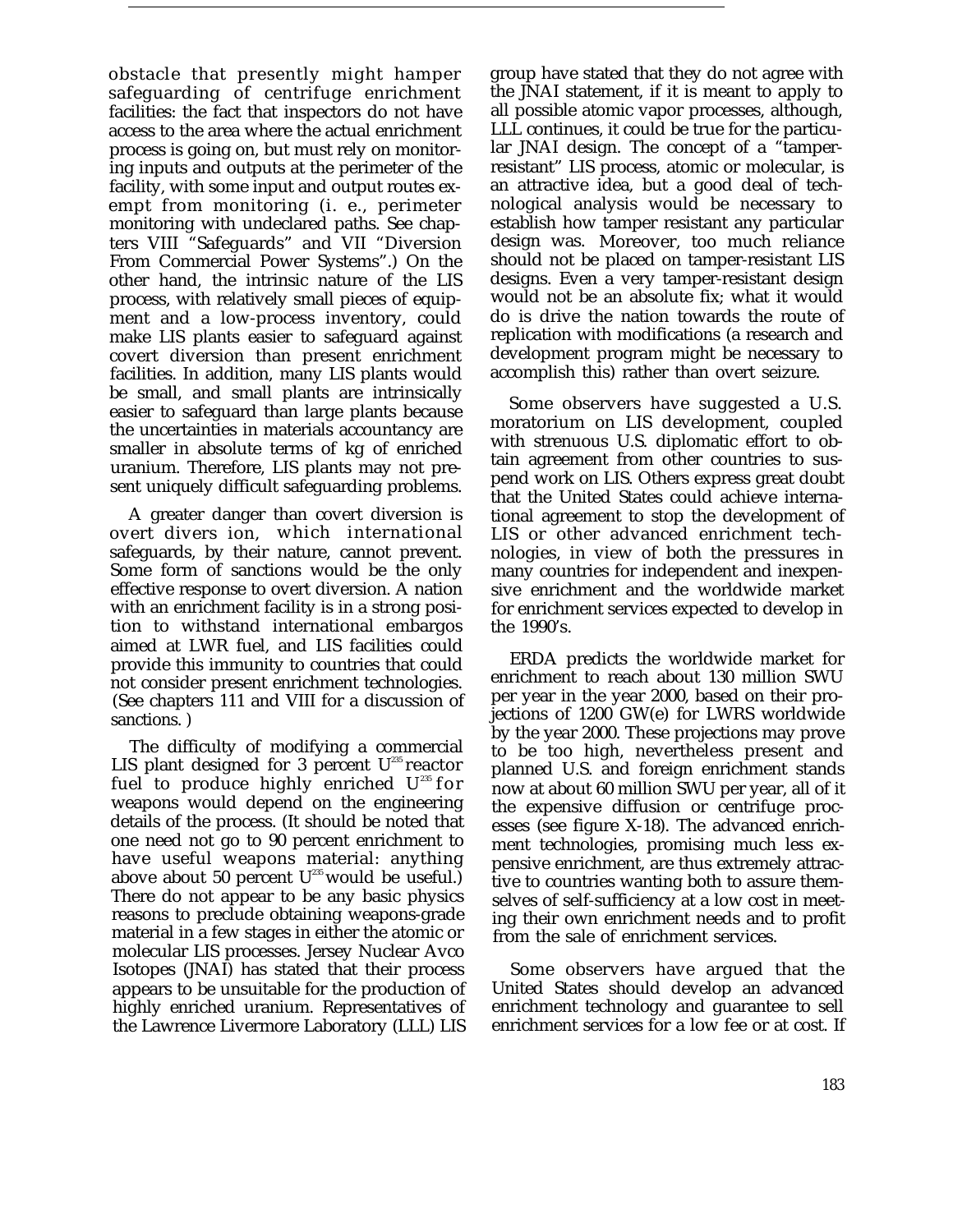obstacle that presently might hamper safeguarding of centrifuge enrichment facilities: the fact that inspectors do not have access to the area where the actual enrichment process is going on, but must rely on monitoring inputs and outputs at the perimeter of the facility, with some input and output routes exempt from monitoring (i. e., perimeter monitoring with undeclared paths. See chapters VIII "Safeguards" and VII "Diversion From Commercial Power Systems".) On the other hand, the intrinsic nature of the LIS process, with relatively small pieces of equipment and a low-process inventory, could make LIS plants easier to safeguard against covert diversion than present enrichment facilities. In addition, many LIS plants would be small, and small plants are intrinsically easier to safeguard than large plants because the uncertainties in materials accountancy are smaller in absolute terms of kg of enriched uranium. Therefore, LIS plants may not present uniquely difficult safeguarding problems.

A greater danger than covert diversion is overt diversion, which international safeguards, by their nature, cannot prevent. Some form of sanctions would be the only effective response to overt diversion. A nation with an enrichment facility is in a strong position to withstand international embargos aimed at LWR fuel, and LIS facilities could provide this immunity to countries that could not consider present enrichment technologies. (See chapters 111 and VIII for a discussion of sanctions. )

The difficulty of modifying a commercial LIS plant designed for 3 percent $U^{235}$ reactor fuel to produce highly enriched $U^{235}$ for weapons would depend on the engineering details of the process. (It should be noted that one need not go to 90 percent enrichment to have useful weapons material: anything above about 50 percent $U^{235}$ would be useful.) There do not appear to be any basic physics reasons to preclude obtaining weapons-grade material in a few stages in either the atomic or molecular LIS processes. Jersey Nuclear Avco Isotopes (JNAI) has stated that their process appears to be unsuitable for the production of highly enriched uranium. Representatives of the Lawrence Livermore Laboratory (LLL) LIS group have stated that they do not agree with the JNAI statement, if it is meant to apply to all possible atomic vapor processes, although, LLL continues, it could be true for the particular JNAI design. The concept of a "tamper-resistant" LIS process, atomic or molecular, is an attractive idea, but a good deal of technological analysis would be necessary to establish how tamper resistant any particular design was. Moreover, too much reliance should not be placed on tamper-resistant LIS designs. Even a very tamper-resistant design would not be an absolute fix; what it would do is drive the nation towards the route of replication with modifications (a research and development program might be necessary to accomplish this) rather than overt seizure.

Some observers have suggested a U.S. moratorium on LIS development, coupled with strenuous U.S. diplomatic effort to obtain agreement from other countries to suspend work on LIS. Others express great doubt that the United States could achieve international agreement to stop the development of LIS or other advanced enrichment technologies, in view of both the pressures in many countries for independent and inexpensive enrichment and the worldwide market for enrichment services expected to develop in the 1990's.

ERDA predicts the worldwide market for enrichment to reach about 130 million SWU per year in the year 2000, based on their projections of 1200 GW(e) for LWRS worldwide by the year 2000. These projections may prove to be too high, nevertheless present and planned U.S. and foreign enrichment stands now at about 60 million SWU per year, all of it the expensive diffusion or centrifuge processes (see figure X-18). The advanced enrichment technologies, promising much less expensive enrichment, are thus extremely attractive to countries wanting both to assure themselves of self-sufficiency at a low cost in meeting their own enrichment needs and to profit from the sale of enrichment services.

Some observers have argued that the United States should develop an advanced enrichment technology and guarantee to sell enrichment services for a low fee or at cost. If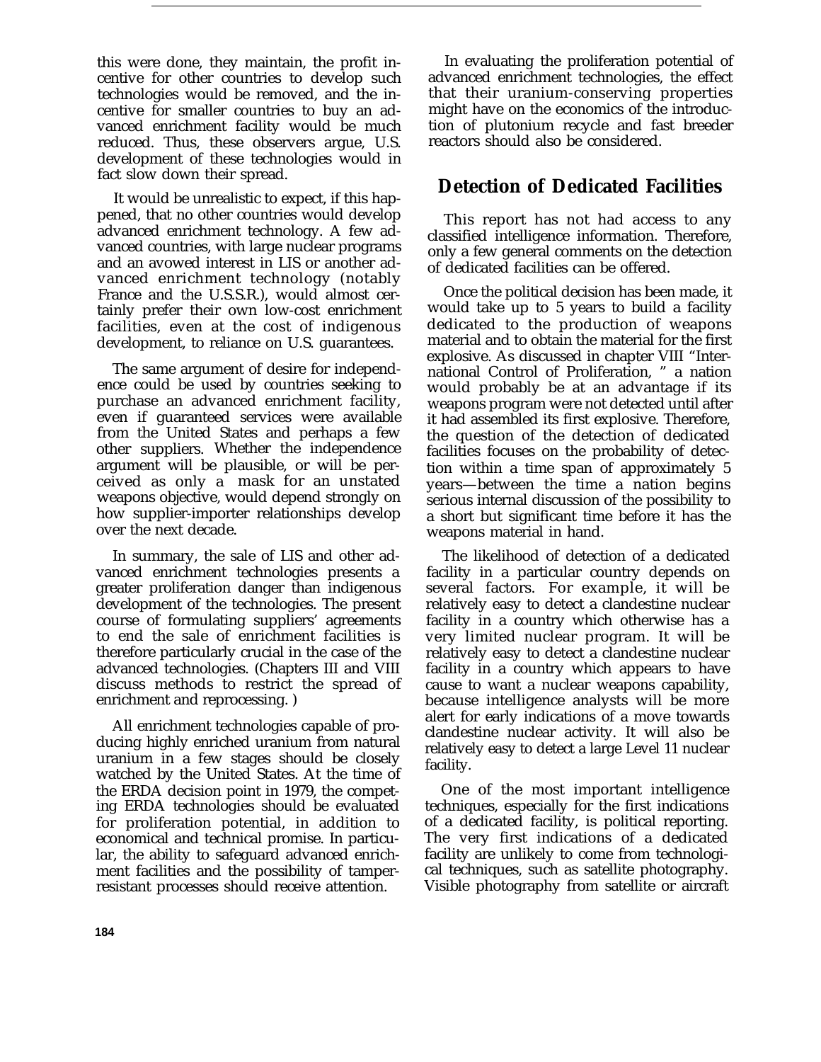this were done, they maintain, the profit incentive for other countries to develop such technologies would be removed, and the incentive for smaller countries to buy an advanced enrichment facility would be much reduced. Thus, these observers argue, U.S. development of these technologies would in fact slow down their spread.

It would be unrealistic to expect, if this happened, that no other countries would develop advanced enrichment technology. A few advanced countries, with large nuclear programs and an avowed interest in LIS or another advanced enrichment technology (notably France and the U.S.S.R.), would almost certainly prefer their own low-cost enrichment facilities, even at the cost of indigenous development, to reliance on U.S. guarantees.

The same argument of desire for independence could be used by countries seeking to purchase an advanced enrichment facility, even if guaranteed services were available from the United States and perhaps a few other suppliers. Whether the independence argument will be plausible, or will be perceived as only a mask for an unstated weapons objective, would depend strongly on how supplier-importer relationships develop over the next decade.

In summary, the sale of LIS and other advanced enrichment technologies presents a greater proliferation danger than indigenous development of the technologies. The present course of formulating suppliers' agreements to end the sale of enrichment facilities is therefore particularly crucial in the case of the advanced technologies. (Chapters III and VIII discuss methods to restrict the spread of enrichment and reprocessing. )

All enrichment technologies capable of producing highly enriched uranium from natural uranium in a few stages should be closely watched by the United States. At the time of the ERDA decision point in 1979, the competing ERDA technologies should be evaluated for proliferation potential, in addition to economical and technical promise. In particular, the ability to safeguard advanced enrichment facilities and the possibility of tamper-resistant processes should receive attention.

In evaluating the proliferation potential of advanced enrichment technologies, the effect that their uranium-conserving properties might have on the economics of the introduction of plutonium recycle and fast breeder reactors should also be considered.

## Detection of Dedicated Facilities

This report has not had access to any classified intelligence information. Therefore, only a few general comments on the detection of dedicated facilities can be offered.

Once the political decision has been made, it would take up to 5 years to build a facility dedicated to the production of weapons material and to obtain the material for the first explosive. As discussed in chapter VIII "International Control of Proliferation, " a nation would probably be at an advantage if its weapons program were not detected until after it had assembled its first explosive. Therefore, the question of the detection of dedicated facilities focuses on the probability of detection within a time span of approximately 5 years—between the time a nation begins serious internal discussion of the possibility to a short but significant time before it has the weapons material in hand.

The likelihood of detection of a dedicated facility in a particular country depends on several factors. For example, it will be relatively easy to detect a clandestine nuclear facility in a country which otherwise has a very limited nuclear program. It will be relatively easy to detect a clandestine nuclear facility in a country which appears to have cause to want a nuclear weapons capability, because intelligence analysts will be more alert for early indications of a move towards clandestine nuclear activity. It will also be relatively easy to detect a large Level 11 nuclear facility.

One of the most important intelligence techniques, especially for the first indications of a dedicated facility, is political reporting. The very first indications of a dedicated facility are unlikely to come from technological techniques, such as satellite photography. Visible photography from satellite or aircraft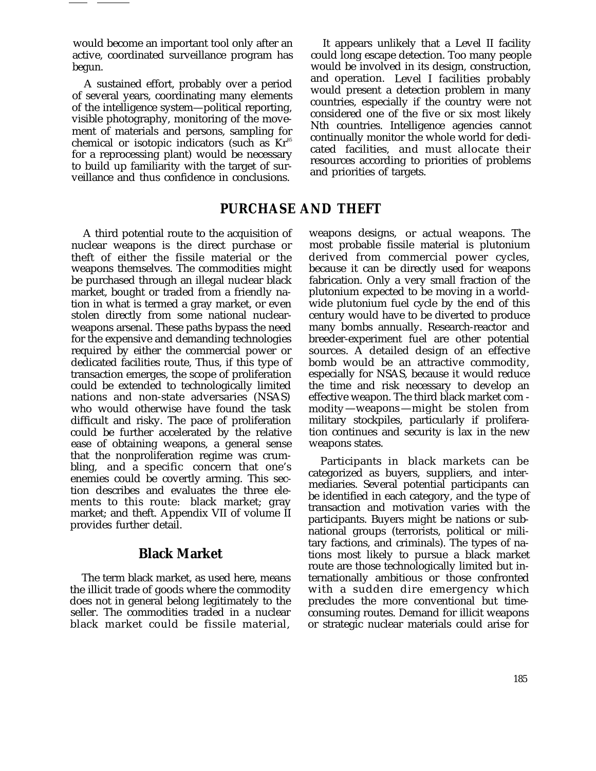would become an important tool only after an active, coordinated surveillance program has begun.

A sustained effort, probably over a period of several years, coordinating many elements of the intelligence system—political reporting, visible photography, monitoring of the movement of materials and persons, sampling for chemical or isotopic indicators (such as $Kr^{85}$ for a reprocessing plant) would be necessary to build up familiarity with the target of surveillance and thus confidence in conclusions.

It appears unlikely that a Level II facility could long escape detection. Too many people would be involved in its design, construction, and operation. Level I facilities probably would present a detection problem in many countries, especially if the country were not considered one of the five or six most likely Nth countries. Intelligence agencies cannot continually monitor the whole world for dedicated facilities, and must allocate their resources according to priorities of problems and priorities of targets.

## PURCHASE AND THEFT

A third potential route to the acquisition of nuclear weapons is the direct purchase or theft of either the fissile material or the weapons themselves. The commodities might be purchased through an illegal nuclear black market, bought or traded from a friendly nation in what is termed a gray market, or even stolen directly from some national nuclear-weapons arsenal. These paths bypass the need for the expensive and demanding technologies required by either the commercial power or dedicated facilities route, Thus, if this type of transaction emerges, the scope of proliferation could be extended to technologically limited nations and non-state adversaries (NSAS) who would otherwise have found the task difficult and risky. The pace of proliferation could be further accelerated by the relative ease of obtaining weapons, a general sense that the nonproliferation regime was crumbling, and a specific concern that one's enemies could be covertly arming. This section describes and evaluates the three elements to this route: black market; gray market; and theft. Appendix VII of volume II provides further detail.

### Black Market

The term black market, as used here, means the illicit trade of goods where the commodity does not in general belong legitimately to the seller. The commodities traded in a nuclear black market could be fissile material, weapons designs, or actual weapons. The most probable fissile material is plutonium derived from commercial power cycles, because it can be directly used for weapons fabrication. Only a very small fraction of the plutonium expected to be moving in a worldwide plutonium fuel cycle by the end of this century would have to be diverted to produce many bombs annually. Research-reactor and breeder-experiment fuel are other potential sources. A detailed design of an effective bomb would be an attractive commodity, especially for NSAS, because it would reduce the time and risk necessary to develop an effective weapon. The third black market commodity—weapons—might be stolen from military stockpiles, particularly if proliferation continues and security is lax in the new weapons states.

Participants in black markets can be categorized as buyers, suppliers, and intermediaries. Several potential participants can be identified in each category, and the type of transaction and motivation varies with the participants. Buyers might be nations or subnational groups (terrorists, political or military factions, and criminals). The types of nations most likely to pursue a black market route are those technologically limited but internationally ambitious or those confronted with a sudden dire emergency which precludes the more conventional but time-consuming routes. Demand for illicit weapons or strategic nuclear materials could arise for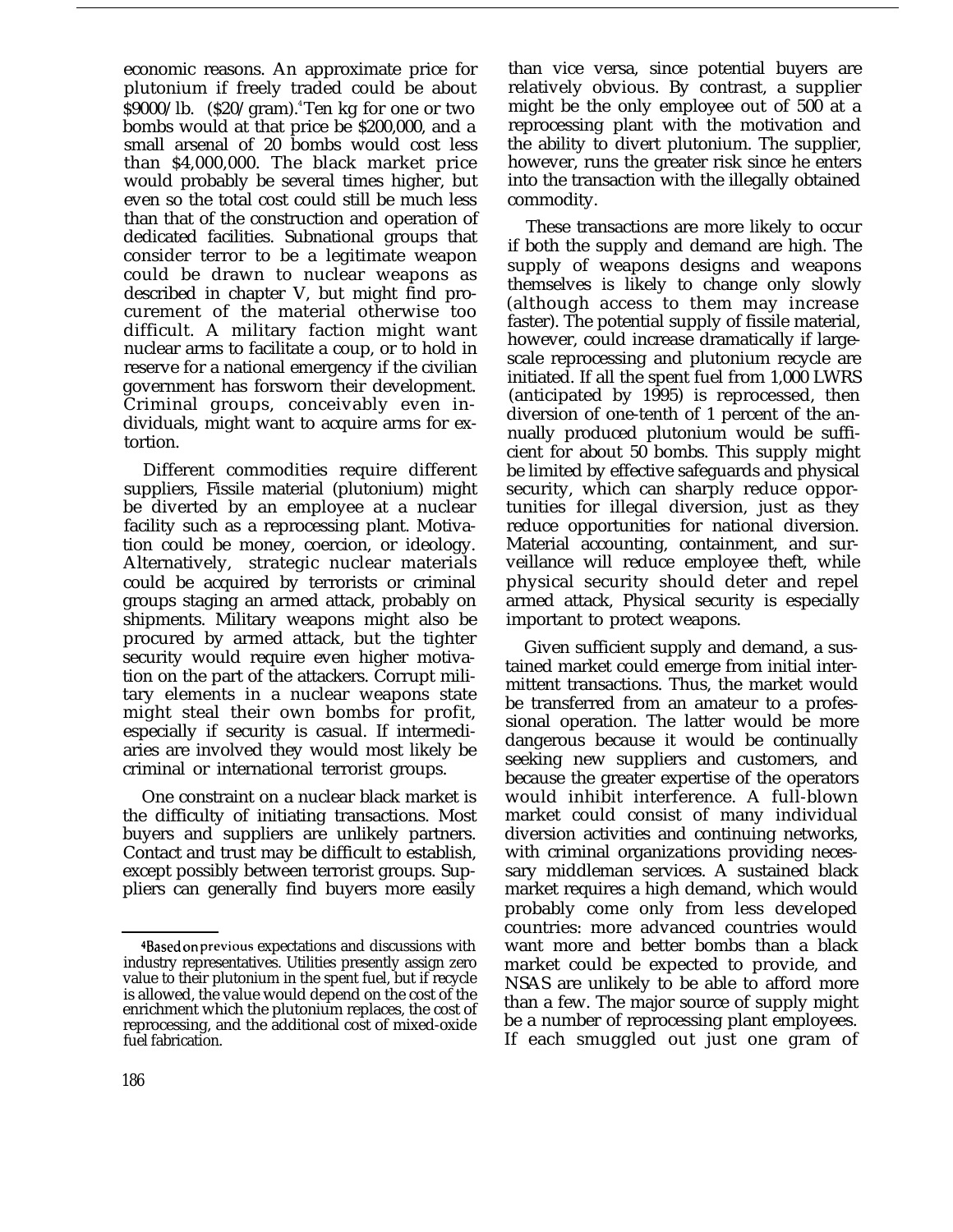economic reasons. An approximate price for plutonium if freely traded could be about $9000/lb. ($20/gram).[4] Ten kg for one or two bombs would at that price be $200,000, and a small arsenal of 20 bombs would cost less than $4,000,000. The black market price would probably be several times higher, but even so the total cost could still be much less than that of the construction and operation of dedicated facilities. Subnational groups that consider terror to be a legitimate weapon could be drawn to nuclear weapons as described in chapter V, but might find procurement of the material otherwise too difficult. A military faction might want nuclear arms to facilitate a coup, or to hold in reserve for a national emergency if the civilian government has forsworn their development. Criminal groups, conceivably even individuals, might want to acquire arms for extortion.

Different commodities require different suppliers, Fissile material (plutonium) might be diverted by an employee at a nuclear facility such as a reprocessing plant. Motivation could be money, coercion, or ideology. Alternatively, strategic nuclear materials could be acquired by terrorists or criminal groups staging an armed attack, probably on shipments. Military weapons might also be procured by armed attack, but the tighter security would require even higher motivation on the part of the attackers. Corrupt military elements in a nuclear weapons state might steal their own bombs for profit, especially if security is casual. If intermediaries are involved they would most likely be criminal or international terrorist groups.

One constraint on a nuclear black market is the difficulty of initiating transactions. Most buyers and suppliers are unlikely partners. Contact and trust may be difficult to establish, except possibly between terrorist groups. Suppliers can generally find buyers more easily than vice versa, since potential buyers are relatively obvious. By contrast, a supplier might be the only employee out of 500 at a reprocessing plant with the motivation and the ability to divert plutonium. The supplier, however, runs the greater risk since he enters into the transaction with the illegally obtained commodity.

These transactions are more likely to occur if both the supply and demand are high. The supply of weapons designs and weapons themselves is likely to change only slowly (although access to them may increase faster). The potential supply of fissile material, however, could increase dramatically if large-scale reprocessing and plutonium recycle are initiated. If all the spent fuel from 1,000 LWRS (anticipated by 1995) is reprocessed, then diversion of one-tenth of 1 percent of the annually produced plutonium would be sufficient for about 50 bombs. This supply might be limited by effective safeguards and physical security, which can sharply reduce opportunities for illegal diversion, just as they reduce opportunities for national diversion. Material accounting, containment, and surveillance will reduce employee theft, while physical security should deter and repel armed attack, Physical security is especially important to protect weapons.

Given sufficient supply and demand, a sustained market could emerge from initial intermittent transactions. Thus, the market would be transferred from an amateur to a professional operation. The latter would be more dangerous because it would be continually seeking new suppliers and customers, and because the greater expertise of the operators would inhibit interference. A full-blown market could consist of many individual diversion activities and continuing networks, with criminal organizations providing necessary middleman services. A sustained black market requires a high demand, which would probably come only from less developed countries: more advanced countries would want more and better bombs than a black market could be expected to provide, and NSAS are unlikely to be able to afford more than a few. The major source of supply might be a number of reprocessing plant employees. If each smuggled out just one gram of

---

[4] Based on previous expectations and discussions with industry representatives. Utilities presently assign zero value to their plutonium in the spent fuel, but if recycle is allowed, the value would depend on the cost of the enrichment which the plutonium replaces, the cost of reprocessing, and the additional cost of mixed-oxide fuel fabrication.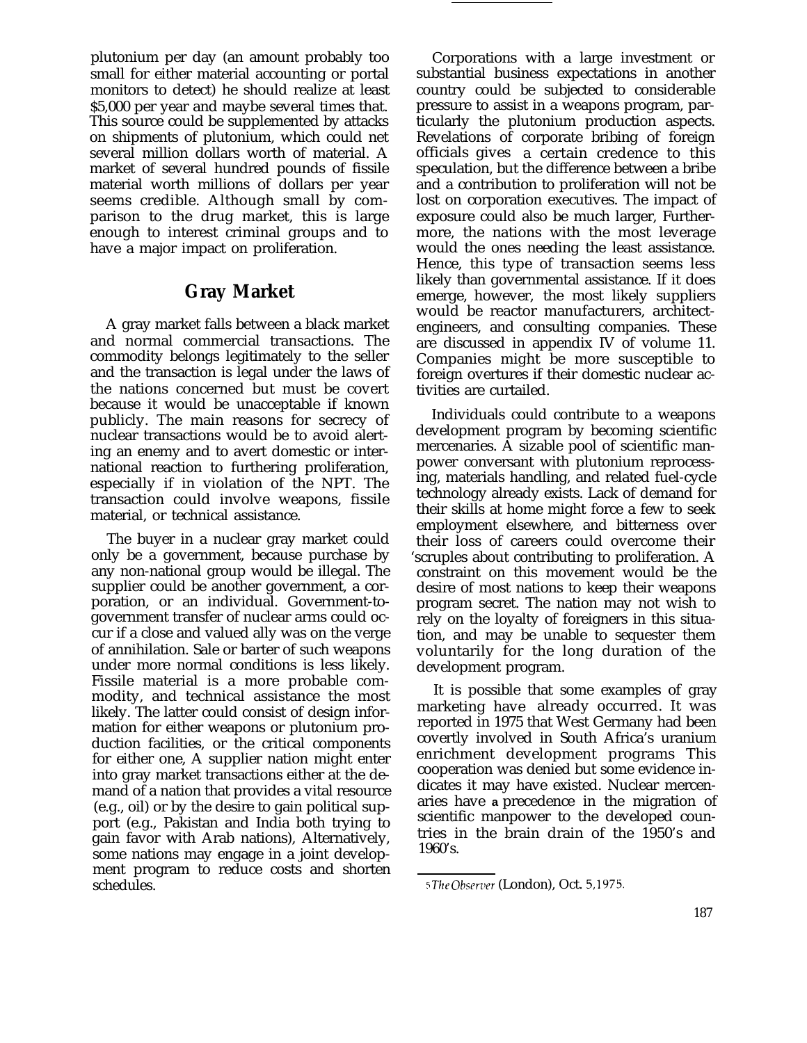plutonium per day (an amount probably too small for either material accounting or portal monitors to detect) he should realize at least $5,000 per year and maybe several times that. This source could be supplemented by attacks on shipments of plutonium, which could net several million dollars worth of material. A market of several hundred pounds of fissile material worth millions of dollars per year seems credible. Although small by comparison to the drug market, this is large enough to interest criminal groups and to have a major impact on proliferation.

## Gray Market

A gray market falls between a black market and normal commercial transactions. The commodity belongs legitimately to the seller and the transaction is legal under the laws of the nations concerned but must be covert because it would be unacceptable if known publicly. The main reasons for secrecy of nuclear transactions would be to avoid alerting an enemy and to avert domestic or international reaction to furthering proliferation, especially if in violation of the NPT. The transaction could involve weapons, fissile material, or technical assistance.

The buyer in a nuclear gray market could only be a government, because purchase by any non-national group would be illegal. The supplier could be another government, a corporation, or an individual. Government-to-government transfer of nuclear arms could occur if a close and valued ally was on the verge of annihilation. Sale or barter of such weapons under more normal conditions is less likely. Fissile material is a more probable commodity, and technical assistance the most likely. The latter could consist of design information for either weapons or plutonium production facilities, or the critical components for either one, A supplier nation might enter into gray market transactions either at the demand of a nation that provides a vital resource (e.g., oil) or by the desire to gain political support (e.g., Pakistan and India both trying to gain favor with Arab nations), Alternatively, some nations may engage in a joint development program to reduce costs and shorten schedules.

Corporations with a large investment or substantial business expectations in another country could be subjected to considerable pressure to assist in a weapons program, particularly the plutonium production aspects. Revelations of corporate bribing of foreign officials gives a certain credence to this speculation, but the difference between a bribe and a contribution to proliferation will not be lost on corporation executives. The impact of exposure could also be much larger, Furthermore, the nations with the most leverage would the ones needing the least assistance. Hence, this type of transaction seems less likely than governmental assistance. If it does emerge, however, the most likely suppliers would be reactor manufacturers, architect-engineers, and consulting companies. These are discussed in appendix IV of volume 11. Companies might be more susceptible to foreign overtures if their domestic nuclear activities are curtailed.

Individuals could contribute to a weapons development program by becoming scientific mercenaries. A sizable pool of scientific manpower conversant with plutonium reprocessing, materials handling, and related fuel-cycle technology already exists. Lack of demand for their skills at home might force a few to seek employment elsewhere, and bitterness over their loss of careers could overcome their 'scruples about contributing to proliferation. A constraint on this movement would be the desire of most nations to keep their weapons program secret. The nation may not wish to rely on the loyalty of foreigners in this situation, and may be unable to sequester them voluntarily for the long duration of the development program.

It is possible that some examples of gray marketing have already occurred. It was reported in 1975 that West Germany had been covertly involved in South Africa's uranium enrichment development programs This cooperation was denied but some evidence indicates it may have existed. Nuclear mercenaries have a precedence in the migration of scientific manpower to the developed countries in the brain drain of the 1950's and 1960's.

[5] *The Observer* (London), Oct. 5,1975.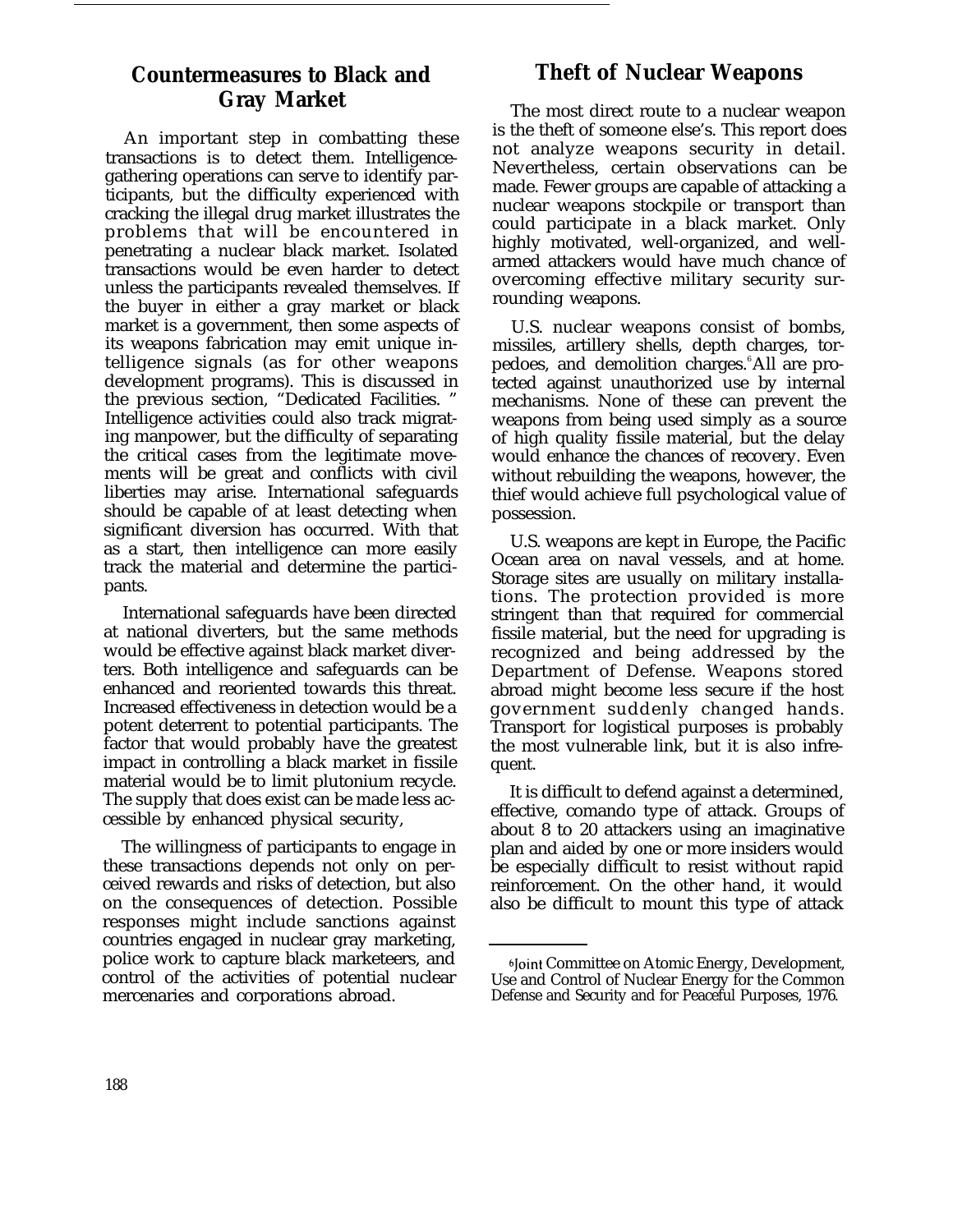## Countermeasures to Black and Gray Market

An important step in combatting these transactions is to detect them. Intelligence-gathering operations can serve to identify participants, but the difficulty experienced with cracking the illegal drug market illustrates the problems that will be encountered in penetrating a nuclear black market. Isolated transactions would be even harder to detect unless the participants revealed themselves. If the buyer in either a gray market or black market is a government, then some aspects of its weapons fabrication may emit unique intelligence signals (as for other weapons development programs). This is discussed in the previous section, "Dedicated Facilities. " Intelligence activities could also track migrating manpower, but the difficulty of separating the critical cases from the legitimate movements will be great and conflicts with civil liberties may arise. International safeguards should be capable of at least detecting when significant diversion has occurred. With that as a start, then intelligence can more easily track the material and determine the participants.

International safeguards have been directed at national diverters, but the same methods would be effective against black market diverters. Both intelligence and safeguards can be enhanced and reoriented towards this threat. Increased effectiveness in detection would be a potent deterrent to potential participants. The factor that would probably have the greatest impact in controlling a black market in fissile material would be to limit plutonium recycle. The supply that does exist can be made less accessible by enhanced physical security,

The willingness of participants to engage in these transactions depends not only on perceived rewards and risks of detection, but also on the consequences of detection. Possible responses might include sanctions against countries engaged in nuclear gray marketing, police work to capture black marketeers, and control of the activities of potential nuclear mercenaries and corporations abroad.

## Theft of Nuclear Weapons

The most direct route to a nuclear weapon is the theft of someone else's. This report does not analyze weapons security in detail. Nevertheless, certain observations can be made. Fewer groups are capable of attacking a nuclear weapons stockpile or transport than could participate in a black market. Only highly motivated, well-organized, and well-armed attackers would have much chance of overcoming effective military security surrounding weapons.

U.S. nuclear weapons consist of bombs, missiles, artillery shells, depth charges, torpedoes, and demolition charges.[6] All are protected against unauthorized use by internal mechanisms. None of these can prevent the weapons from being used simply as a source of high quality fissile material, but the delay would enhance the chances of recovery. Even without rebuilding the weapons, however, the thief would achieve full psychological value of possession.

U.S. weapons are kept in Europe, the Pacific Ocean area on naval vessels, and at home. Storage sites are usually on military installations. The protection provided is more stringent than that required for commercial fissile material, but the need for upgrading is recognized and being addressed by the Department of Defense. Weapons stored abroad might become less secure if the host government suddenly changed hands. Transport for logistical purposes is probably the most vulnerable link, but it is also infrequent.

It is difficult to defend against a determined, effective, comando type of attack. Groups of about 8 to 20 attackers using an imaginative plan and aided by one or more insiders would be especially difficult to resist without rapid reinforcement. On the other hand, it would also be difficult to mount this type of attack

[6] Joint Committee on Atomic Energy, Development, Use and Control of Nuclear Energy for the Common Defense and Security and for Peaceful Purposes, 1976.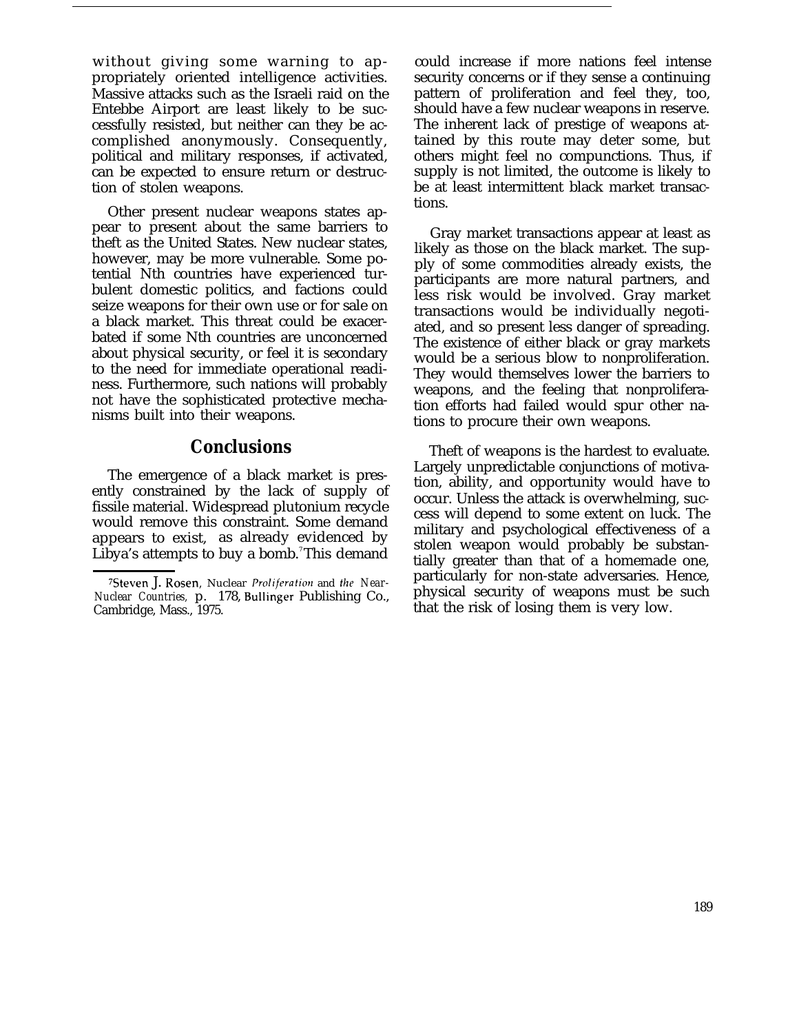without giving some warning to appropriately oriented intelligence activities. Massive attacks such as the Israeli raid on the Entebbe Airport are least likely to be successfully resisted, but neither can they be accomplished anonymously. Consequently, political and military responses, if activated, can be expected to ensure return or destruction of stolen weapons.

Other present nuclear weapons states appear to present about the same barriers to theft as the United States. New nuclear states, however, may be more vulnerable. Some potential Nth countries have experienced turbulent domestic politics, and factions could seize weapons for their own use or for sale on a black market. This threat could be exacerbated if some Nth countries are unconcerned about physical security, or feel it is secondary to the need for immediate operational readiness. Furthermore, such nations will probably not have the sophisticated protective mechanisms built into their weapons.

## Conclusions

The emergence of a black market is presently constrained by the lack of supply of fissile material. Widespread plutonium recycle would remove this constraint. Some demand appears to exist, as already evidenced by Libya's attempts to buy a bomb.[7] This demand could increase if more nations feel intense security concerns or if they sense a continuing pattern of proliferation and feel they, too, should have a few nuclear weapons in reserve. The inherent lack of prestige of weapons attained by this route may deter some, but others might feel no compunctions. Thus, if supply is not limited, the outcome is likely to be at least intermittent black market transactions.

Gray market transactions appear at least as likely as those on the black market. The supply of some commodities already exists, the participants are more natural partners, and less risk would be involved. Gray market transactions would be individually negotiated, and so present less danger of spreading. The existence of either black or gray markets would be a serious blow to nonproliferation. They would themselves lower the barriers to weapons, and the feeling that nonproliferation efforts had failed would spur other nations to procure their own weapons.

Theft of weapons is the hardest to evaluate. Largely unpredictable conjunctions of motivation, ability, and opportunity would have to occur. Unless the attack is overwhelming, success will depend to some extent on luck. The military and psychological effectiveness of a stolen weapon would probably be substantially greater than that of a homemade one, particularly for non-state adversaries. Hence, physical security of weapons must be such that the risk of losing them is very low.

[7] Steven J. Rosen, *Nuclear Proliferation and the Near-Nuclear Countries*, p. 178, Bullinger Publishing Co., Cambridge, Mass., 1975.